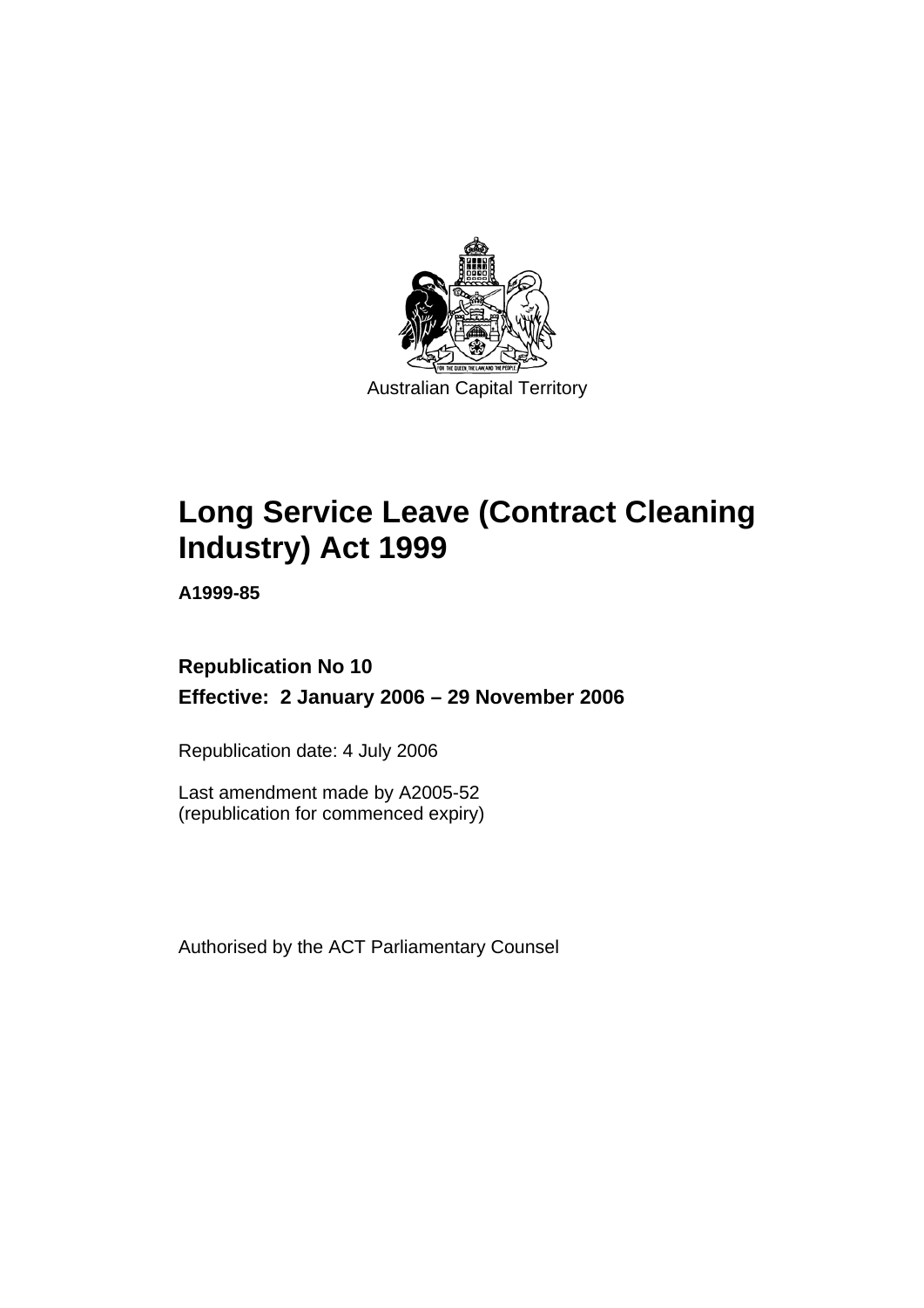Australian Capital Territory

# Long Service Leave (Contract Cleaning Industry) Act 1999

**A1999-85**

**Republication No 10**

**Effective: 2 January 2006 – 29 November 2006**

Republication date: 4 July 2006

Last amendment made by A2005-52
(republication for commenced expiry)

Authorised by the ACT Parliamentary Counsel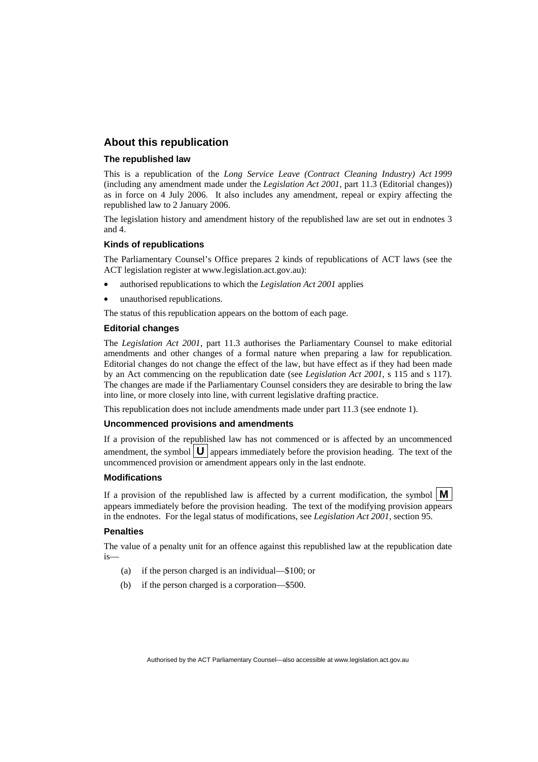## About this republication

### The republished law

This is a republication of the *Long Service Leave (Contract Cleaning Industry) Act 1999* (including any amendment made under the *Legislation Act 2001*, part 11.3 (Editorial changes)) as in force on 4 July 2006. It also includes any amendment, repeal or expiry affecting the republished law to 2 January 2006.

The legislation history and amendment history of the republished law are set out in endnotes 3 and 4.

### Kinds of republications

The Parliamentary Counsel's Office prepares 2 kinds of republications of ACT laws (see the ACT legislation register at www.legislation.act.gov.au):

- authorised republications to which the *Legislation Act 2001* applies
- unauthorised republications.

The status of this republication appears on the bottom of each page.

### Editorial changes

The *Legislation Act 2001*, part 11.3 authorises the Parliamentary Counsel to make editorial amendments and other changes of a formal nature when preparing a law for republication. Editorial changes do not change the effect of the law, but have effect as if they had been made by an Act commencing on the republication date (see *Legislation Act 2001*, s 115 and s 117). The changes are made if the Parliamentary Counsel considers they are desirable to bring the law into line, or more closely into line, with current legislative drafting practice.

This republication does not include amendments made under part 11.3 (see endnote 1).

### Uncommenced provisions and amendments

If a provision of the republished law has not commenced or is affected by an uncommenced amendment, the symbol **U** appears immediately before the provision heading. The text of the uncommenced provision or amendment appears only in the last endnote.

### Modifications

If a provision of the republished law is affected by a current modification, the symbol **M** appears immediately before the provision heading. The text of the modifying provision appears in the endnotes. For the legal status of modifications, see *Legislation Act 2001*, section 95.

### Penalties

The value of a penalty unit for an offence against this republished law at the republication date is—

(a) if the person charged is an individual—$100; or

(b) if the person charged is a corporation—$500.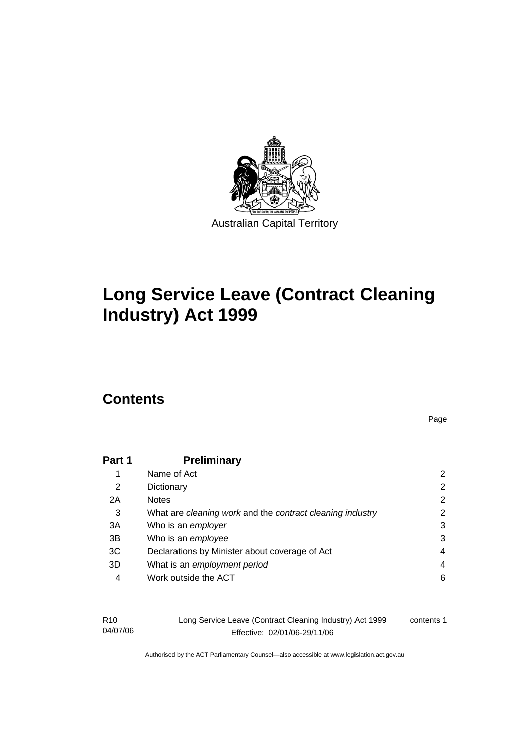Australian Capital Territory

# Long Service Leave (Contract Cleaning Industry) Act 1999

## Contents

Page

| | | |
|---|---|---|
| **Part 1** | **Preliminary** | |
| 1 | Name of Act | 2 |
| 2 | Dictionary | 2 |
| 2A | Notes | 2 |
| 3 | What are *cleaning work* and the *contract cleaning industry* | 2 |
| 3A | Who is an *employer* | 3 |
| 3B | Who is an *employee* | 3 |
| 3C | Declarations by Minister about coverage of Act | 4 |
| 3D | What is an *employment period* | 4 |
| 4 | Work outside the ACT | 6 |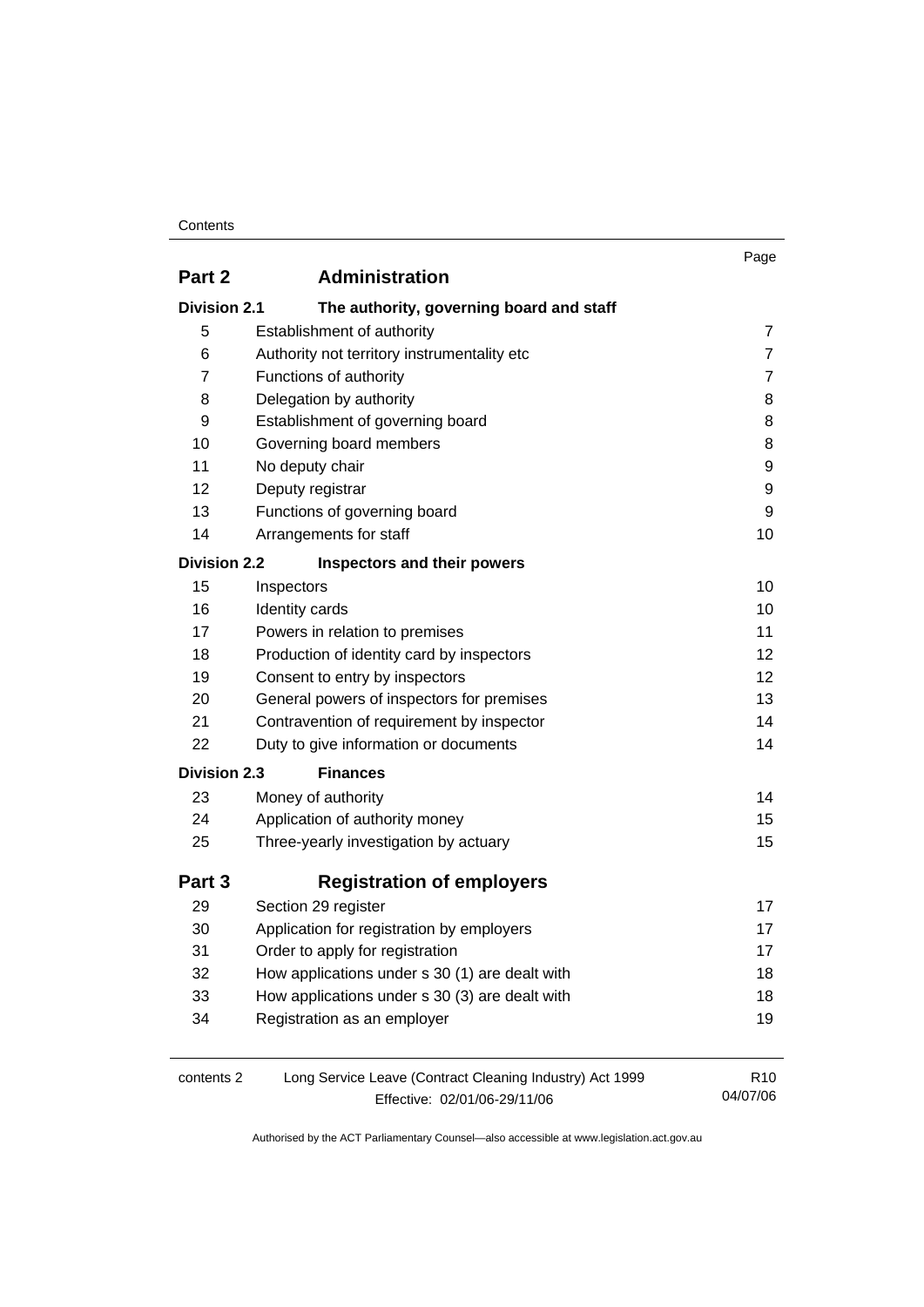| | | Page |
|---|---|---|
| **Part 2** | **Administration** | |
| **Division 2.1** | **The authority, governing board and staff** | |
| 5 | Establishment of authority | 7 |
| 6 | Authority not territory instrumentality etc | 7 |
| 7 | Functions of authority | 7 |
| 8 | Delegation by authority | 8 |
| 9 | Establishment of governing board | 8 |
| 10 | Governing board members | 8 |
| 11 | No deputy chair | 9 |
| 12 | Deputy registrar | 9 |
| 13 | Functions of governing board | 9 |
| 14 | Arrangements for staff | 10 |
| **Division 2.2** | **Inspectors and their powers** | |
| 15 | Inspectors | 10 |
| 16 | Identity cards | 10 |
| 17 | Powers in relation to premises | 11 |
| 18 | Production of identity card by inspectors | 12 |
| 19 | Consent to entry by inspectors | 12 |
| 20 | General powers of inspectors for premises | 13 |
| 21 | Contravention of requirement by inspector | 14 |
| 22 | Duty to give information or documents | 14 |
| **Division 2.3** | **Finances** | |
| 23 | Money of authority | 14 |
| 24 | Application of authority money | 15 |
| 25 | Three-yearly investigation by actuary | 15 |
| **Part 3** | **Registration of employers** | |
| 29 | Section 29 register | 17 |
| 30 | Application for registration by employers | 17 |
| 31 | Order to apply for registration | 17 |
| 32 | How applications under s 30 (1) are dealt with | 18 |
| 33 | How applications under s 30 (3) are dealt with | 18 |
| 34 | Registration as an employer | 19 |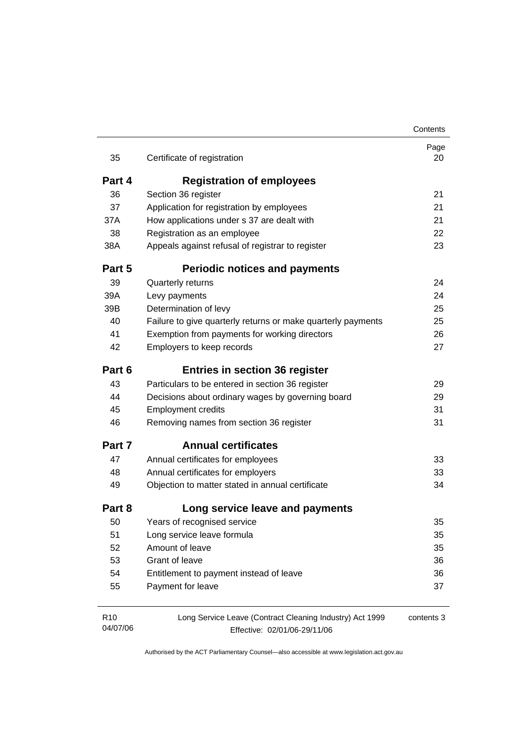| | | Page |
|---|---|---|
| 35 | Certificate of registration | 20 |
| **Part 4** | **Registration of employees** | |
| 36 | Section 36 register | 21 |
| 37 | Application for registration by employees | 21 |
| 37A | How applications under s 37 are dealt with | 21 |
| 38 | Registration as an employee | 22 |
| 38A | Appeals against refusal of registrar to register | 23 |
| **Part 5** | **Periodic notices and payments** | |
| 39 | Quarterly returns | 24 |
| 39A | Levy payments | 24 |
| 39B | Determination of levy | 25 |
| 40 | Failure to give quarterly returns or make quarterly payments | 25 |
| 41 | Exemption from payments for working directors | 26 |
| 42 | Employers to keep records | 27 |
| **Part 6** | **Entries in section 36 register** | |
| 43 | Particulars to be entered in section 36 register | 29 |
| 44 | Decisions about ordinary wages by governing board | 29 |
| 45 | Employment credits | 31 |
| 46 | Removing names from section 36 register | 31 |
| **Part 7** | **Annual certificates** | |
| 47 | Annual certificates for employees | 33 |
| 48 | Annual certificates for employers | 33 |
| 49 | Objection to matter stated in annual certificate | 34 |
| **Part 8** | **Long service leave and payments** | |
| 50 | Years of recognised service | 35 |
| 51 | Long service leave formula | 35 |
| 52 | Amount of leave | 35 |
| 53 | Grant of leave | 36 |
| 54 | Entitlement to payment instead of leave | 36 |
| 55 | Payment for leave | 37 |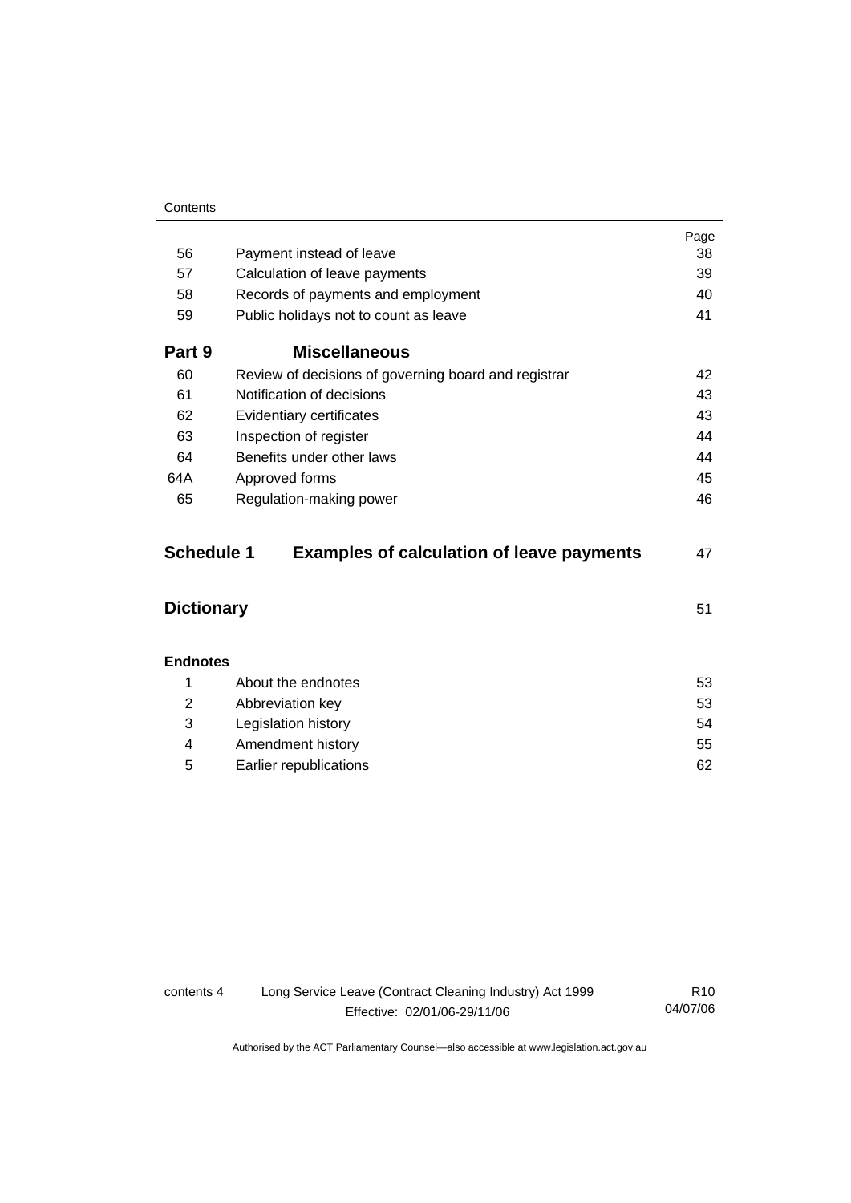| | | Page |
|---|---|---|
| 56 | Payment instead of leave | 38 |
| 57 | Calculation of leave payments | 39 |
| 58 | Records of payments and employment | 40 |
| 59 | Public holidays not to count as leave | 41 |

**Part 9 Miscellaneous**

| | | |
|---|---|---|
| 60 | Review of decisions of governing board and registrar | 42 |
| 61 | Notification of decisions | 43 |
| 62 | Evidentiary certificates | 43 |
| 63 | Inspection of register | 44 |
| 64 | Benefits under other laws | 44 |
| 64A | Approved forms | 45 |
| 65 | Regulation-making power | 46 |

**Schedule 1 Examples of calculation of leave payments** 47

**Dictionary** 51

**Endnotes**

| | | |
|---|---|---|
| 1 | About the endnotes | 53 |
| 2 | Abbreviation key | 53 |
| 3 | Legislation history | 54 |
| 4 | Amendment history | 55 |
| 5 | Earlier republications | 62 |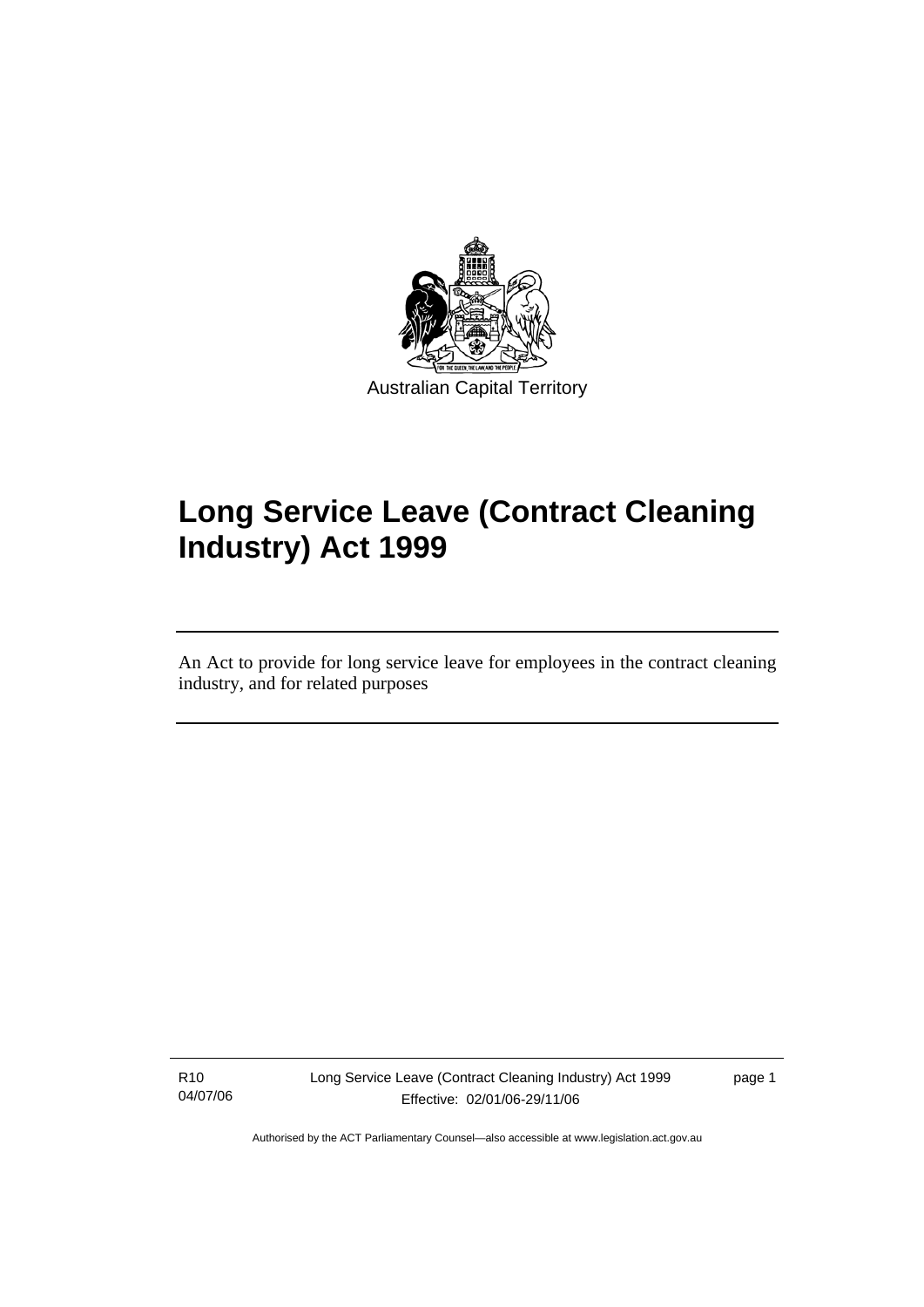Australian Capital Territory

# Long Service Leave (Contract Cleaning Industry) Act 1999

An Act to provide for long service leave for employees in the contract cleaning industry, and for related purposes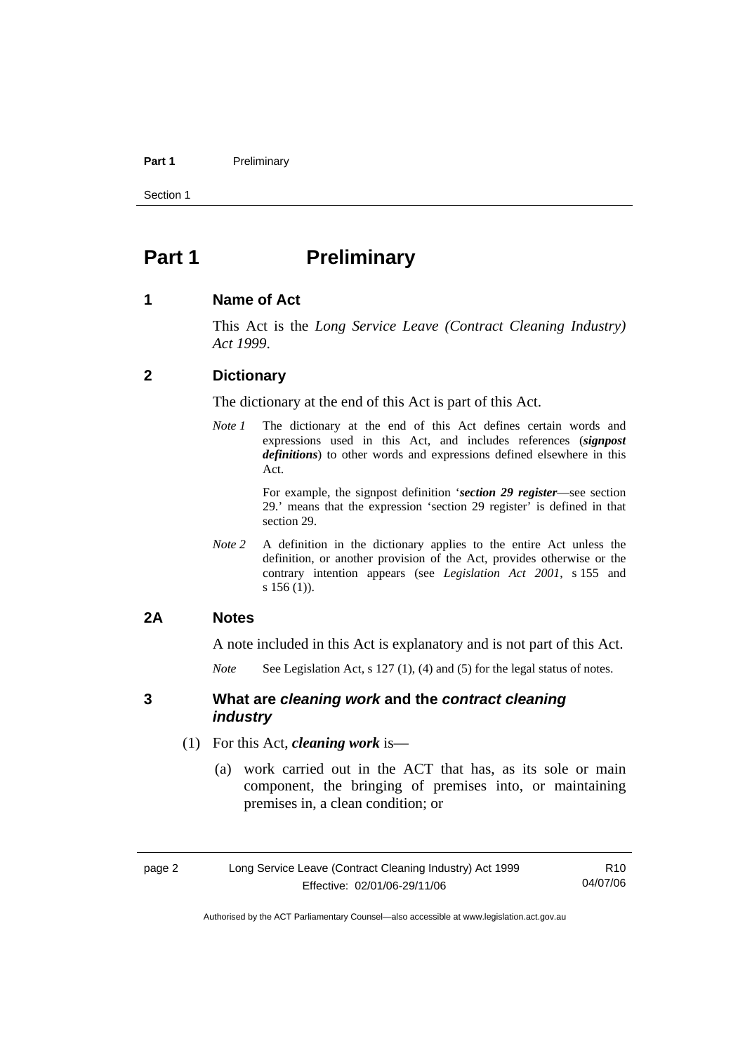# Part 1 Preliminary

## 1 Name of Act

This Act is the *Long Service Leave (Contract Cleaning Industry) Act 1999*.

## 2 Dictionary

The dictionary at the end of this Act is part of this Act.

*Note 1* The dictionary at the end of this Act defines certain words and expressions used in this Act, and includes references (***signpost definitions***) to other words and expressions defined elsewhere in this Act.

For example, the signpost definition '***section 29 register***—see section 29.' means that the expression 'section 29 register' is defined in that section 29.

*Note 2* A definition in the dictionary applies to the entire Act unless the definition, or another provision of the Act, provides otherwise or the contrary intention appears (see *Legislation Act 2001*, s 155 and s 156 (1)).

## 2A Notes

A note included in this Act is explanatory and is not part of this Act.

*Note* See Legislation Act, s 127 (1), (4) and (5) for the legal status of notes.

## 3 What are *cleaning work* and the *contract cleaning industry*

(1) For this Act, ***cleaning work*** is—

(a) work carried out in the ACT that has, as its sole or main component, the bringing of premises into, or maintaining premises in, a clean condition; or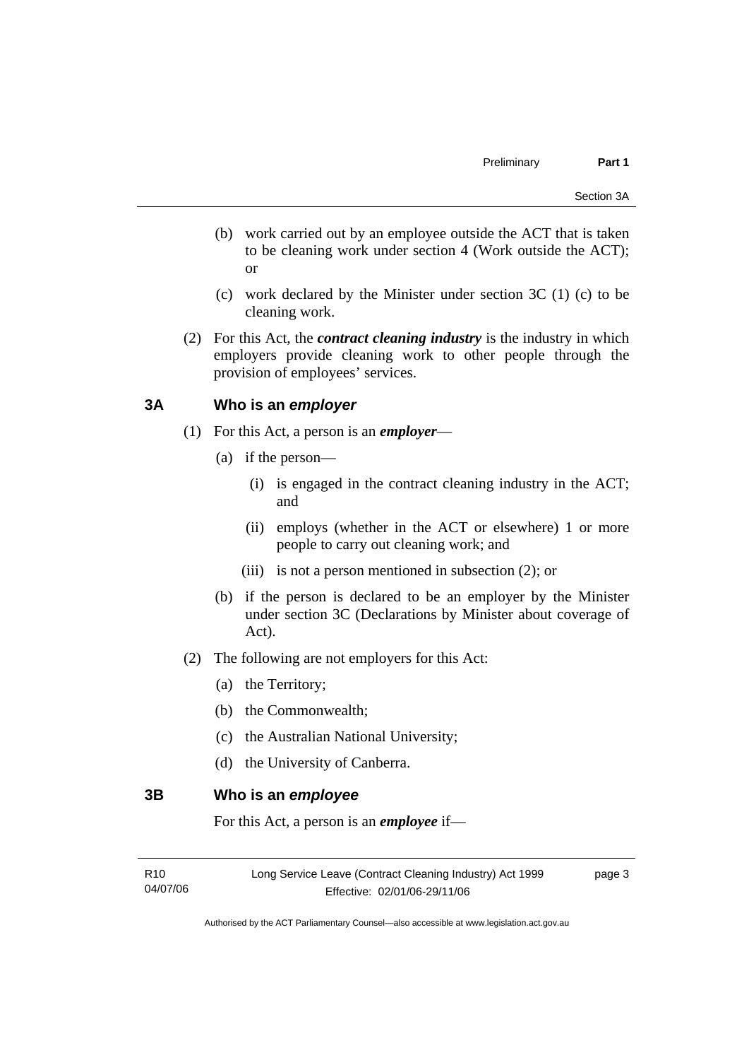(b) work carried out by an employee outside the ACT that is taken to be cleaning work under section 4 (Work outside the ACT); or

(c) work declared by the Minister under section 3C (1) (c) to be cleaning work.

(2) For this Act, the ***contract cleaning industry*** is the industry in which employers provide cleaning work to other people through the provision of employees' services.

## 3A Who is an *employer*

(1) For this Act, a person is an ***employer***—

(a) if the person—

(i) is engaged in the contract cleaning industry in the ACT; and

(ii) employs (whether in the ACT or elsewhere) 1 or more people to carry out cleaning work; and

(iii) is not a person mentioned in subsection (2); or

(b) if the person is declared to be an employer by the Minister under section 3C (Declarations by Minister about coverage of Act).

(2) The following are not employers for this Act:

(a) the Territory;

(b) the Commonwealth;

(c) the Australian National University;

(d) the University of Canberra.

## 3B Who is an *employee*

For this Act, a person is an ***employee*** if—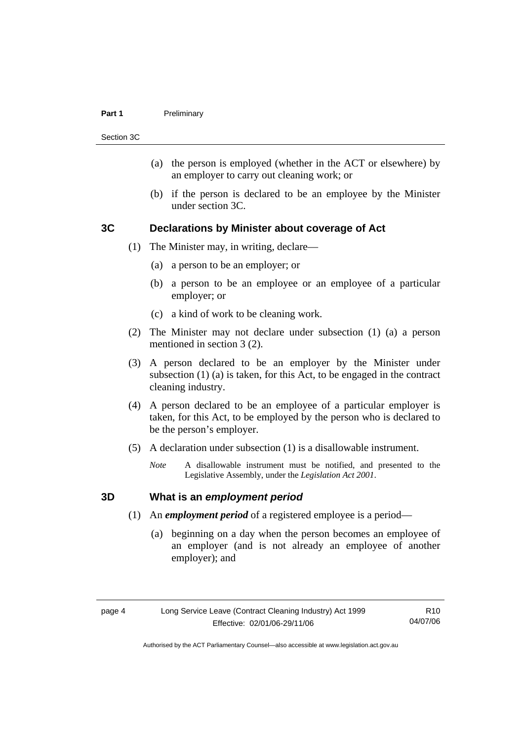(a) the person is employed (whether in the ACT or elsewhere) by an employer to carry out cleaning work; or

(b) if the person is declared to be an employee by the Minister under section 3C.

## 3C Declarations by Minister about coverage of Act

(1) The Minister may, in writing, declare—

(a) a person to be an employer; or

(b) a person to be an employee or an employee of a particular employer; or

(c) a kind of work to be cleaning work.

(2) The Minister may not declare under subsection (1) (a) a person mentioned in section 3 (2).

(3) A person declared to be an employer by the Minister under subsection (1) (a) is taken, for this Act, to be engaged in the contract cleaning industry.

(4) A person declared to be an employee of a particular employer is taken, for this Act, to be employed by the person who is declared to be the person's employer.

(5) A declaration under subsection (1) is a disallowable instrument.

*Note* A disallowable instrument must be notified, and presented to the Legislative Assembly, under the *Legislation Act 2001*.

## 3D What is an *employment period*

(1) An ***employment period*** of a registered employee is a period—

(a) beginning on a day when the person becomes an employee of an employer (and is not already an employee of another employer); and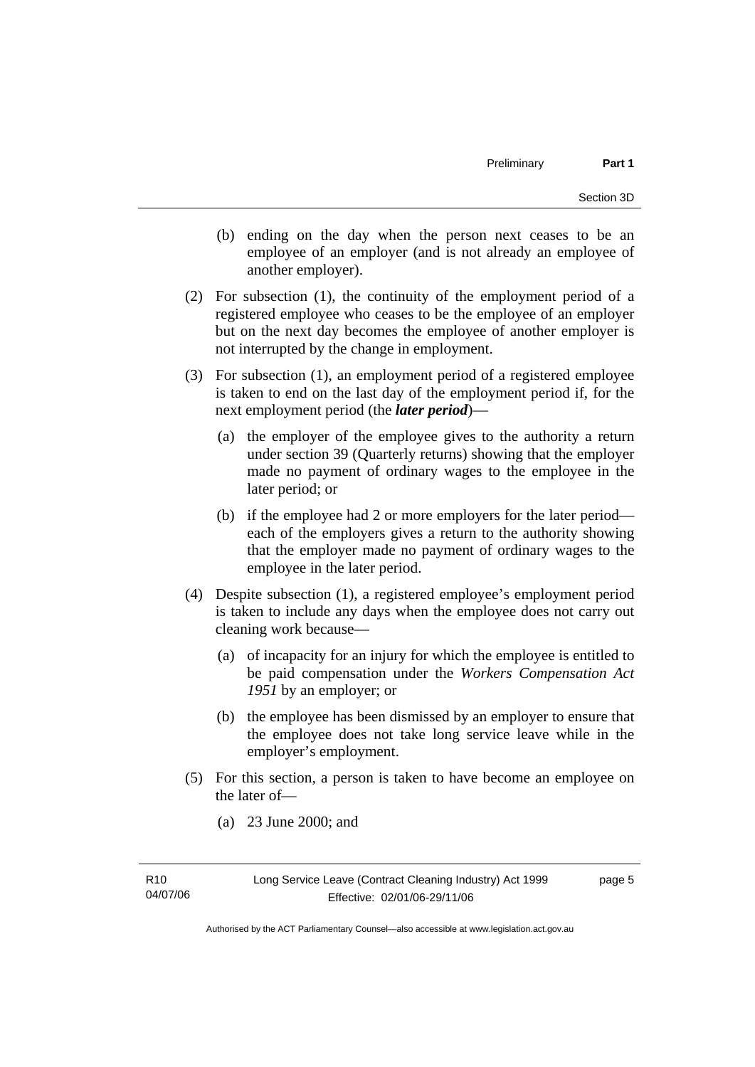(b) ending on the day when the person next ceases to be an employee of an employer (and is not already an employee of another employer).

(2) For subsection (1), the continuity of the employment period of a registered employee who ceases to be the employee of an employer but on the next day becomes the employee of another employer is not interrupted by the change in employment.

(3) For subsection (1), an employment period of a registered employee is taken to end on the last day of the employment period if, for the next employment period (the ***later period***)—

(a) the employer of the employee gives to the authority a return under section 39 (Quarterly returns) showing that the employer made no payment of ordinary wages to the employee in the later period; or

(b) if the employee had 2 or more employers for the later period—each of the employers gives a return to the authority showing that the employer made no payment of ordinary wages to the employee in the later period.

(4) Despite subsection (1), a registered employee's employment period is taken to include any days when the employee does not carry out cleaning work because—

(a) of incapacity for an injury for which the employee is entitled to be paid compensation under the *Workers Compensation Act 1951* by an employer; or

(b) the employee has been dismissed by an employer to ensure that the employee does not take long service leave while in the employer's employment.

(5) For this section, a person is taken to have become an employee on the later of—

(a) 23 June 2000; and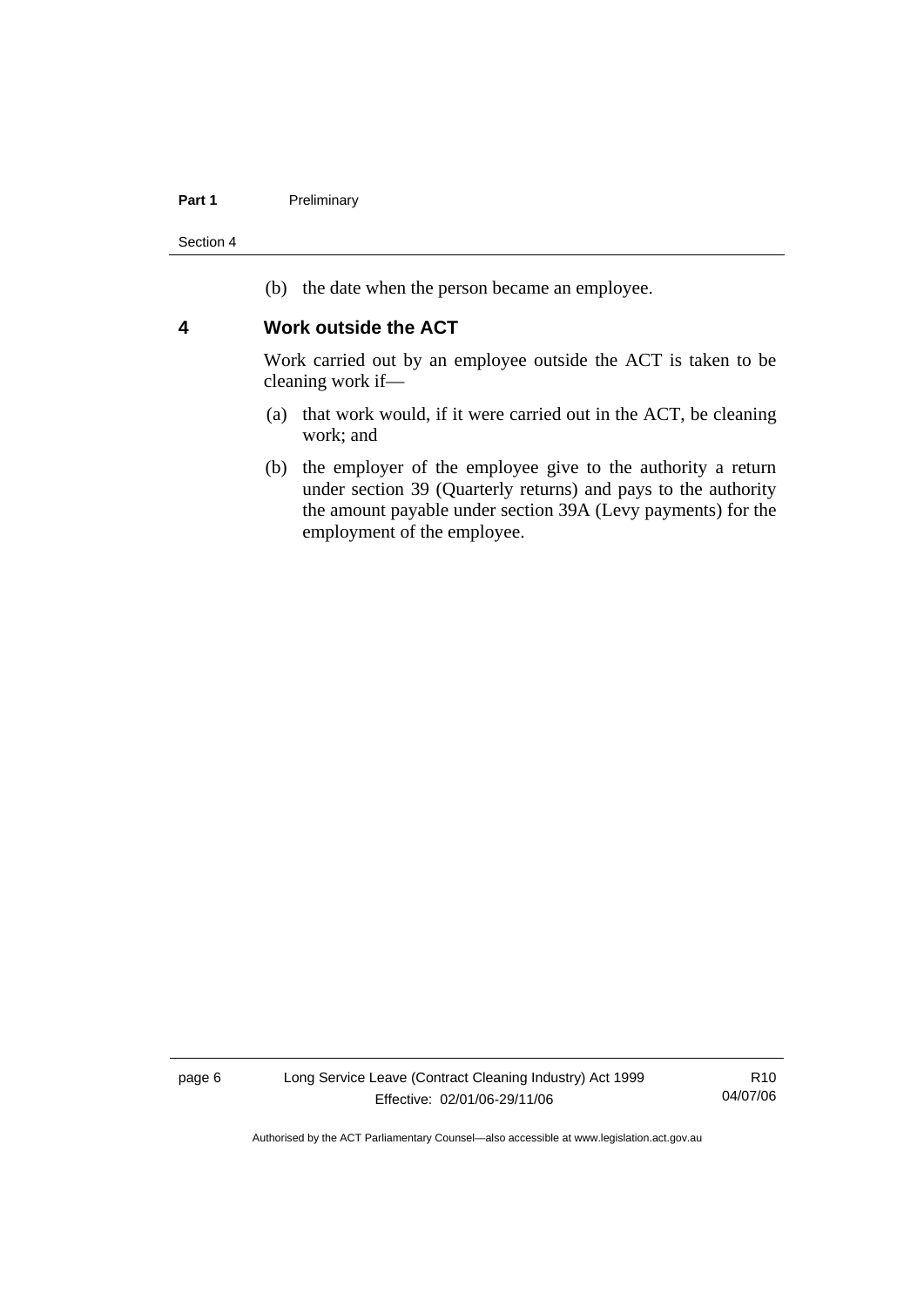(b) the date when the person became an employee.

## 4 Work outside the ACT

Work carried out by an employee outside the ACT is taken to be cleaning work if—

(a) that work would, if it were carried out in the ACT, be cleaning work; and

(b) the employer of the employee give to the authority a return under section 39 (Quarterly returns) and pays to the authority the amount payable under section 39A (Levy payments) for the employment of the employee.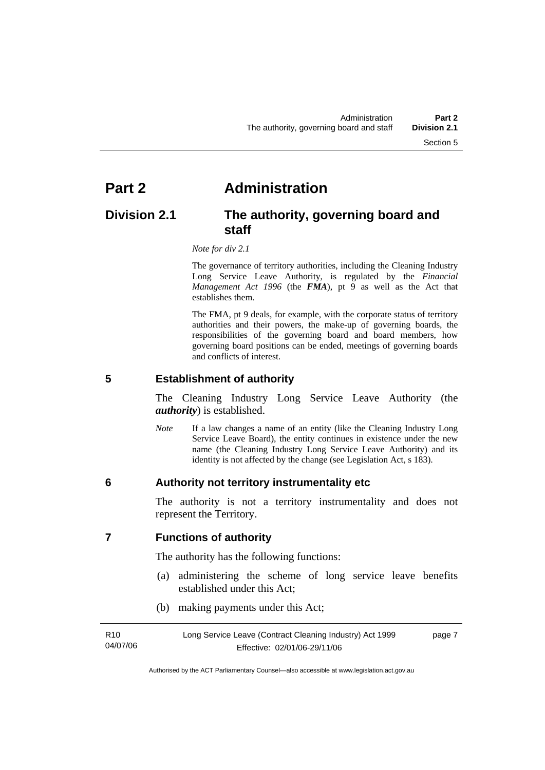# Part 2 Administration

## Division 2.1 The authority, governing board and staff

*Note for div 2.1*

The governance of territory authorities, including the Cleaning Industry Long Service Leave Authority, is regulated by the *Financial Management Act 1996* (the ***FMA***), pt 9 as well as the Act that establishes them.

The FMA, pt 9 deals, for example, with the corporate status of territory authorities and their powers, the make-up of governing boards, the responsibilities of the governing board and board members, how governing board positions can be ended, meetings of governing boards and conflicts of interest.

### 5 Establishment of authority

The Cleaning Industry Long Service Leave Authority (the ***authority***) is established.

*Note* If a law changes a name of an entity (like the Cleaning Industry Long Service Leave Board), the entity continues in existence under the new name (the Cleaning Industry Long Service Leave Authority) and its identity is not affected by the change (see Legislation Act, s 183).

### 6 Authority not territory instrumentality etc

The authority is not a territory instrumentality and does not represent the Territory.

### 7 Functions of authority

The authority has the following functions:

(a) administering the scheme of long service leave benefits established under this Act;

(b) making payments under this Act;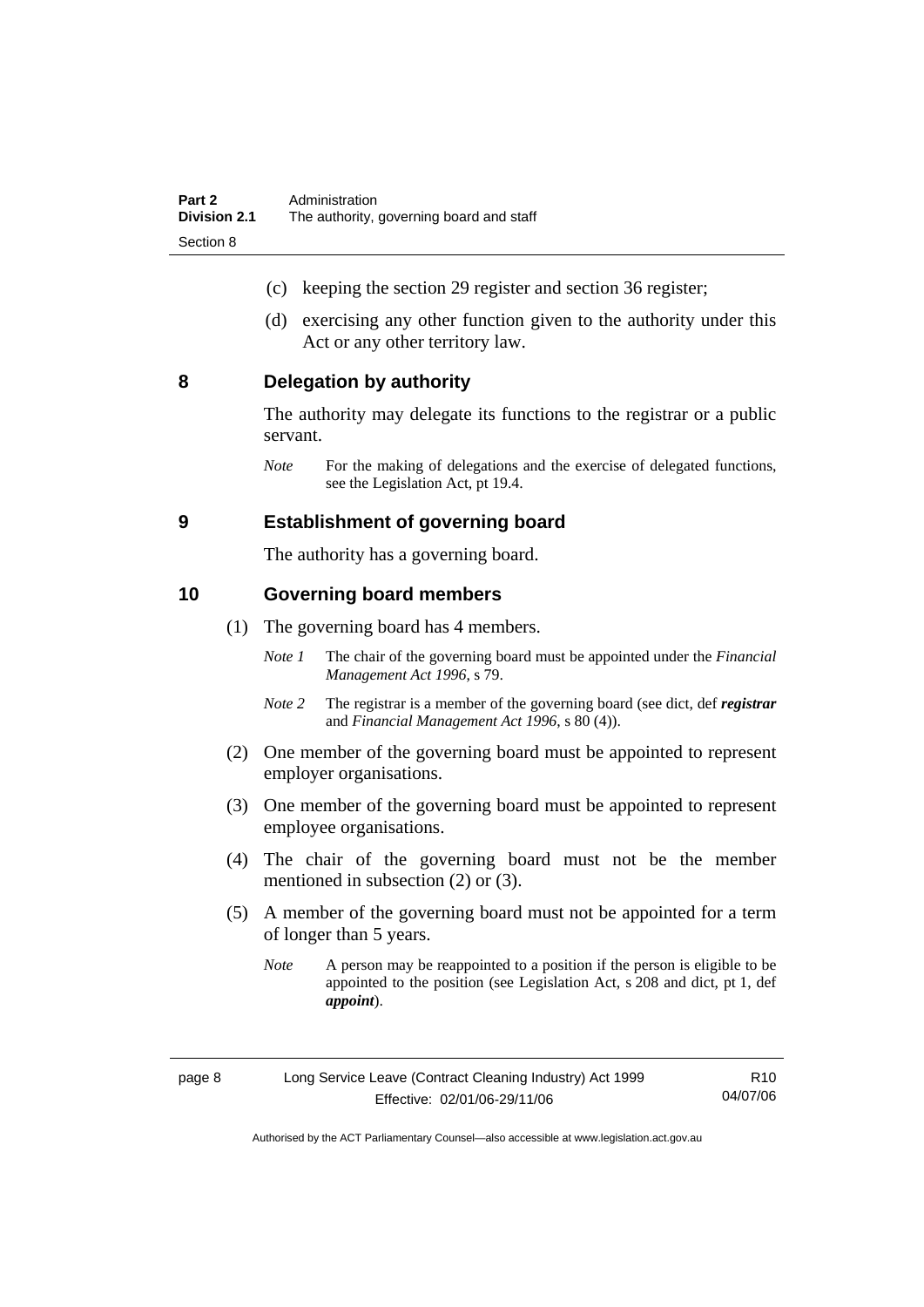(c) keeping the section 29 register and section 36 register;

(d) exercising any other function given to the authority under this Act or any other territory law.

## 8 Delegation by authority

The authority may delegate its functions to the registrar or a public servant.

*Note* For the making of delegations and the exercise of delegated functions, see the Legislation Act, pt 19.4.

## 9 Establishment of governing board

The authority has a governing board.

## 10 Governing board members

(1) The governing board has 4 members.

*Note 1* The chair of the governing board must be appointed under the *Financial Management Act 1996*, s 79.

*Note 2* The registrar is a member of the governing board (see dict, def ***registrar*** and *Financial Management Act 1996*, s 80 (4)).

(2) One member of the governing board must be appointed to represent employer organisations.

(3) One member of the governing board must be appointed to represent employee organisations.

(4) The chair of the governing board must not be the member mentioned in subsection (2) or (3).

(5) A member of the governing board must not be appointed for a term of longer than 5 years.

*Note* A person may be reappointed to a position if the person is eligible to be appointed to the position (see Legislation Act, s 208 and dict, pt 1, def ***appoint***).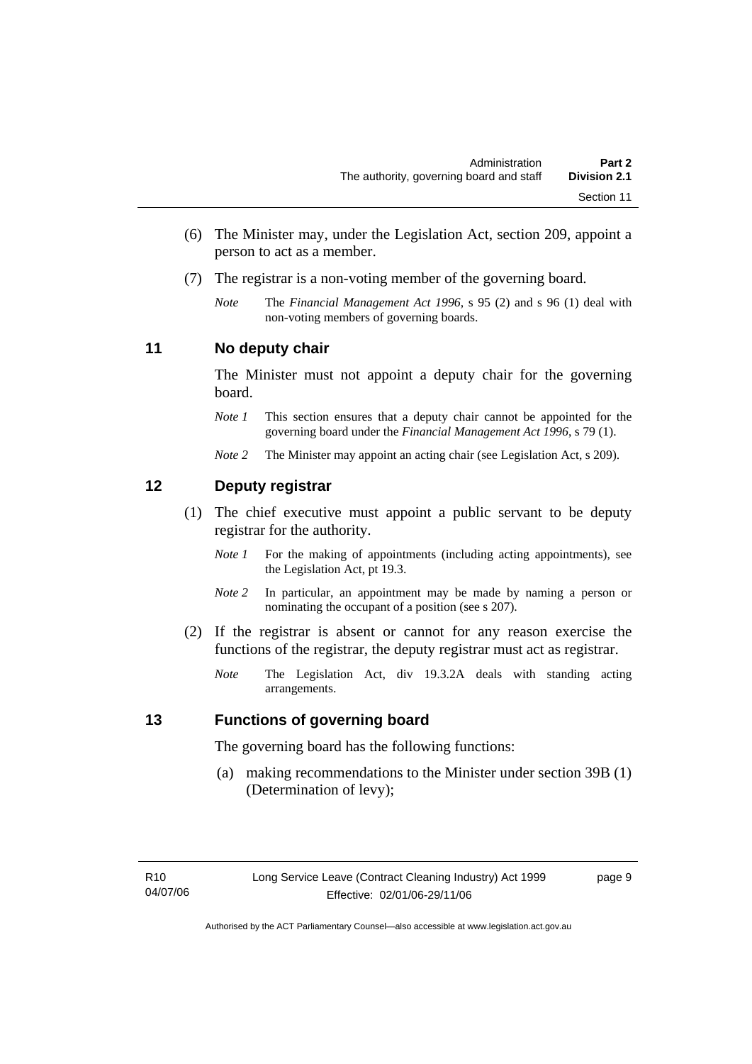(6) The Minister may, under the Legislation Act, section 209, appoint a person to act as a member.

(7) The registrar is a non-voting member of the governing board.

*Note* The *Financial Management Act 1996*, s 95 (2) and s 96 (1) deal with non-voting members of governing boards.

## 11 No deputy chair

The Minister must not appoint a deputy chair for the governing board.

*Note 1* This section ensures that a deputy chair cannot be appointed for the governing board under the *Financial Management Act 1996*, s 79 (1).

*Note 2* The Minister may appoint an acting chair (see Legislation Act, s 209).

## 12 Deputy registrar

(1) The chief executive must appoint a public servant to be deputy registrar for the authority.

*Note 1* For the making of appointments (including acting appointments), see the Legislation Act, pt 19.3.

*Note 2* In particular, an appointment may be made by naming a person or nominating the occupant of a position (see s 207).

(2) If the registrar is absent or cannot for any reason exercise the functions of the registrar, the deputy registrar must act as registrar.

*Note* The Legislation Act, div 19.3.2A deals with standing acting arrangements.

## 13 Functions of governing board

The governing board has the following functions:

(a) making recommendations to the Minister under section 39B (1) (Determination of levy);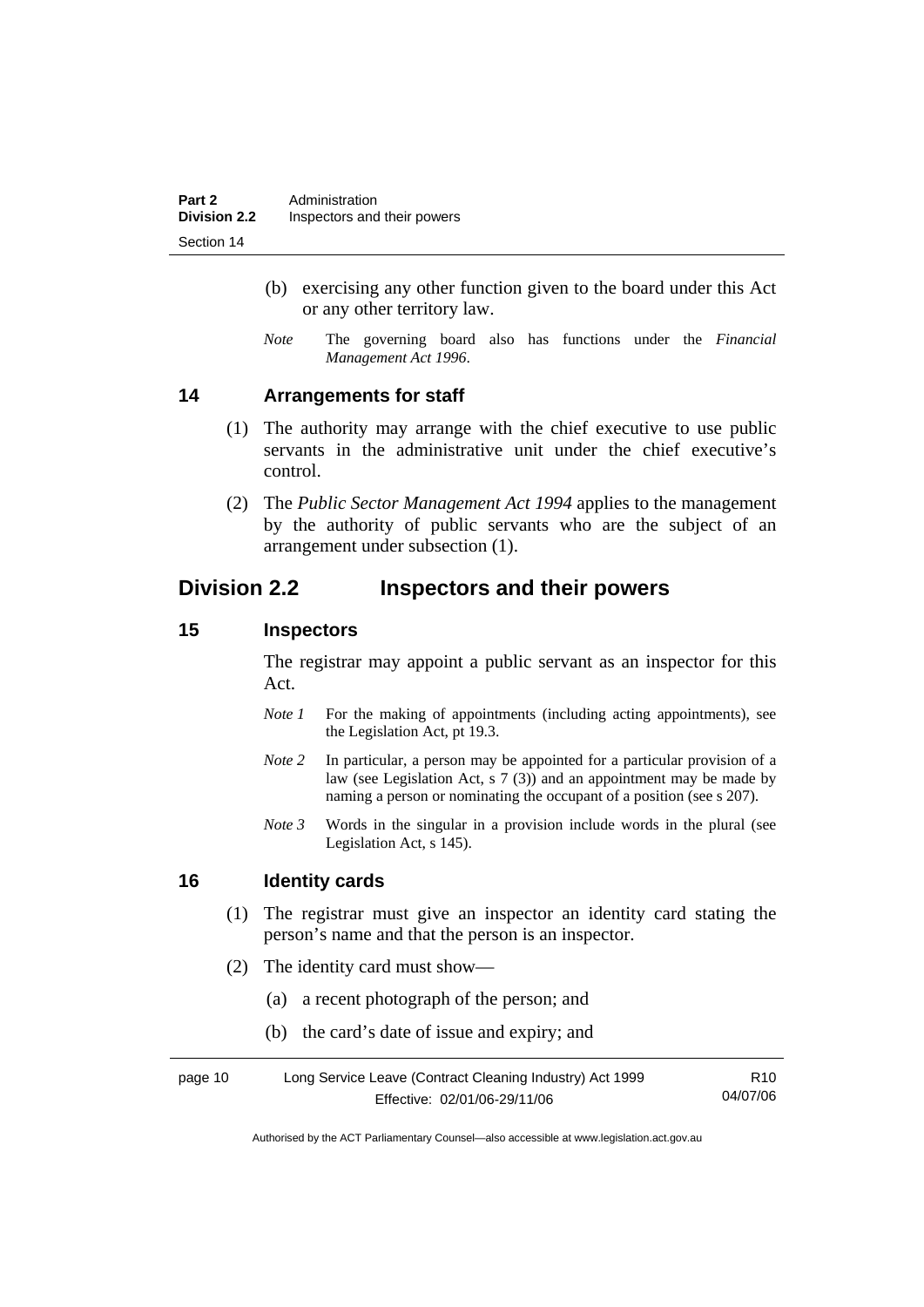(b) exercising any other function given to the board under this Act or any other territory law.

*Note* The governing board also has functions under the *Financial Management Act 1996*.

### 14 Arrangements for staff

(1) The authority may arrange with the chief executive to use public servants in the administrative unit under the chief executive's control.

(2) The *Public Sector Management Act 1994* applies to the management by the authority of public servants who are the subject of an arrangement under subsection (1).

## Division 2.2 Inspectors and their powers

### 15 Inspectors

The registrar may appoint a public servant as an inspector for this Act.

*Note 1* For the making of appointments (including acting appointments), see the Legislation Act, pt 19.3.

*Note 2* In particular, a person may be appointed for a particular provision of a law (see Legislation Act, s 7 (3)) and an appointment may be made by naming a person or nominating the occupant of a position (see s 207).

*Note 3* Words in the singular in a provision include words in the plural (see Legislation Act, s 145).

### 16 Identity cards

(1) The registrar must give an inspector an identity card stating the person's name and that the person is an inspector.

(2) The identity card must show—

(a) a recent photograph of the person; and

(b) the card's date of issue and expiry; and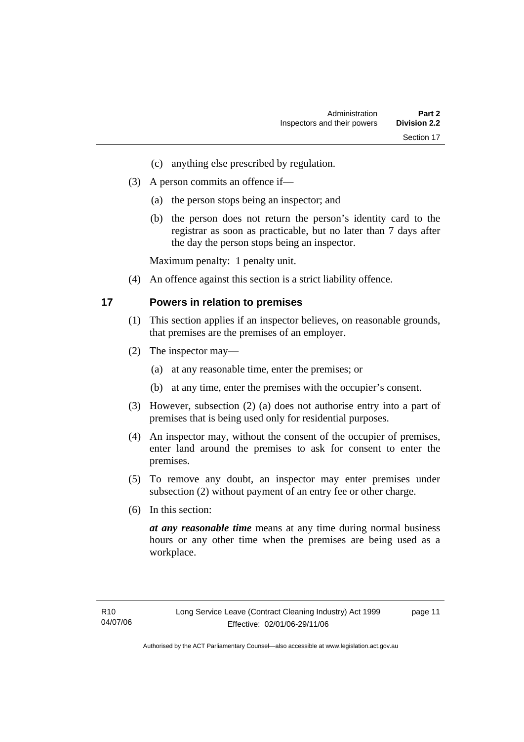(c) anything else prescribed by regulation.

(3) A person commits an offence if—

(a) the person stops being an inspector; and

(b) the person does not return the person's identity card to the registrar as soon as practicable, but no later than 7 days after the day the person stops being an inspector.

Maximum penalty: 1 penalty unit.

(4) An offence against this section is a strict liability offence.

## 17 Powers in relation to premises

(1) This section applies if an inspector believes, on reasonable grounds, that premises are the premises of an employer.

(2) The inspector may—

(a) at any reasonable time, enter the premises; or

(b) at any time, enter the premises with the occupier's consent.

(3) However, subsection (2) (a) does not authorise entry into a part of premises that is being used only for residential purposes.

(4) An inspector may, without the consent of the occupier of premises, enter land around the premises to ask for consent to enter the premises.

(5) To remove any doubt, an inspector may enter premises under subsection (2) without payment of an entry fee or other charge.

(6) In this section:

***at any reasonable time*** means at any time during normal business hours or any other time when the premises are being used as a workplace.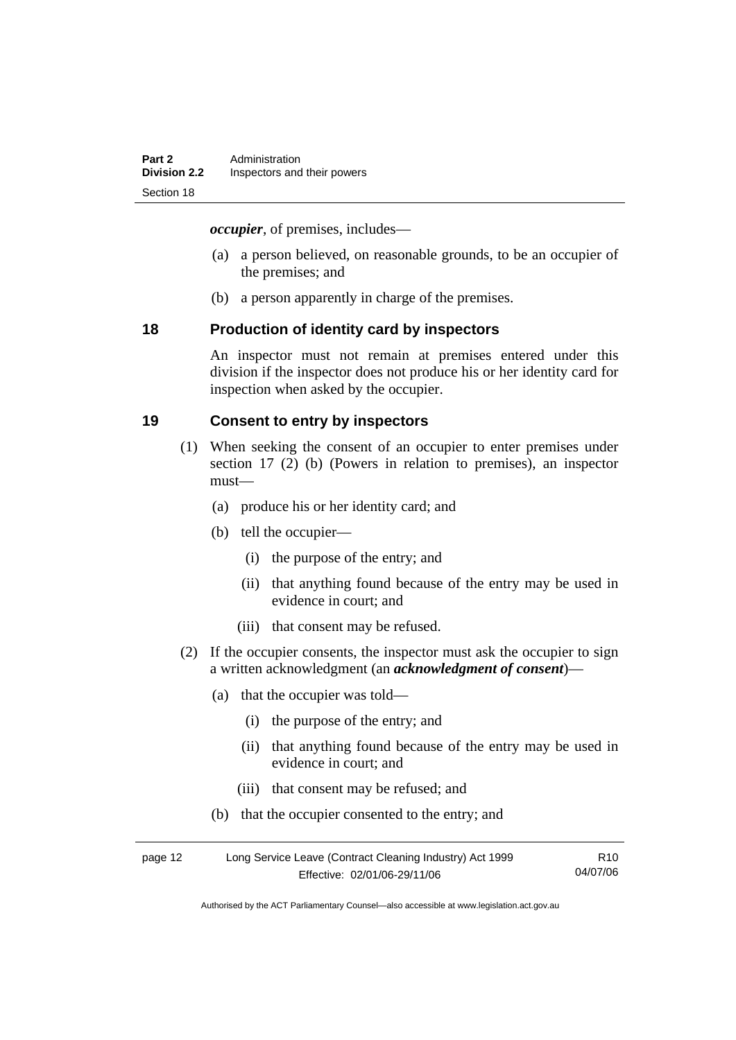***occupier***, of premises, includes—

(a) a person believed, on reasonable grounds, to be an occupier of the premises; and

(b) a person apparently in charge of the premises.

## 18 Production of identity card by inspectors

An inspector must not remain at premises entered under this division if the inspector does not produce his or her identity card for inspection when asked by the occupier.

## 19 Consent to entry by inspectors

(1) When seeking the consent of an occupier to enter premises under section 17 (2) (b) (Powers in relation to premises), an inspector must—

(a) produce his or her identity card; and

(b) tell the occupier—

(i) the purpose of the entry; and

(ii) that anything found because of the entry may be used in evidence in court; and

(iii) that consent may be refused.

(2) If the occupier consents, the inspector must ask the occupier to sign a written acknowledgment (an ***acknowledgment of consent***)—

(a) that the occupier was told—

(i) the purpose of the entry; and

(ii) that anything found because of the entry may be used in evidence in court; and

(iii) that consent may be refused; and

(b) that the occupier consented to the entry; and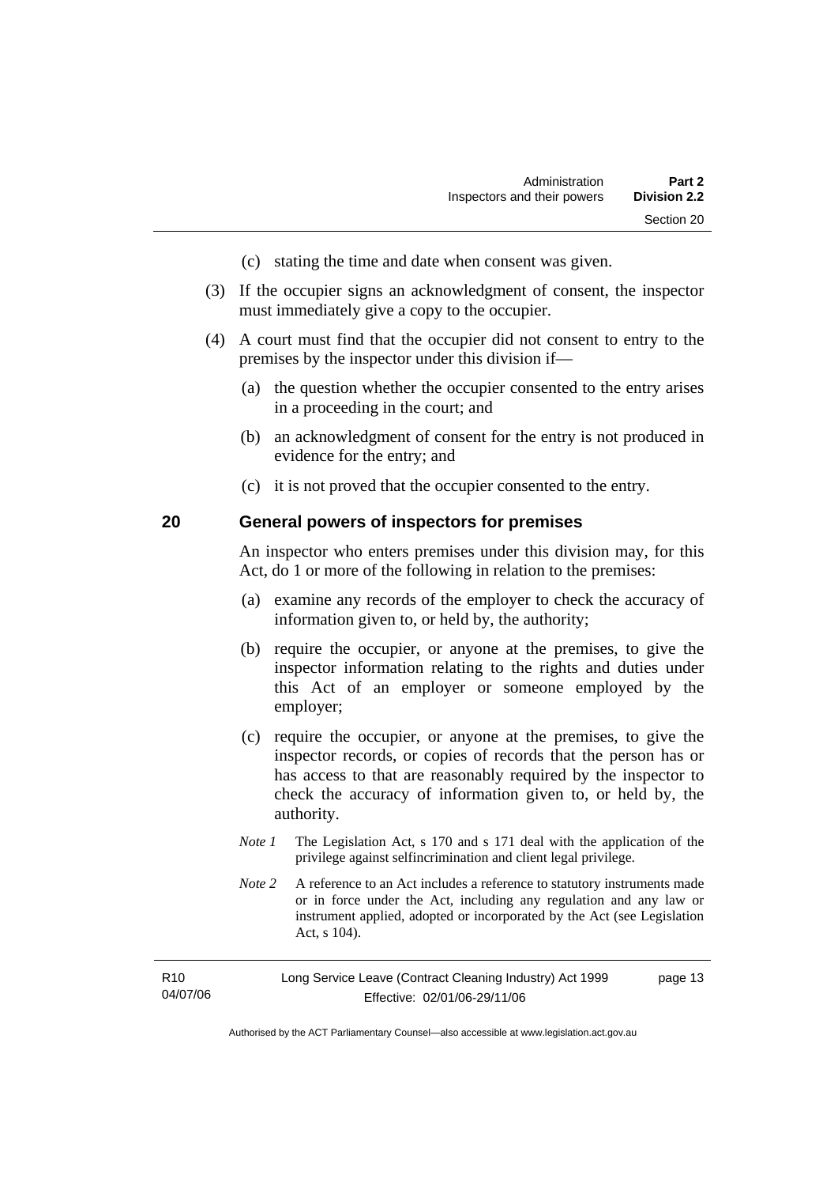(c) stating the time and date when consent was given.

(3) If the occupier signs an acknowledgment of consent, the inspector must immediately give a copy to the occupier.

(4) A court must find that the occupier did not consent to entry to the premises by the inspector under this division if—

(a) the question whether the occupier consented to the entry arises in a proceeding in the court; and

(b) an acknowledgment of consent for the entry is not produced in evidence for the entry; and

(c) it is not proved that the occupier consented to the entry.

### 20 General powers of inspectors for premises

An inspector who enters premises under this division may, for this Act, do 1 or more of the following in relation to the premises:

(a) examine any records of the employer to check the accuracy of information given to, or held by, the authority;

(b) require the occupier, or anyone at the premises, to give the inspector information relating to the rights and duties under this Act of an employer or someone employed by the employer;

(c) require the occupier, or anyone at the premises, to give the inspector records, or copies of records that the person has or has access to that are reasonably required by the inspector to check the accuracy of information given to, or held by, the authority.

*Note 1* The Legislation Act, s 170 and s 171 deal with the application of the privilege against selfincrimination and client legal privilege.

*Note 2* A reference to an Act includes a reference to statutory instruments made or in force under the Act, including any regulation and any law or instrument applied, adopted or incorporated by the Act (see Legislation Act, s 104).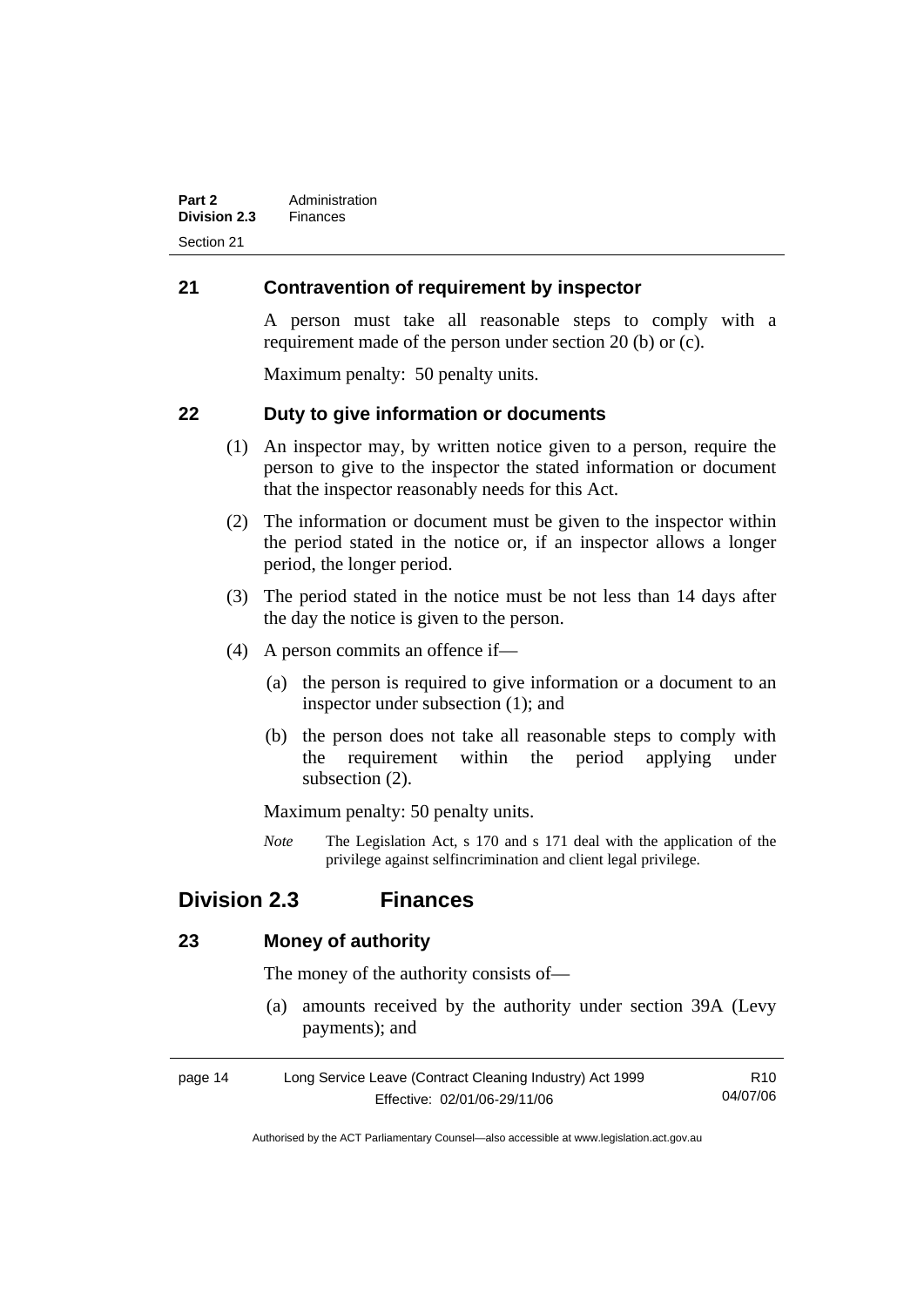### 21 Contravention of requirement by inspector

A person must take all reasonable steps to comply with a requirement made of the person under section 20 (b) or (c).

Maximum penalty: 50 penalty units.

### 22 Duty to give information or documents

(1) An inspector may, by written notice given to a person, require the person to give to the inspector the stated information or document that the inspector reasonably needs for this Act.

(2) The information or document must be given to the inspector within the period stated in the notice or, if an inspector allows a longer period, the longer period.

(3) The period stated in the notice must be not less than 14 days after the day the notice is given to the person.

(4) A person commits an offence if—

(a) the person is required to give information or a document to an inspector under subsection (1); and

(b) the person does not take all reasonable steps to comply with the requirement within the period applying under subsection (2).

Maximum penalty: 50 penalty units.

*Note* The Legislation Act, s 170 and s 171 deal with the application of the privilege against selfincrimination and client legal privilege.

## Division 2.3 Finances

### 23 Money of authority

The money of the authority consists of—

(a) amounts received by the authority under section 39A (Levy payments); and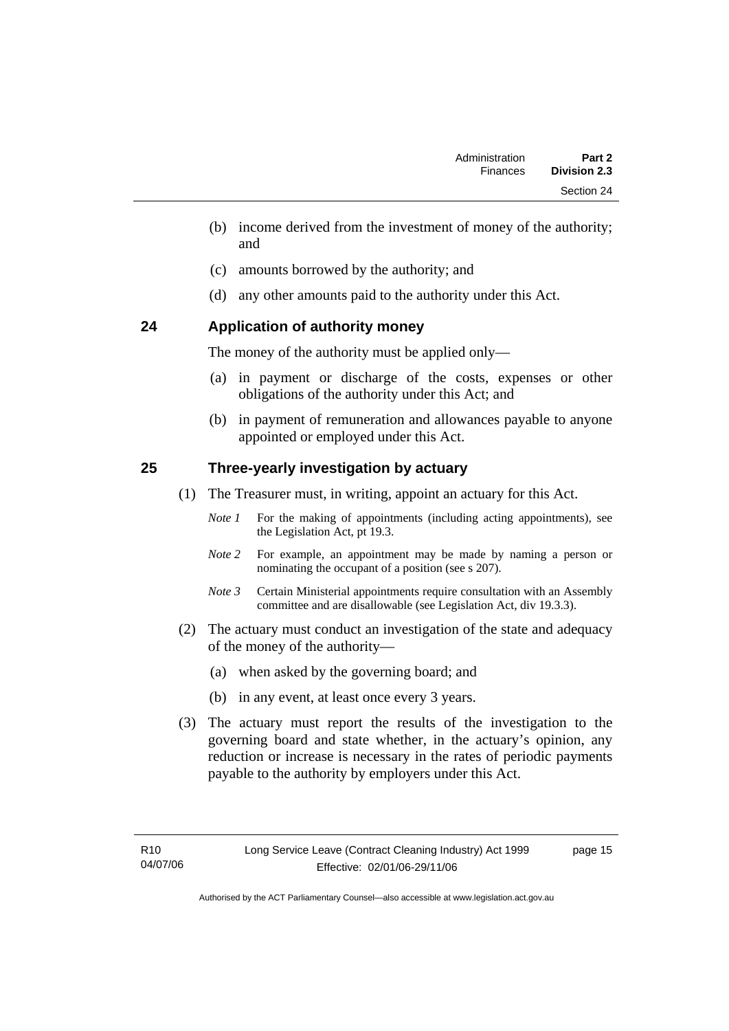(b) income derived from the investment of money of the authority; and

(c) amounts borrowed by the authority; and

(d) any other amounts paid to the authority under this Act.

## 24 Application of authority money

The money of the authority must be applied only—

(a) in payment or discharge of the costs, expenses or other obligations of the authority under this Act; and

(b) in payment of remuneration and allowances payable to anyone appointed or employed under this Act.

## 25 Three-yearly investigation by actuary

(1) The Treasurer must, in writing, appoint an actuary for this Act.

*Note 1* For the making of appointments (including acting appointments), see the Legislation Act, pt 19.3.

*Note 2* For example, an appointment may be made by naming a person or nominating the occupant of a position (see s 207).

*Note 3* Certain Ministerial appointments require consultation with an Assembly committee and are disallowable (see Legislation Act, div 19.3.3).

(2) The actuary must conduct an investigation of the state and adequacy of the money of the authority—

(a) when asked by the governing board; and

(b) in any event, at least once every 3 years.

(3) The actuary must report the results of the investigation to the governing board and state whether, in the actuary's opinion, any reduction or increase is necessary in the rates of periodic payments payable to the authority by employers under this Act.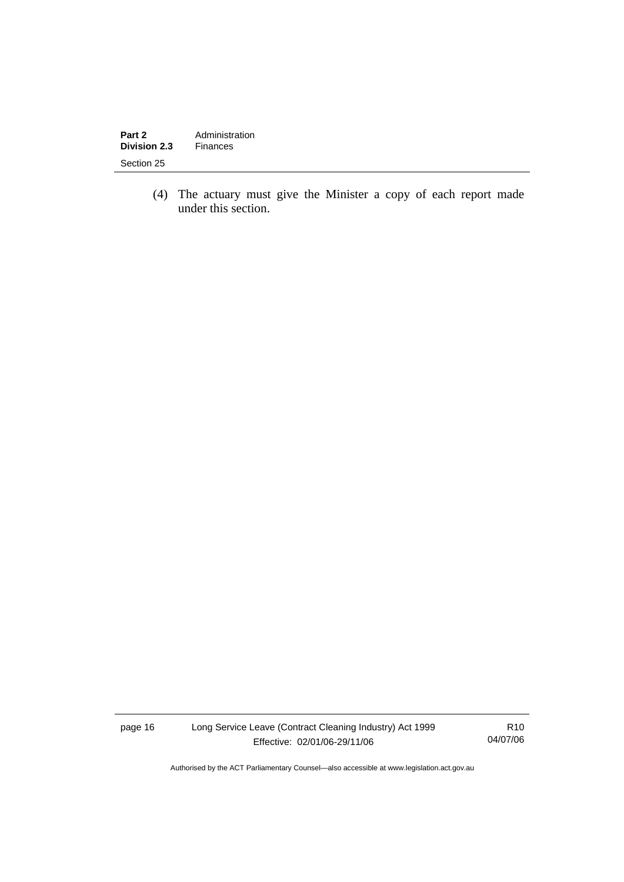(4) The actuary must give the Minister a copy of each report made under this section.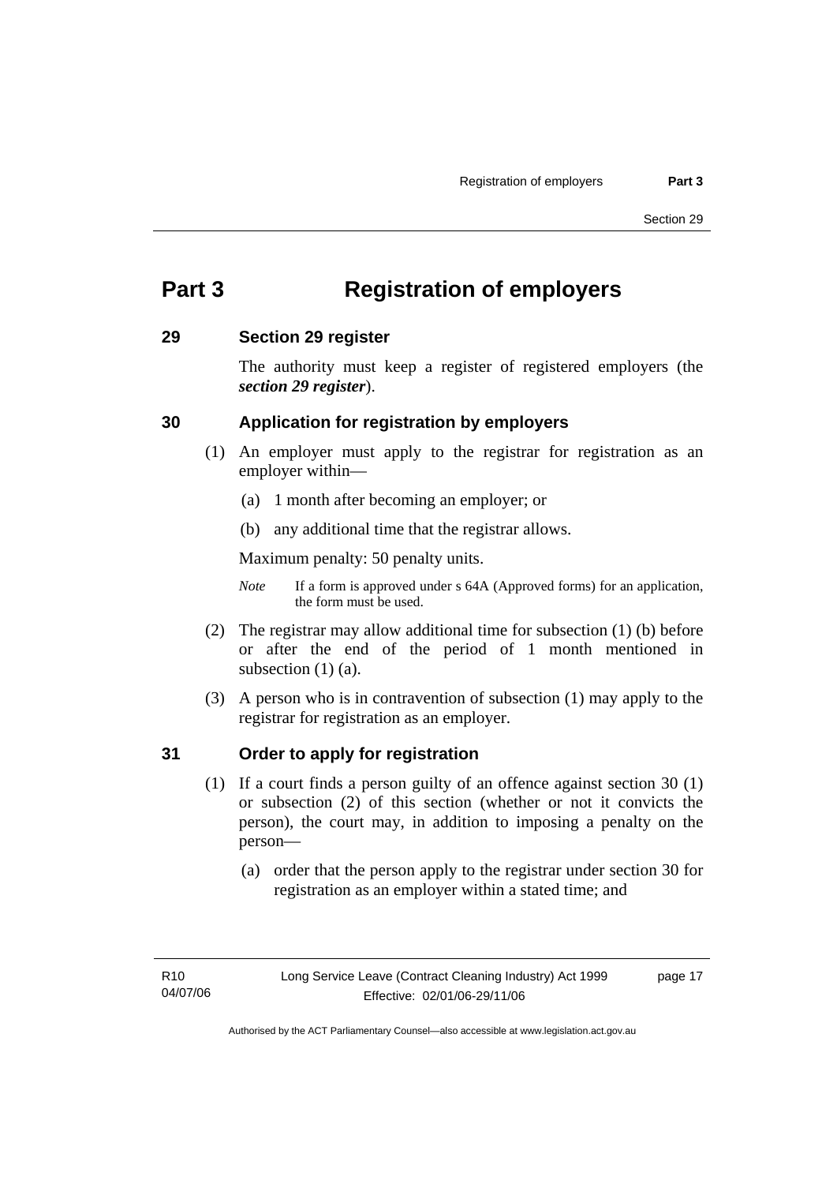# Part 3 Registration of employers

## 29 Section 29 register

The authority must keep a register of registered employers (the ***section 29 register***).

## 30 Application for registration by employers

(1) An employer must apply to the registrar for registration as an employer within—

(a) 1 month after becoming an employer; or

(b) any additional time that the registrar allows.

Maximum penalty: 50 penalty units.

*Note* If a form is approved under s 64A (Approved forms) for an application, the form must be used.

(2) The registrar may allow additional time for subsection (1) (b) before or after the end of the period of 1 month mentioned in subsection (1) (a).

(3) A person who is in contravention of subsection (1) may apply to the registrar for registration as an employer.

## 31 Order to apply for registration

(1) If a court finds a person guilty of an offence against section 30 (1) or subsection (2) of this section (whether or not it convicts the person), the court may, in addition to imposing a penalty on the person—

(a) order that the person apply to the registrar under section 30 for registration as an employer within a stated time; and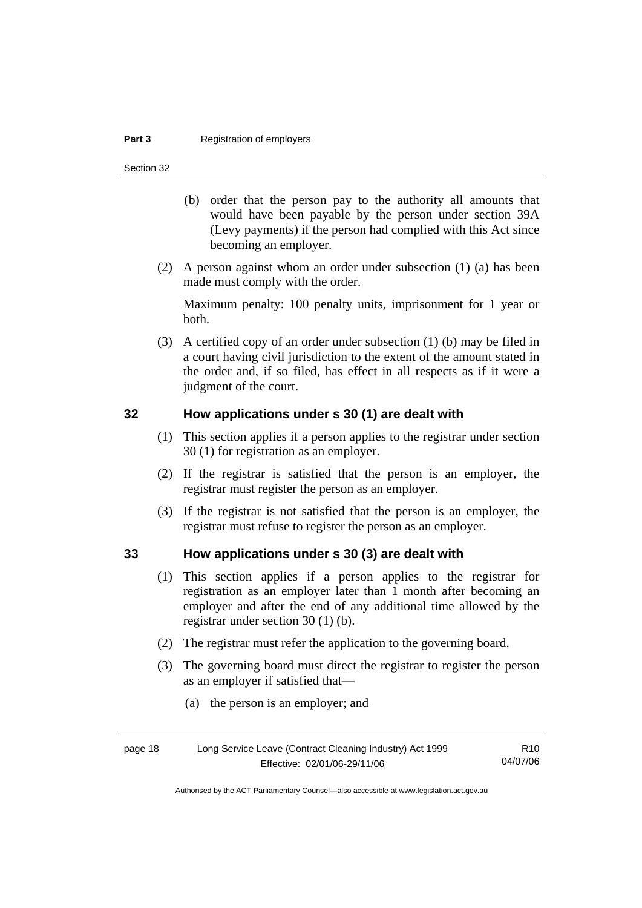(b) order that the person pay to the authority all amounts that would have been payable by the person under section 39A (Levy payments) if the person had complied with this Act since becoming an employer.

(2) A person against whom an order under subsection (1) (a) has been made must comply with the order.

Maximum penalty: 100 penalty units, imprisonment for 1 year or both.

(3) A certified copy of an order under subsection (1) (b) may be filed in a court having civil jurisdiction to the extent of the amount stated in the order and, if so filed, has effect in all respects as if it were a judgment of the court.

## 32 How applications under s 30 (1) are dealt with

(1) This section applies if a person applies to the registrar under section 30 (1) for registration as an employer.

(2) If the registrar is satisfied that the person is an employer, the registrar must register the person as an employer.

(3) If the registrar is not satisfied that the person is an employer, the registrar must refuse to register the person as an employer.

## 33 How applications under s 30 (3) are dealt with

(1) This section applies if a person applies to the registrar for registration as an employer later than 1 month after becoming an employer and after the end of any additional time allowed by the registrar under section 30 (1) (b).

(2) The registrar must refer the application to the governing board.

(3) The governing board must direct the registrar to register the person as an employer if satisfied that—

(a) the person is an employer; and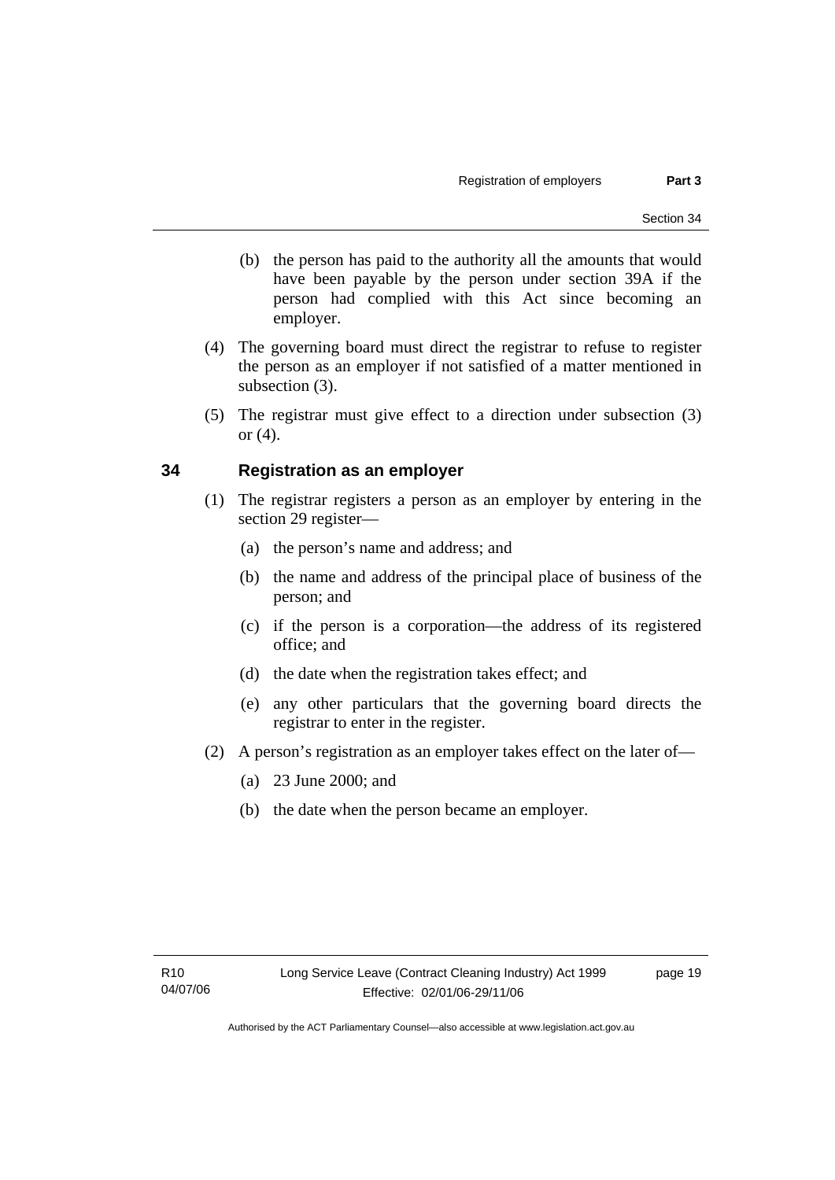(b) the person has paid to the authority all the amounts that would have been payable by the person under section 39A if the person had complied with this Act since becoming an employer.

(4) The governing board must direct the registrar to refuse to register the person as an employer if not satisfied of a matter mentioned in subsection (3).

(5) The registrar must give effect to a direction under subsection (3) or (4).

## 34 Registration as an employer

(1) The registrar registers a person as an employer by entering in the section 29 register—

(a) the person's name and address; and

(b) the name and address of the principal place of business of the person; and

(c) if the person is a corporation—the address of its registered office; and

(d) the date when the registration takes effect; and

(e) any other particulars that the governing board directs the registrar to enter in the register.

(2) A person's registration as an employer takes effect on the later of—

(a) 23 June 2000; and

(b) the date when the person became an employer.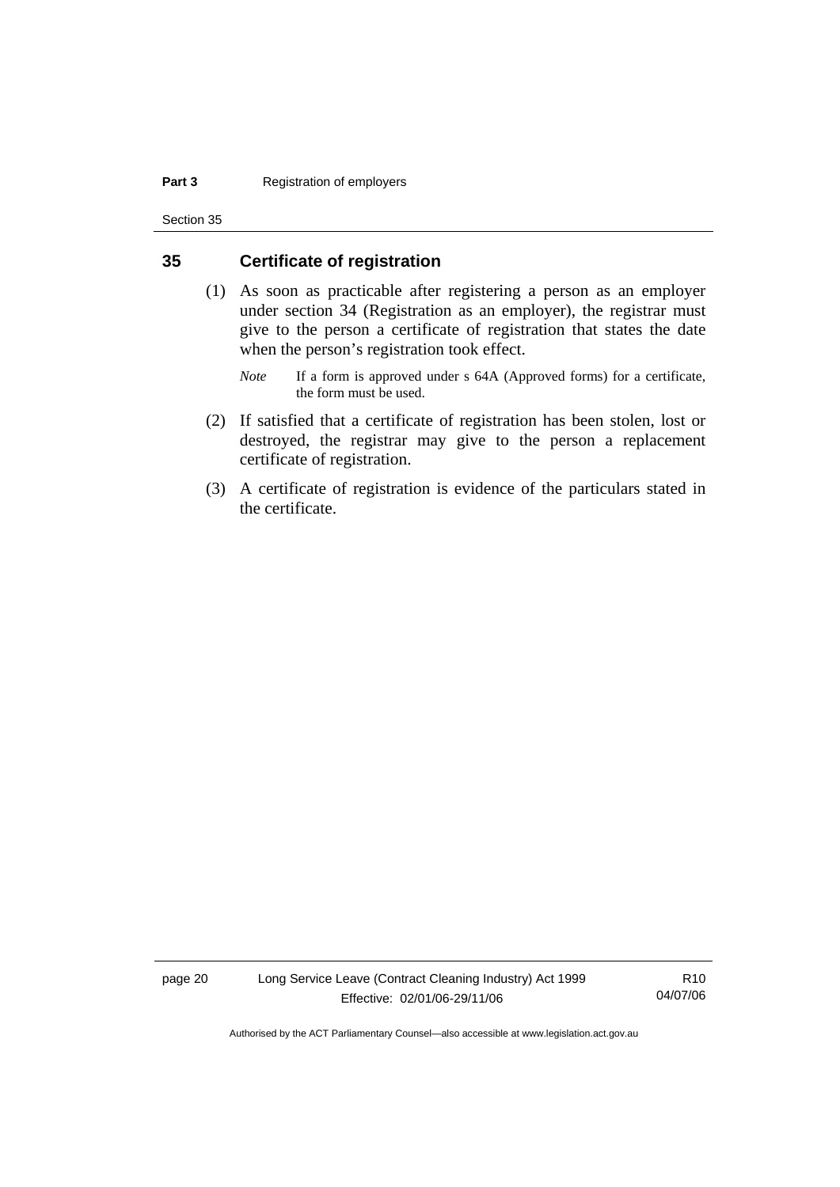## 35 Certificate of registration

(1) As soon as practicable after registering a person as an employer under section 34 (Registration as an employer), the registrar must give to the person a certificate of registration that states the date when the person's registration took effect.

*Note* If a form is approved under s 64A (Approved forms) for a certificate, the form must be used.

(2) If satisfied that a certificate of registration has been stolen, lost or destroyed, the registrar may give to the person a replacement certificate of registration.

(3) A certificate of registration is evidence of the particulars stated in the certificate.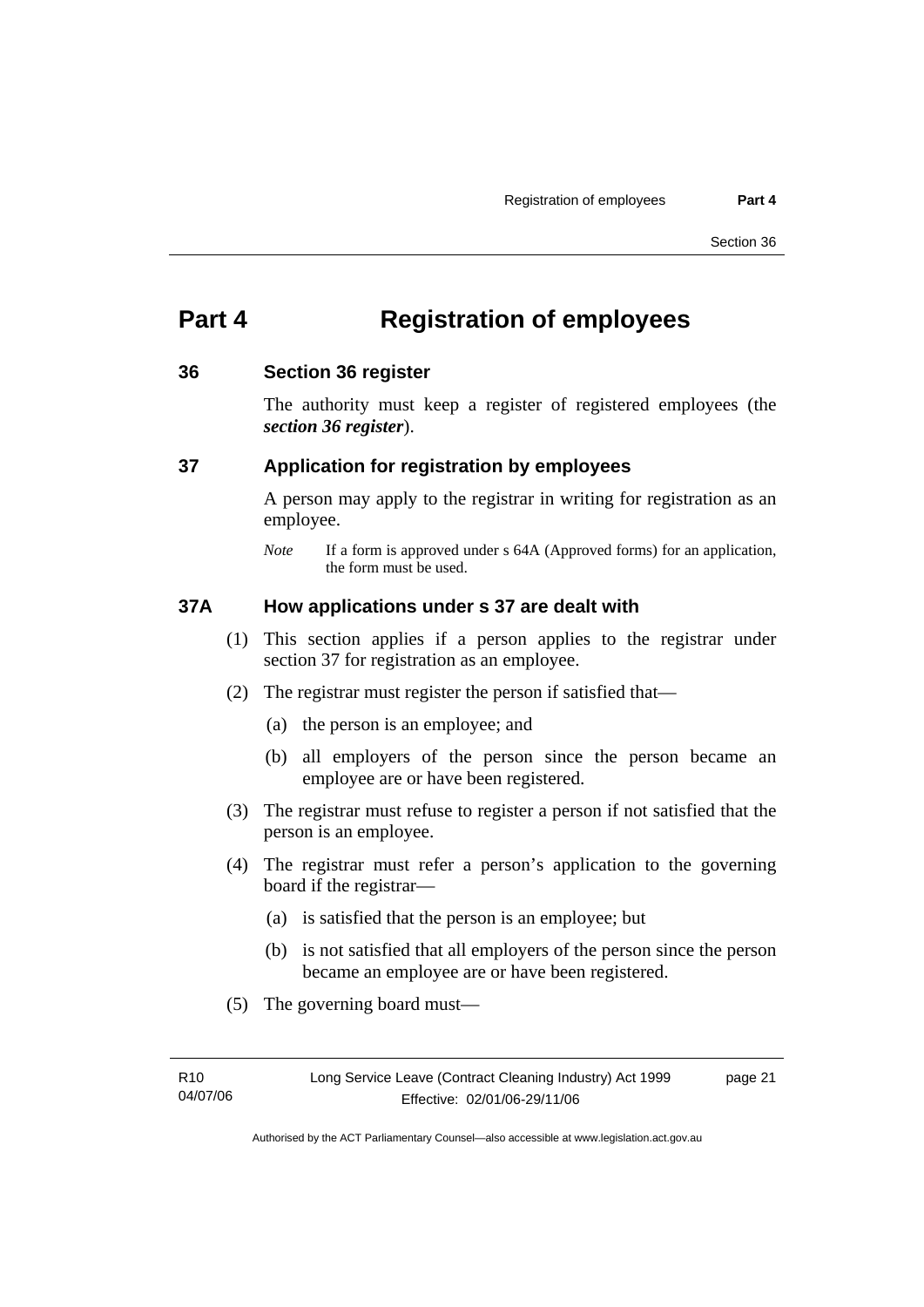# Part 4 Registration of employees

## 36 Section 36 register

The authority must keep a register of registered employees (the ***section 36 register***).

## 37 Application for registration by employees

A person may apply to the registrar in writing for registration as an employee.

*Note* If a form is approved under s 64A (Approved forms) for an application, the form must be used.

## 37A How applications under s 37 are dealt with

(1) This section applies if a person applies to the registrar under section 37 for registration as an employee.

(2) The registrar must register the person if satisfied that—

(a) the person is an employee; and

(b) all employers of the person since the person became an employee are or have been registered.

(3) The registrar must refuse to register a person if not satisfied that the person is an employee.

(4) The registrar must refer a person's application to the governing board if the registrar—

(a) is satisfied that the person is an employee; but

(b) is not satisfied that all employers of the person since the person became an employee are or have been registered.

(5) The governing board must—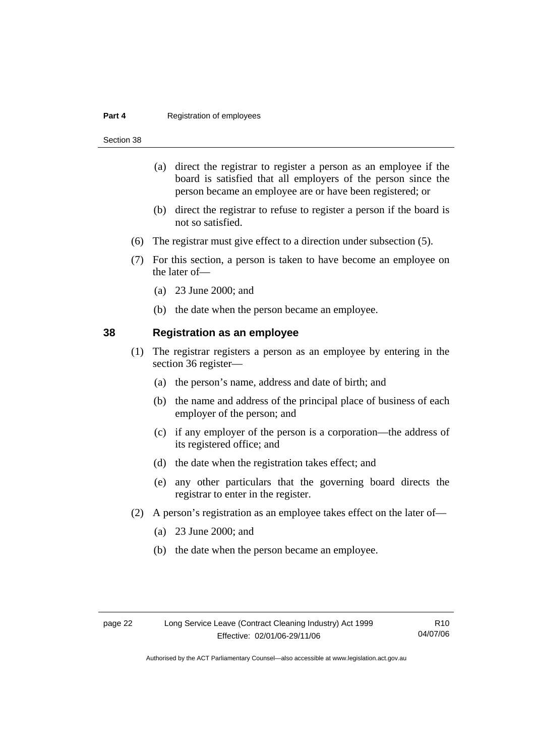(a) direct the registrar to register a person as an employee if the board is satisfied that all employers of the person since the person became an employee are or have been registered; or

(b) direct the registrar to refuse to register a person if the board is not so satisfied.

(6) The registrar must give effect to a direction under subsection (5).

(7) For this section, a person is taken to have become an employee on the later of—

(a) 23 June 2000; and

(b) the date when the person became an employee.

## 38 Registration as an employee

(1) The registrar registers a person as an employee by entering in the section 36 register—

(a) the person's name, address and date of birth; and

(b) the name and address of the principal place of business of each employer of the person; and

(c) if any employer of the person is a corporation—the address of its registered office; and

(d) the date when the registration takes effect; and

(e) any other particulars that the governing board directs the registrar to enter in the register.

(2) A person's registration as an employee takes effect on the later of—

(a) 23 June 2000; and

(b) the date when the person became an employee.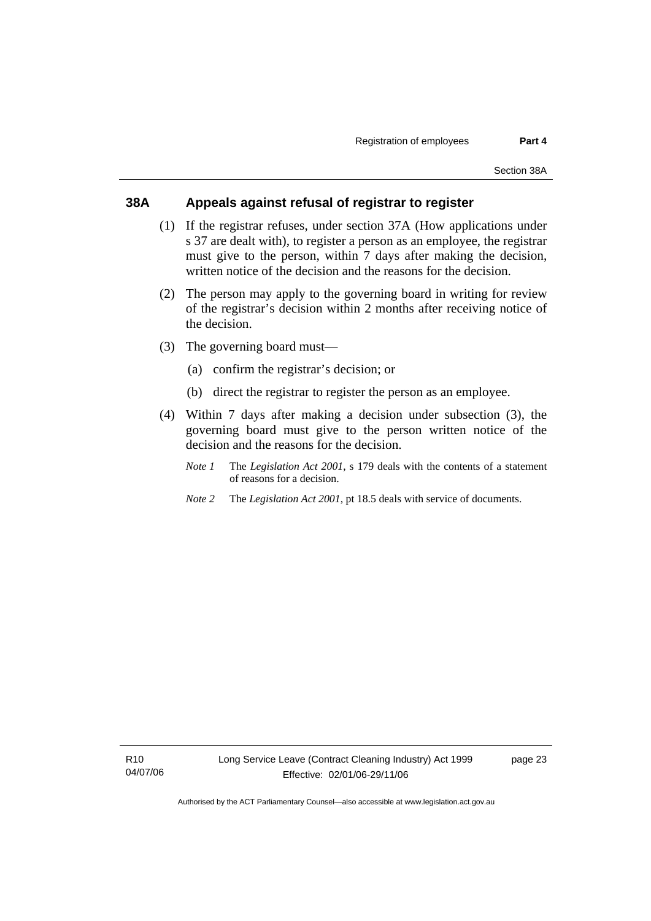## 38A Appeals against refusal of registrar to register

(1) If the registrar refuses, under section 37A (How applications under s 37 are dealt with), to register a person as an employee, the registrar must give to the person, within 7 days after making the decision, written notice of the decision and the reasons for the decision.

(2) The person may apply to the governing board in writing for review of the registrar's decision within 2 months after receiving notice of the decision.

(3) The governing board must—

(a) confirm the registrar's decision; or

(b) direct the registrar to register the person as an employee.

(4) Within 7 days after making a decision under subsection (3), the governing board must give to the person written notice of the decision and the reasons for the decision.

*Note 1* The *Legislation Act 2001*, s 179 deals with the contents of a statement of reasons for a decision.

*Note 2* The *Legislation Act 2001*, pt 18.5 deals with service of documents.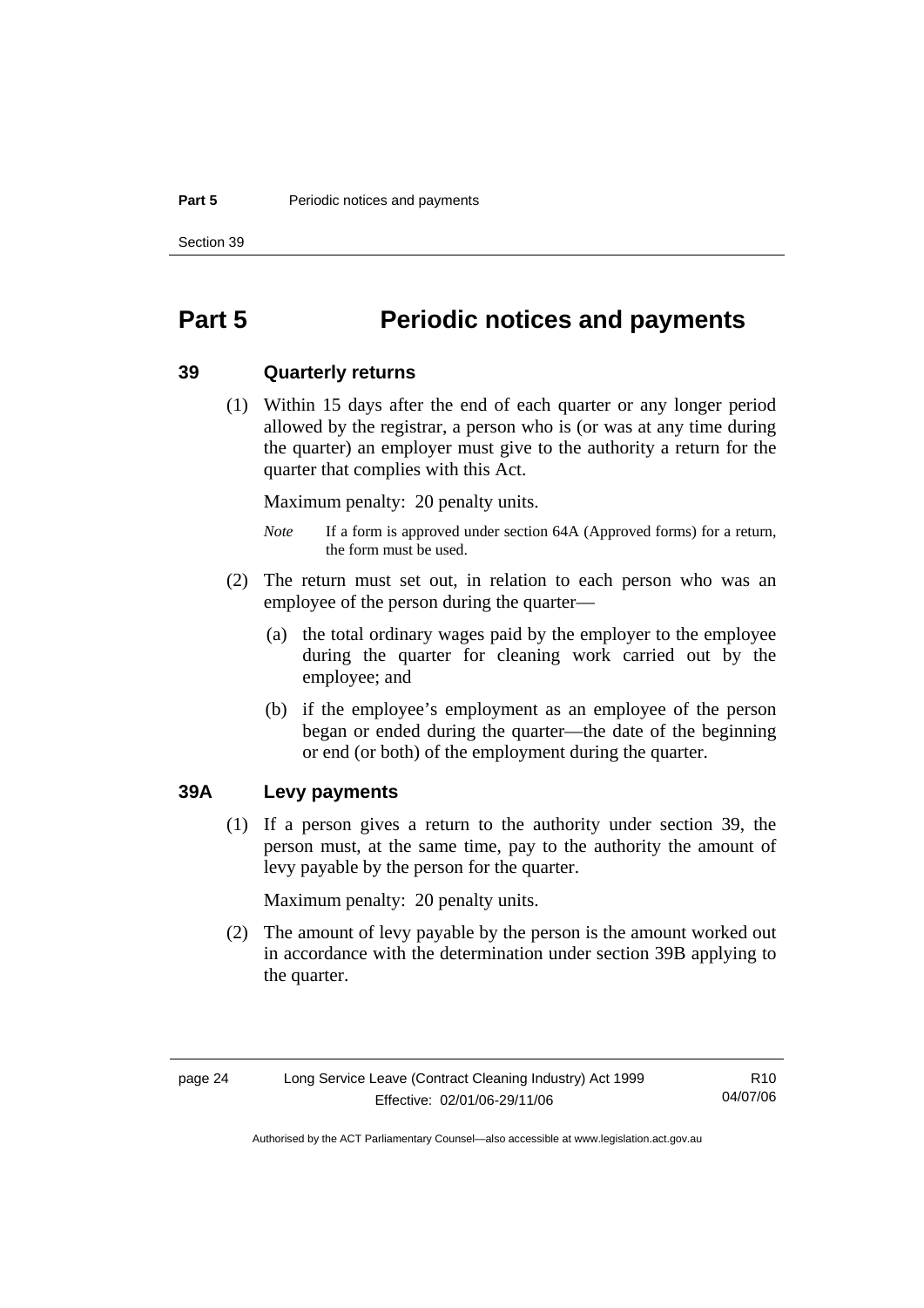# Part 5 Periodic notices and payments

## 39 Quarterly returns

(1) Within 15 days after the end of each quarter or any longer period allowed by the registrar, a person who is (or was at any time during the quarter) an employer must give to the authority a return for the quarter that complies with this Act.

Maximum penalty: 20 penalty units.

*Note* If a form is approved under section 64A (Approved forms) for a return, the form must be used.

(2) The return must set out, in relation to each person who was an employee of the person during the quarter—

(a) the total ordinary wages paid by the employer to the employee during the quarter for cleaning work carried out by the employee; and

(b) if the employee's employment as an employee of the person began or ended during the quarter—the date of the beginning or end (or both) of the employment during the quarter.

## 39A Levy payments

(1) If a person gives a return to the authority under section 39, the person must, at the same time, pay to the authority the amount of levy payable by the person for the quarter.

Maximum penalty: 20 penalty units.

(2) The amount of levy payable by the person is the amount worked out in accordance with the determination under section 39B applying to the quarter.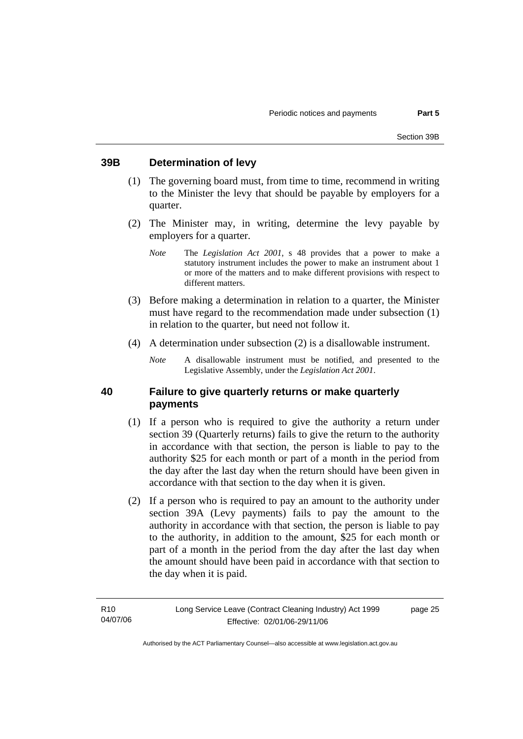## 39B Determination of levy

(1) The governing board must, from time to time, recommend in writing to the Minister the levy that should be payable by employers for a quarter.

(2) The Minister may, in writing, determine the levy payable by employers for a quarter.

*Note* The *Legislation Act 2001*, s 48 provides that a power to make a statutory instrument includes the power to make an instrument about 1 or more of the matters and to make different provisions with respect to different matters.

(3) Before making a determination in relation to a quarter, the Minister must have regard to the recommendation made under subsection (1) in relation to the quarter, but need not follow it.

(4) A determination under subsection (2) is a disallowable instrument.

*Note* A disallowable instrument must be notified, and presented to the Legislative Assembly, under the *Legislation Act 2001*.

## 40 Failure to give quarterly returns or make quarterly payments

(1) If a person who is required to give the authority a return under section 39 (Quarterly returns) fails to give the return to the authority in accordance with that section, the person is liable to pay to the authority $25 for each month or part of a month in the period from the day after the last day when the return should have been given in accordance with that section to the day when it is given.

(2) If a person who is required to pay an amount to the authority under section 39A (Levy payments) fails to pay the amount to the authority in accordance with that section, the person is liable to pay to the authority, in addition to the amount, $25 for each month or part of a month in the period from the day after the last day when the amount should have been paid in accordance with that section to the day when it is paid.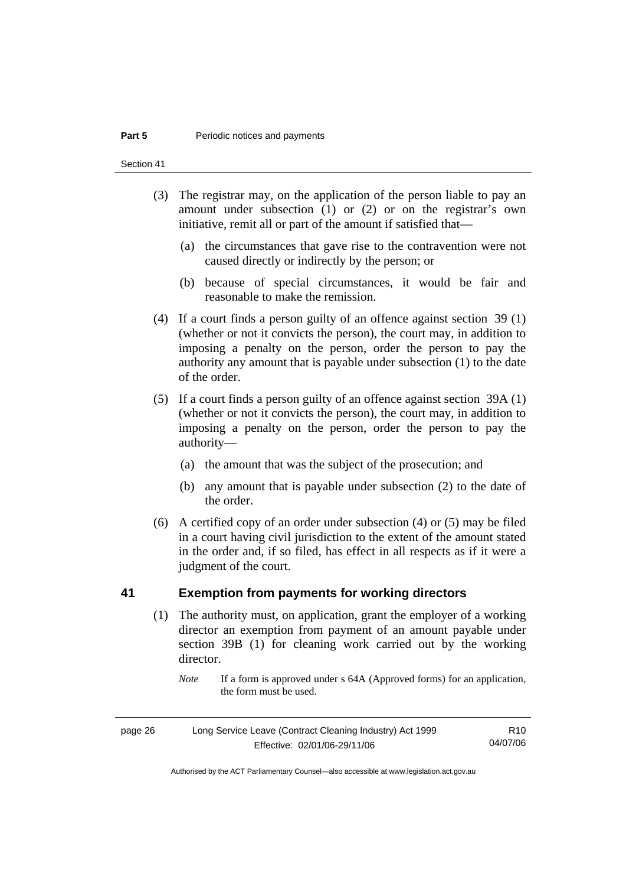(3) The registrar may, on the application of the person liable to pay an amount under subsection (1) or (2) or on the registrar's own initiative, remit all or part of the amount if satisfied that—

(a) the circumstances that gave rise to the contravention were not caused directly or indirectly by the person; or

(b) because of special circumstances, it would be fair and reasonable to make the remission.

(4) If a court finds a person guilty of an offence against section 39 (1) (whether or not it convicts the person), the court may, in addition to imposing a penalty on the person, order the person to pay the authority any amount that is payable under subsection (1) to the date of the order.

(5) If a court finds a person guilty of an offence against section 39A (1) (whether or not it convicts the person), the court may, in addition to imposing a penalty on the person, order the person to pay the authority—

(a) the amount that was the subject of the prosecution; and

(b) any amount that is payable under subsection (2) to the date of the order.

(6) A certified copy of an order under subsection (4) or (5) may be filed in a court having civil jurisdiction to the extent of the amount stated in the order and, if so filed, has effect in all respects as if it were a judgment of the court.

## 41 Exemption from payments for working directors

(1) The authority must, on application, grant the employer of a working director an exemption from payment of an amount payable under section 39B (1) for cleaning work carried out by the working director.

*Note* If a form is approved under s 64A (Approved forms) for an application, the form must be used.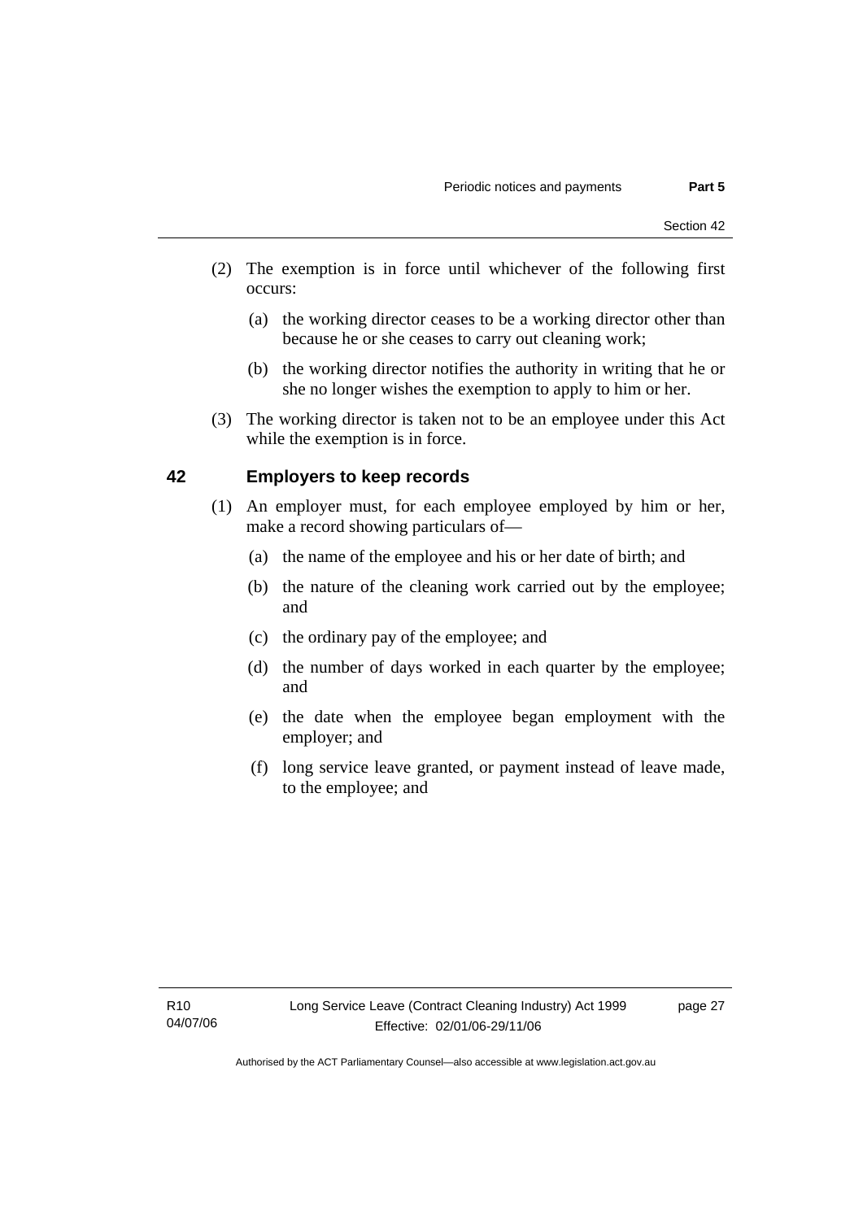(2) The exemption is in force until whichever of the following first occurs:

   (a) the working director ceases to be a working director other than because he or she ceases to carry out cleaning work;

   (b) the working director notifies the authority in writing that he or she no longer wishes the exemption to apply to him or her.

(3) The working director is taken not to be an employee under this Act while the exemption is in force.

## 42 Employers to keep records

(1) An employer must, for each employee employed by him or her, make a record showing particulars of—

   (a) the name of the employee and his or her date of birth; and

   (b) the nature of the cleaning work carried out by the employee; and

   (c) the ordinary pay of the employee; and

   (d) the number of days worked in each quarter by the employee; and

   (e) the date when the employee began employment with the employer; and

   (f) long service leave granted, or payment instead of leave made, to the employee; and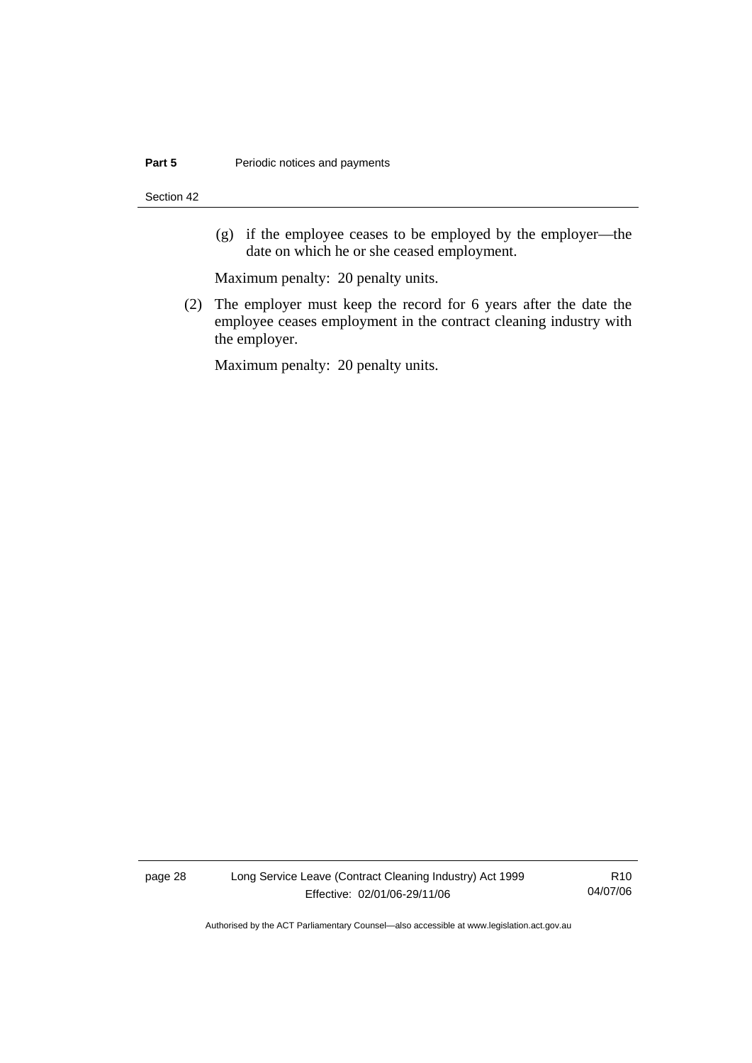(g) if the employee ceases to be employed by the employer—the date on which he or she ceased employment.

Maximum penalty: 20 penalty units.

(2) The employer must keep the record for 6 years after the date the employee ceases employment in the contract cleaning industry with the employer.

Maximum penalty: 20 penalty units.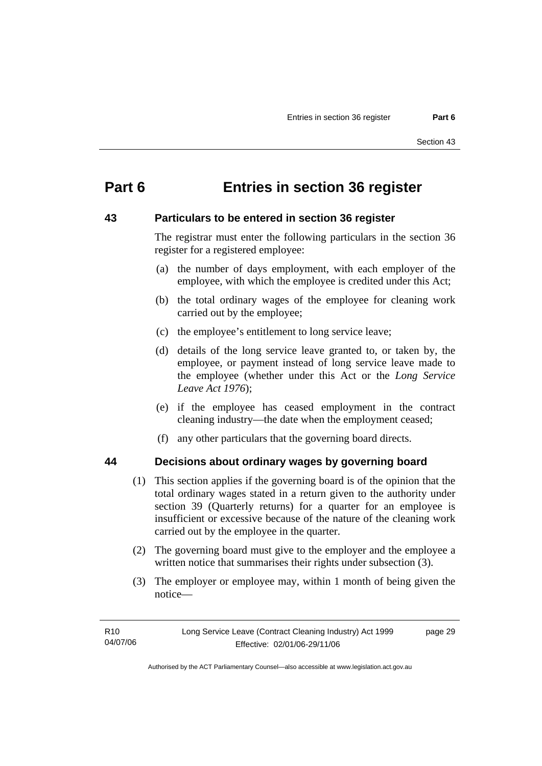# Part 6 Entries in section 36 register

## 43 Particulars to be entered in section 36 register

The registrar must enter the following particulars in the section 36 register for a registered employee:

(a) the number of days employment, with each employer of the employee, with which the employee is credited under this Act;

(b) the total ordinary wages of the employee for cleaning work carried out by the employee;

(c) the employee's entitlement to long service leave;

(d) details of the long service leave granted to, or taken by, the employee, or payment instead of long service leave made to the employee (whether under this Act or the *Long Service Leave Act 1976*);

(e) if the employee has ceased employment in the contract cleaning industry—the date when the employment ceased;

(f) any other particulars that the governing board directs.

## 44 Decisions about ordinary wages by governing board

(1) This section applies if the governing board is of the opinion that the total ordinary wages stated in a return given to the authority under section 39 (Quarterly returns) for a quarter for an employee is insufficient or excessive because of the nature of the cleaning work carried out by the employee in the quarter.

(2) The governing board must give to the employer and the employee a written notice that summarises their rights under subsection (3).

(3) The employer or employee may, within 1 month of being given the notice—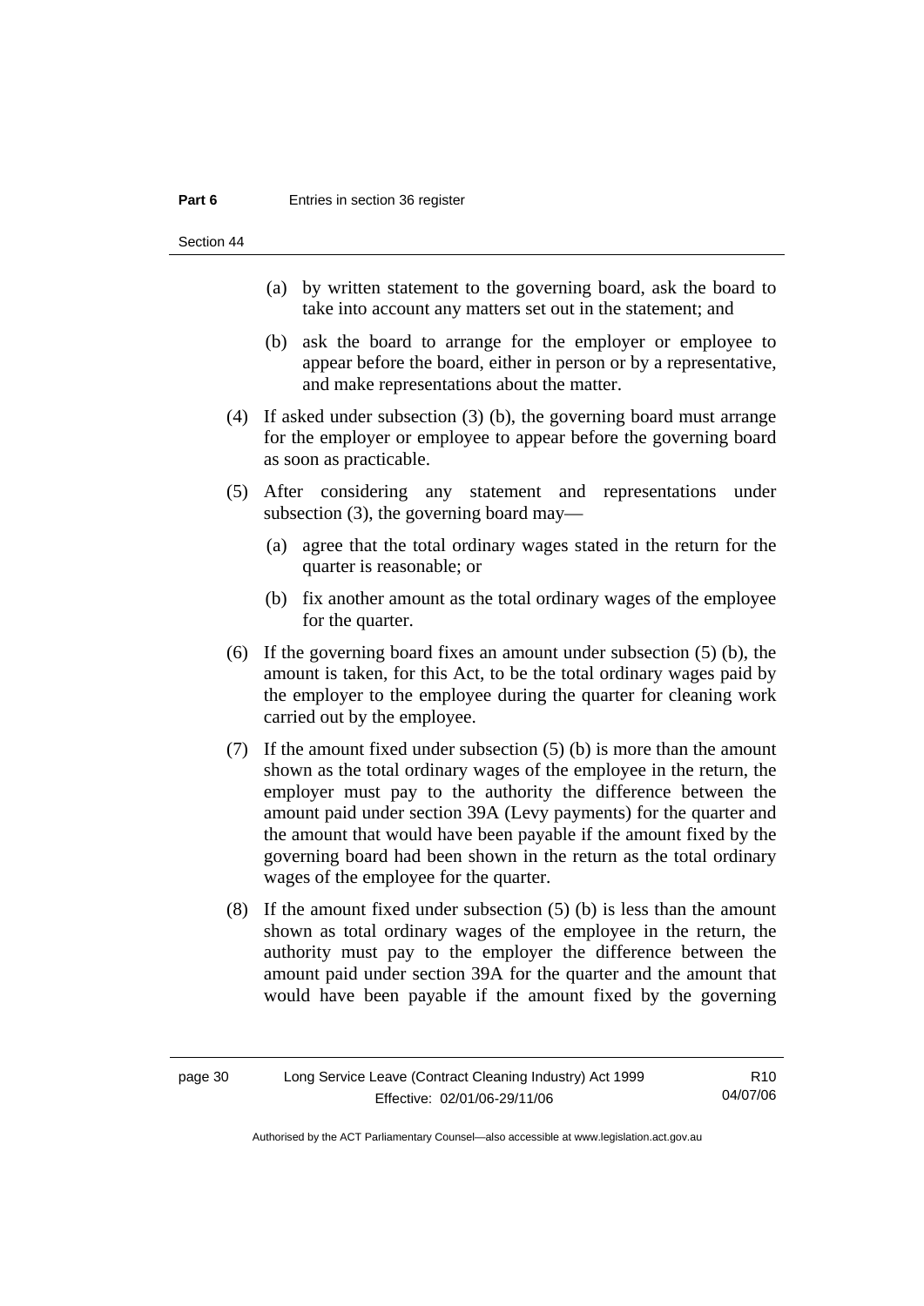(a) by written statement to the governing board, ask the board to take into account any matters set out in the statement; and

(b) ask the board to arrange for the employer or employee to appear before the board, either in person or by a representative, and make representations about the matter.

(4) If asked under subsection (3) (b), the governing board must arrange for the employer or employee to appear before the governing board as soon as practicable.

(5) After considering any statement and representations under subsection (3), the governing board may—

(a) agree that the total ordinary wages stated in the return for the quarter is reasonable; or

(b) fix another amount as the total ordinary wages of the employee for the quarter.

(6) If the governing board fixes an amount under subsection (5) (b), the amount is taken, for this Act, to be the total ordinary wages paid by the employer to the employee during the quarter for cleaning work carried out by the employee.

(7) If the amount fixed under subsection (5) (b) is more than the amount shown as the total ordinary wages of the employee in the return, the employer must pay to the authority the difference between the amount paid under section 39A (Levy payments) for the quarter and the amount that would have been payable if the amount fixed by the governing board had been shown in the return as the total ordinary wages of the employee for the quarter.

(8) If the amount fixed under subsection (5) (b) is less than the amount shown as total ordinary wages of the employee in the return, the authority must pay to the employer the difference between the amount paid under section 39A for the quarter and the amount that would have been payable if the amount fixed by the governing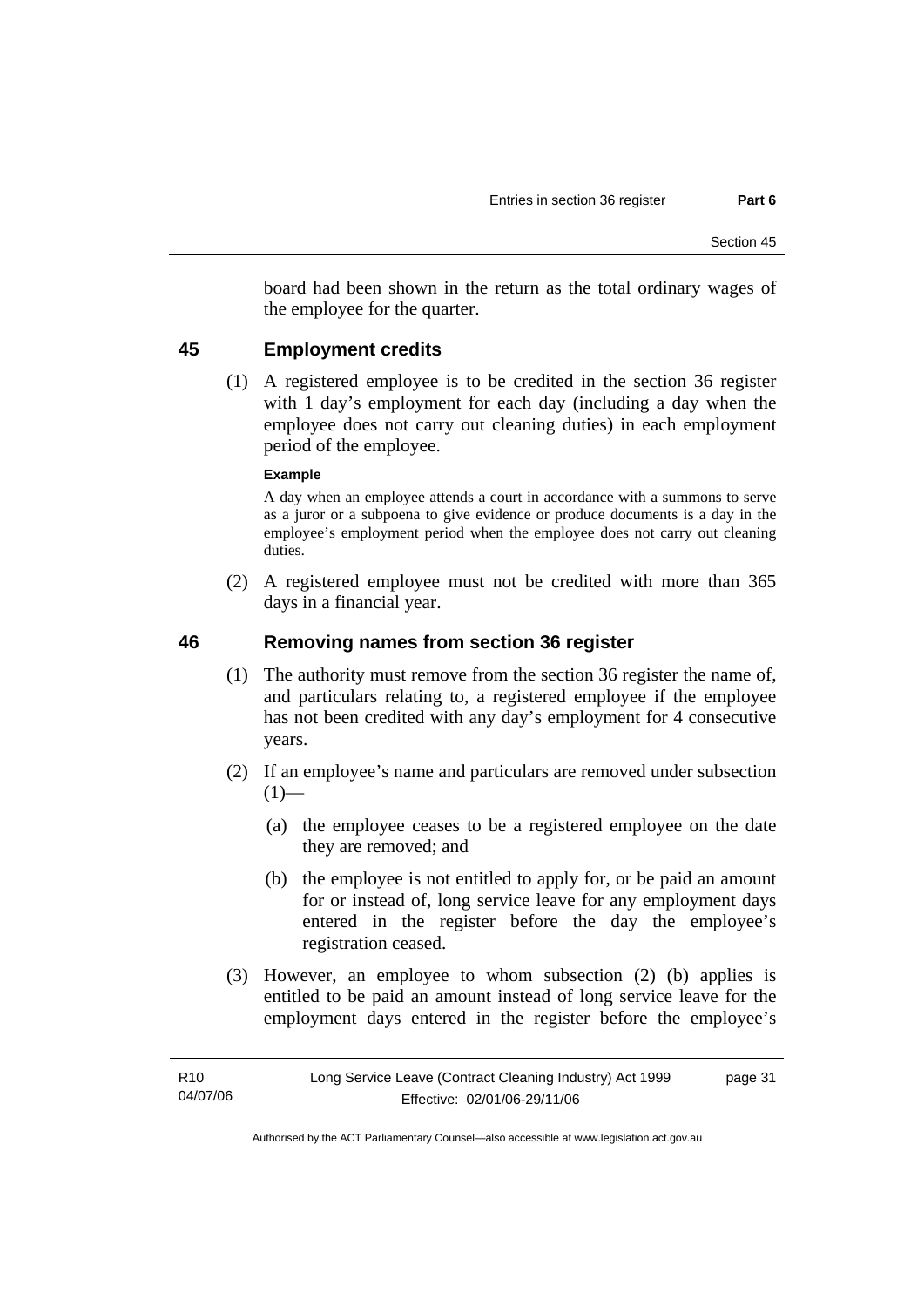board had been shown in the return as the total ordinary wages of the employee for the quarter.

## 45 Employment credits

(1) A registered employee is to be credited in the section 36 register with 1 day's employment for each day (including a day when the employee does not carry out cleaning duties) in each employment period of the employee.

**Example**

A day when an employee attends a court in accordance with a summons to serve as a juror or a subpoena to give evidence or produce documents is a day in the employee's employment period when the employee does not carry out cleaning duties.

(2) A registered employee must not be credited with more than 365 days in a financial year.

## 46 Removing names from section 36 register

(1) The authority must remove from the section 36 register the name of, and particulars relating to, a registered employee if the employee has not been credited with any day's employment for 4 consecutive years.

(2) If an employee's name and particulars are removed under subsection (1)—

(a) the employee ceases to be a registered employee on the date they are removed; and

(b) the employee is not entitled to apply for, or be paid an amount for or instead of, long service leave for any employment days entered in the register before the day the employee's registration ceased.

(3) However, an employee to whom subsection (2) (b) applies is entitled to be paid an amount instead of long service leave for the employment days entered in the register before the employee's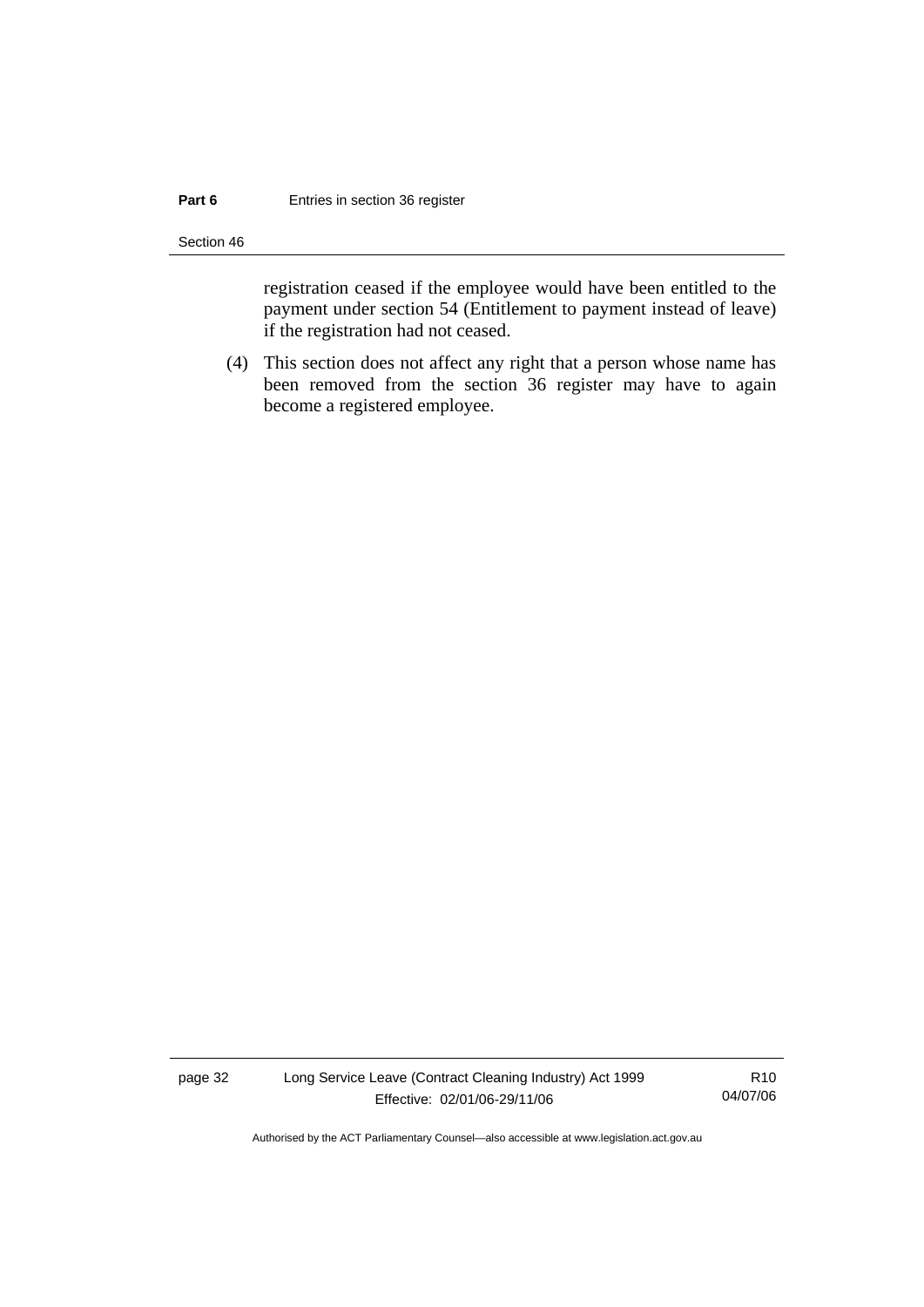registration ceased if the employee would have been entitled to the payment under section 54 (Entitlement to payment instead of leave) if the registration had not ceased.

(4) This section does not affect any right that a person whose name has been removed from the section 36 register may have to again become a registered employee.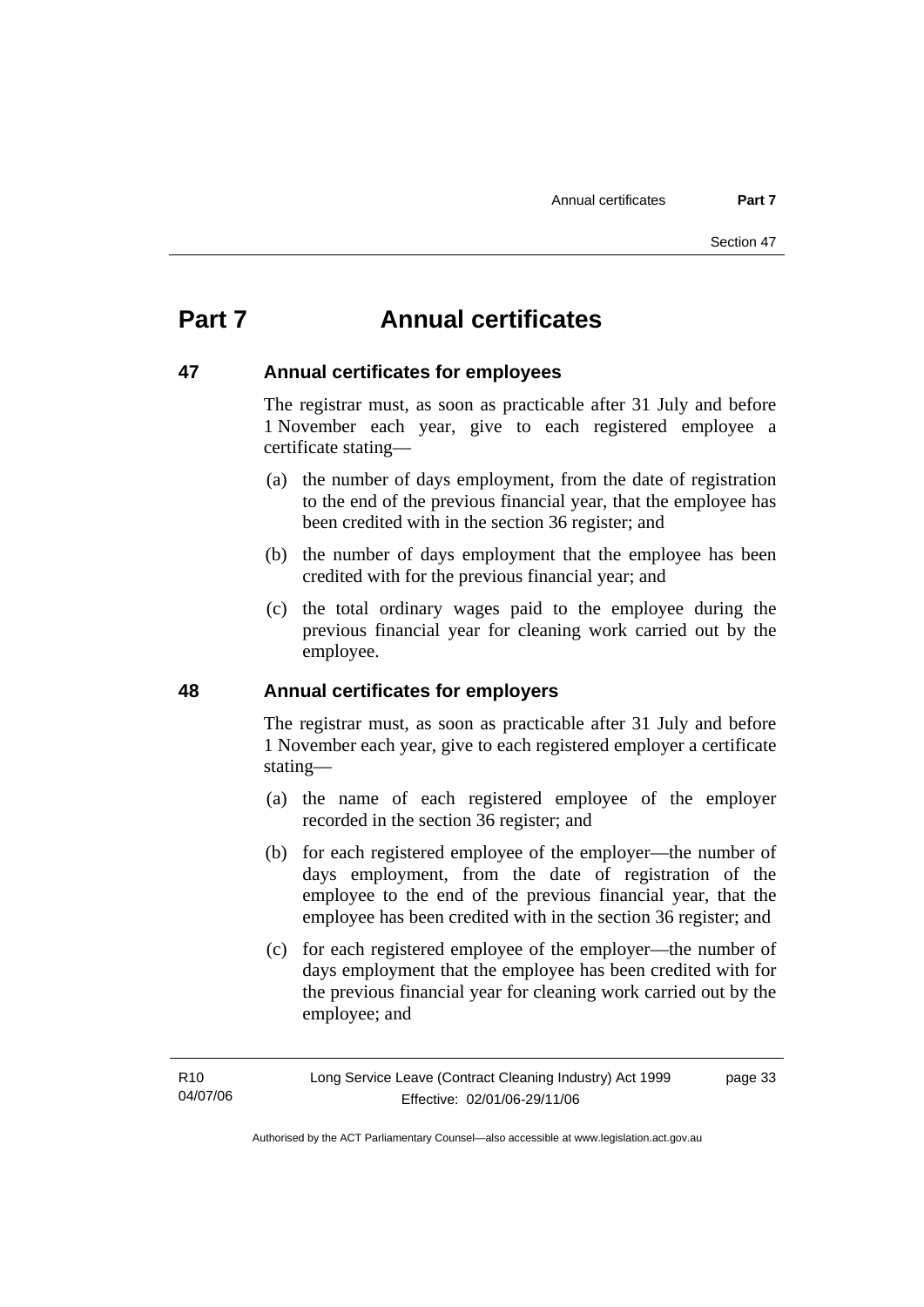# Part 7 Annual certificates

## 47 Annual certificates for employees

The registrar must, as soon as practicable after 31 July and before 1 November each year, give to each registered employee a certificate stating—

(a) the number of days employment, from the date of registration to the end of the previous financial year, that the employee has been credited with in the section 36 register; and

(b) the number of days employment that the employee has been credited with for the previous financial year; and

(c) the total ordinary wages paid to the employee during the previous financial year for cleaning work carried out by the employee.

## 48 Annual certificates for employers

The registrar must, as soon as practicable after 31 July and before 1 November each year, give to each registered employer a certificate stating—

(a) the name of each registered employee of the employer recorded in the section 36 register; and

(b) for each registered employee of the employer—the number of days employment, from the date of registration of the employee to the end of the previous financial year, that the employee has been credited with in the section 36 register; and

(c) for each registered employee of the employer—the number of days employment that the employee has been credited with for the previous financial year for cleaning work carried out by the employee; and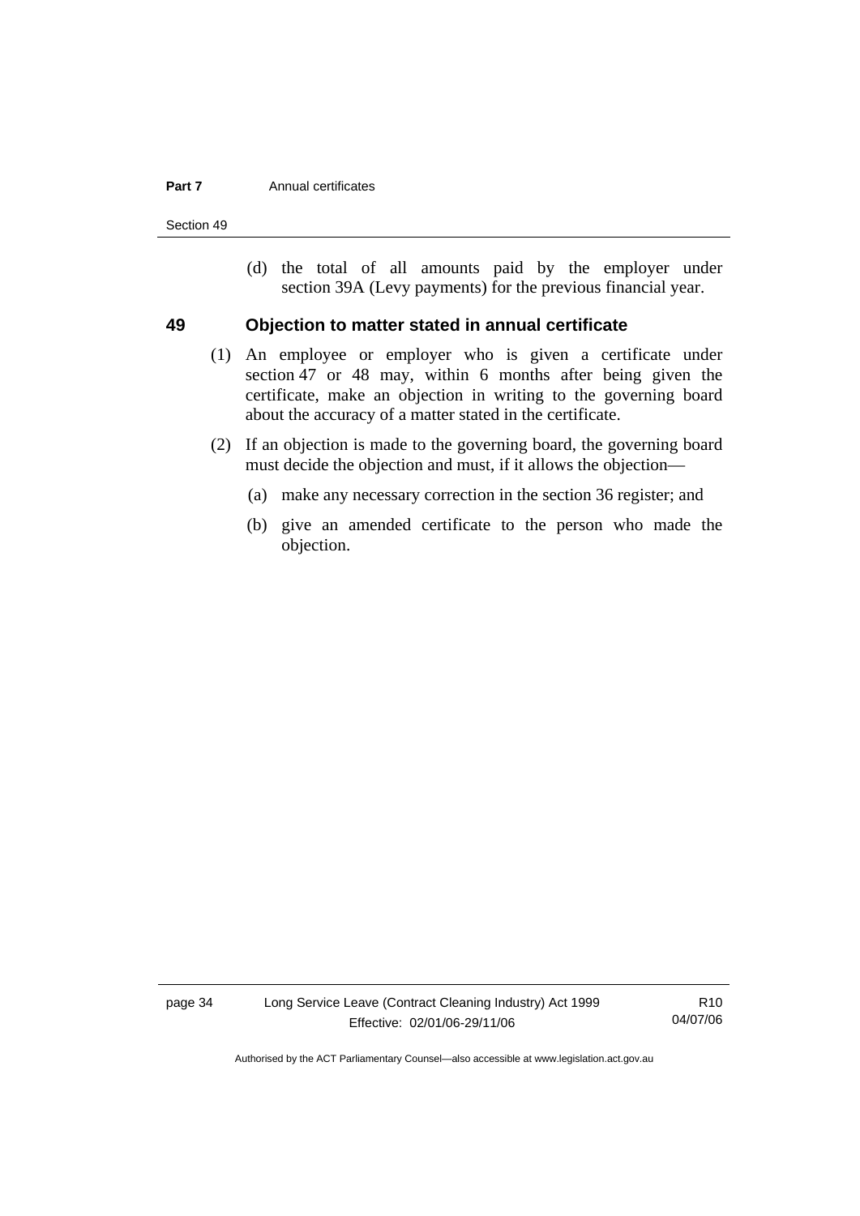(d) the total of all amounts paid by the employer under section 39A (Levy payments) for the previous financial year.

## 49 Objection to matter stated in annual certificate

(1) An employee or employer who is given a certificate under section 47 or 48 may, within 6 months after being given the certificate, make an objection in writing to the governing board about the accuracy of a matter stated in the certificate.

(2) If an objection is made to the governing board, the governing board must decide the objection and must, if it allows the objection—

(a) make any necessary correction in the section 36 register; and

(b) give an amended certificate to the person who made the objection.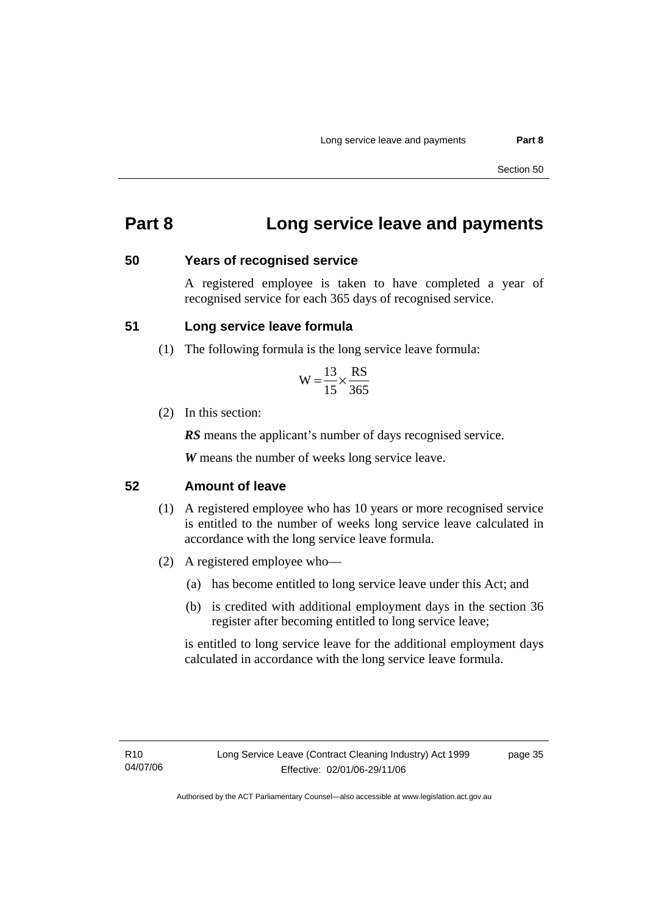# Part 8 Long service leave and payments

## 50 Years of recognised service

A registered employee is taken to have completed a year of recognised service for each 365 days of recognised service.

## 51 Long service leave formula

(1) The following formula is the long service leave formula:

$$W = \frac{13}{15} \times \frac{RS}{365}$$

(2) In this section:

***RS*** means the applicant's number of days recognised service.

***W*** means the number of weeks long service leave.

## 52 Amount of leave

(1) A registered employee who has 10 years or more recognised service is entitled to the number of weeks long service leave calculated in accordance with the long service leave formula.

(2) A registered employee who—

(a) has become entitled to long service leave under this Act; and

(b) is credited with additional employment days in the section 36 register after becoming entitled to long service leave;

is entitled to long service leave for the additional employment days calculated in accordance with the long service leave formula.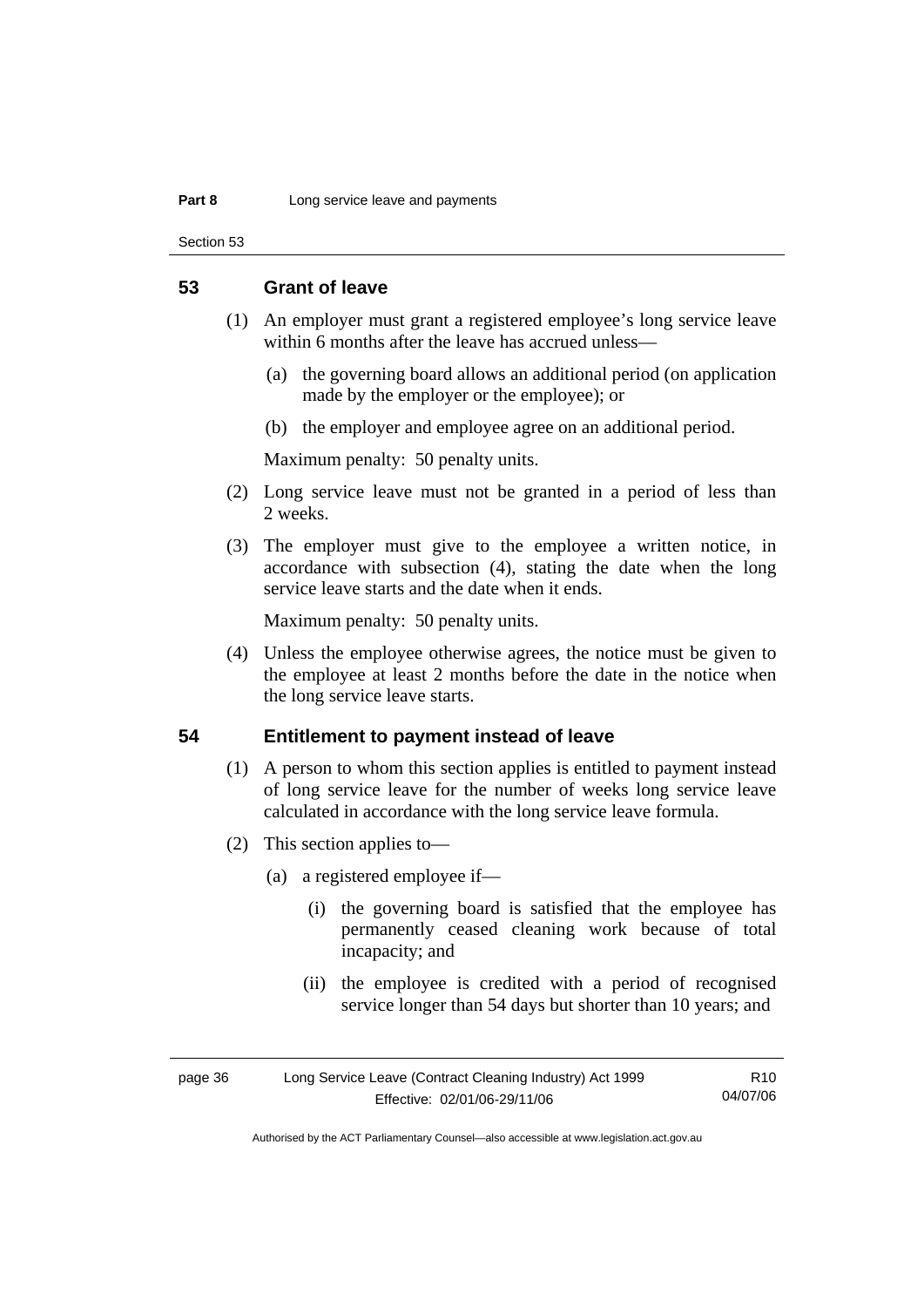## 53 Grant of leave

(1) An employer must grant a registered employee's long service leave within 6 months after the leave has accrued unless—

(a) the governing board allows an additional period (on application made by the employer or the employee); or

(b) the employer and employee agree on an additional period.

Maximum penalty: 50 penalty units.

(2) Long service leave must not be granted in a period of less than 2 weeks.

(3) The employer must give to the employee a written notice, in accordance with subsection (4), stating the date when the long service leave starts and the date when it ends.

Maximum penalty: 50 penalty units.

(4) Unless the employee otherwise agrees, the notice must be given to the employee at least 2 months before the date in the notice when the long service leave starts.

## 54 Entitlement to payment instead of leave

(1) A person to whom this section applies is entitled to payment instead of long service leave for the number of weeks long service leave calculated in accordance with the long service leave formula.

(2) This section applies to—

(a) a registered employee if—

(i) the governing board is satisfied that the employee has permanently ceased cleaning work because of total incapacity; and

(ii) the employee is credited with a period of recognised service longer than 54 days but shorter than 10 years; and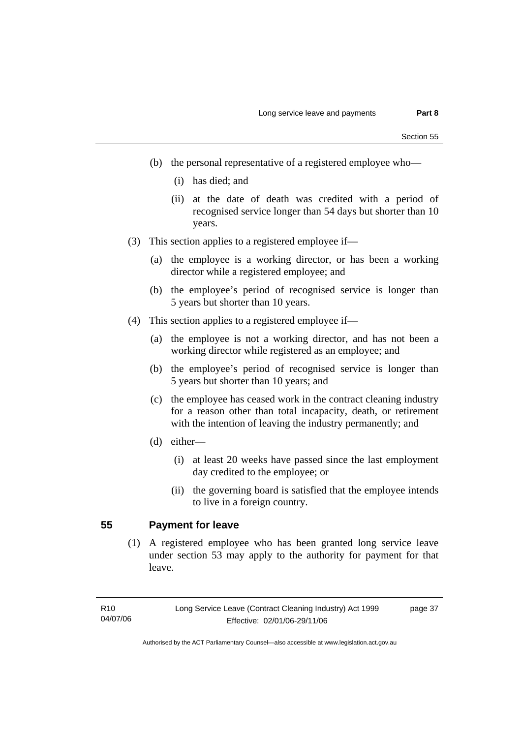(b) the personal representative of a registered employee who—

   (i) has died; and

   (ii) at the date of death was credited with a period of recognised service longer than 54 days but shorter than 10 years.

(3) This section applies to a registered employee if—

   (a) the employee is a working director, or has been a working director while a registered employee; and

   (b) the employee's period of recognised service is longer than 5 years but shorter than 10 years.

(4) This section applies to a registered employee if—

   (a) the employee is not a working director, and has not been a working director while registered as an employee; and

   (b) the employee's period of recognised service is longer than 5 years but shorter than 10 years; and

   (c) the employee has ceased work in the contract cleaning industry for a reason other than total incapacity, death, or retirement with the intention of leaving the industry permanently; and

   (d) either—

      (i) at least 20 weeks have passed since the last employment day credited to the employee; or

      (ii) the governing board is satisfied that the employee intends to live in a foreign country.

## 55 Payment for leave

(1) A registered employee who has been granted long service leave under section 53 may apply to the authority for payment for that leave.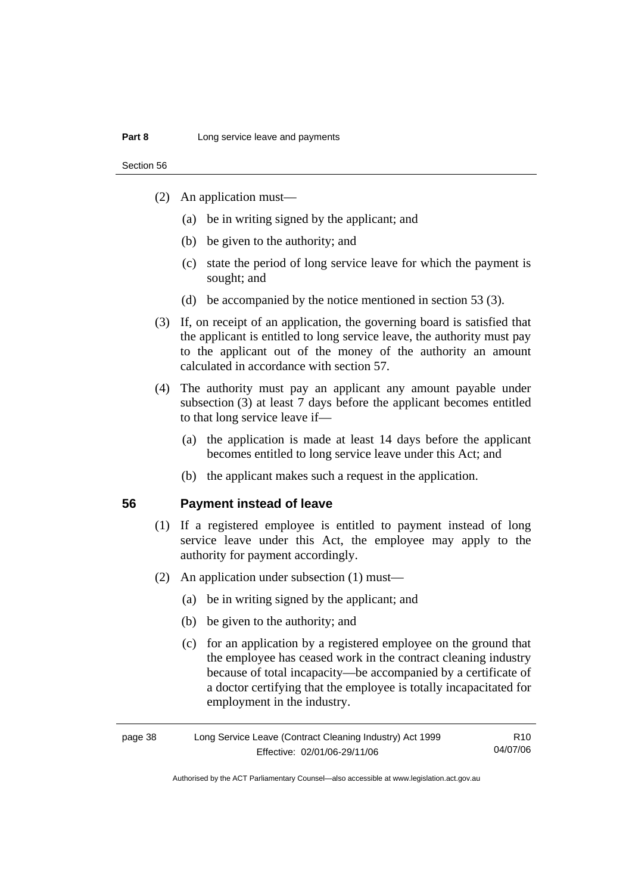(2) An application must—

(a) be in writing signed by the applicant; and

(b) be given to the authority; and

(c) state the period of long service leave for which the payment is sought; and

(d) be accompanied by the notice mentioned in section 53 (3).

(3) If, on receipt of an application, the governing board is satisfied that the applicant is entitled to long service leave, the authority must pay to the applicant out of the money of the authority an amount calculated in accordance with section 57.

(4) The authority must pay an applicant any amount payable under subsection (3) at least 7 days before the applicant becomes entitled to that long service leave if—

(a) the application is made at least 14 days before the applicant becomes entitled to long service leave under this Act; and

(b) the applicant makes such a request in the application.

## 56 Payment instead of leave

(1) If a registered employee is entitled to payment instead of long service leave under this Act, the employee may apply to the authority for payment accordingly.

(2) An application under subsection (1) must—

(a) be in writing signed by the applicant; and

(b) be given to the authority; and

(c) for an application by a registered employee on the ground that the employee has ceased work in the contract cleaning industry because of total incapacity—be accompanied by a certificate of a doctor certifying that the employee is totally incapacitated for employment in the industry.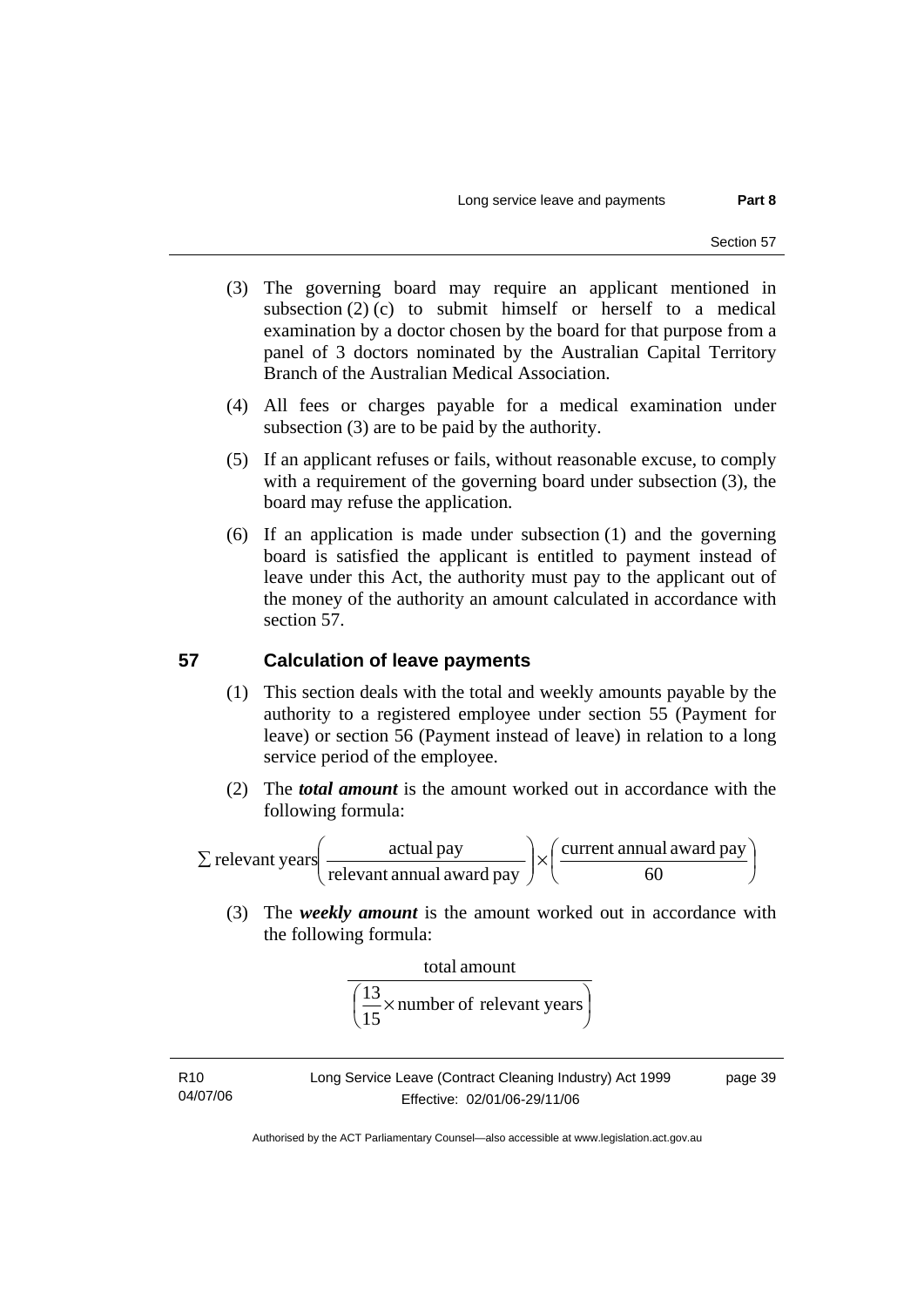(3) The governing board may require an applicant mentioned in subsection (2) (c) to submit himself or herself to a medical examination by a doctor chosen by the board for that purpose from a panel of 3 doctors nominated by the Australian Capital Territory Branch of the Australian Medical Association.

(4) All fees or charges payable for a medical examination under subsection (3) are to be paid by the authority.

(5) If an applicant refuses or fails, without reasonable excuse, to comply with a requirement of the governing board under subsection (3), the board may refuse the application.

(6) If an application is made under subsection (1) and the governing board is satisfied the applicant is entitled to payment instead of leave under this Act, the authority must pay to the applicant out of the money of the authority an amount calculated in accordance with section 57.

## 57 Calculation of leave payments

(1) This section deals with the total and weekly amounts payable by the authority to a registered employee under section 55 (Payment for leave) or section 56 (Payment instead of leave) in relation to a long service period of the employee.

(2) The ***total amount*** is the amount worked out in accordance with the following formula:

$$\sum \text{relevant years}\left(\frac{\text{actual pay}}{\text{relevant annual award pay}}\right)\times\left(\frac{\text{current annual award pay}}{60}\right)$$

(3) The ***weekly amount*** is the amount worked out in accordance with the following formula:

$$\frac{\text{total amount}}{\left(\dfrac{13}{15}\times\text{number of relevant years}\right)}$$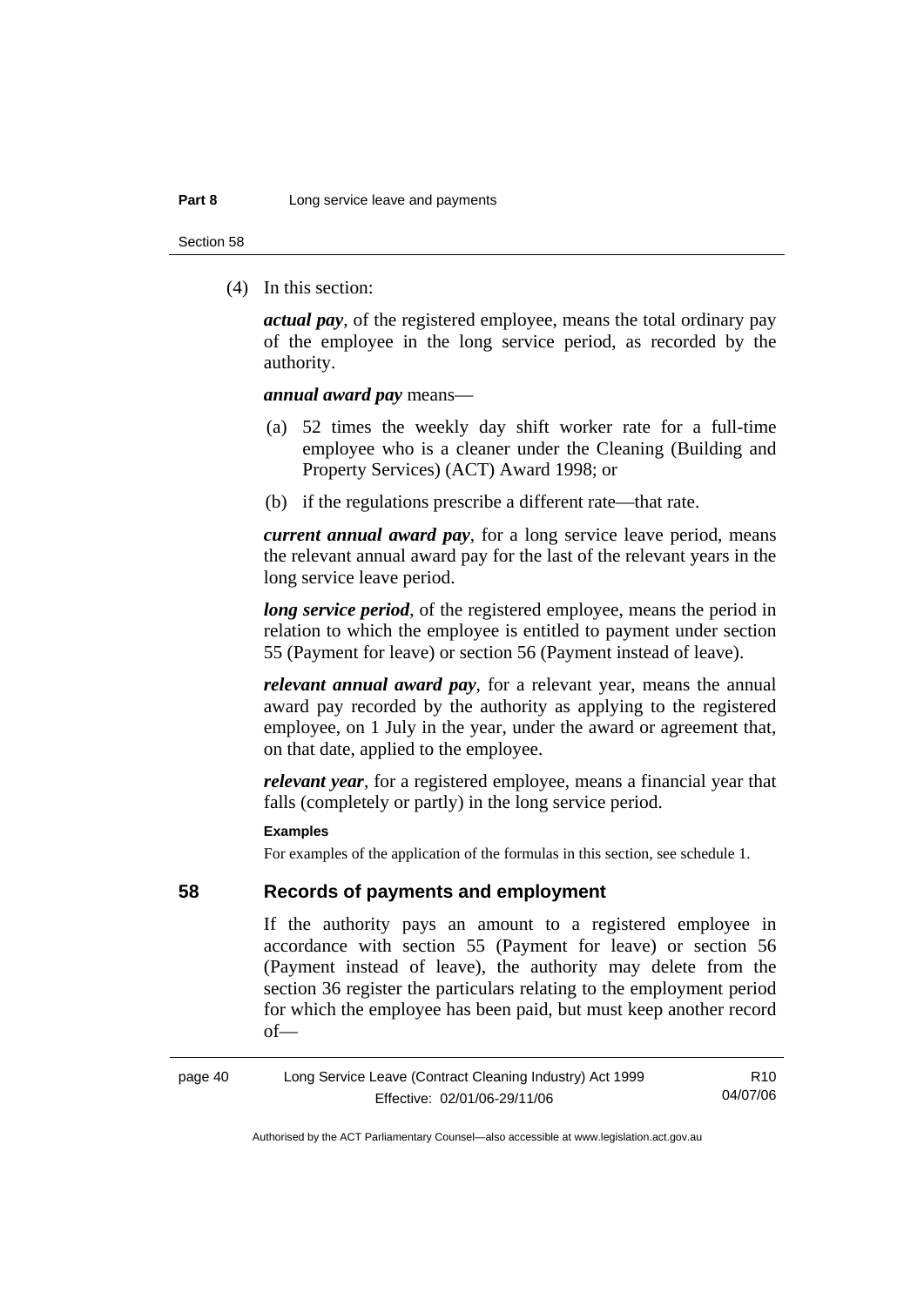(4) In this section:

***actual pay***, of the registered employee, means the total ordinary pay of the employee in the long service period, as recorded by the authority.

***annual award pay*** means—

(a) 52 times the weekly day shift worker rate for a full-time employee who is a cleaner under the Cleaning (Building and Property Services) (ACT) Award 1998; or

(b) if the regulations prescribe a different rate—that rate.

***current annual award pay***, for a long service leave period, means the relevant annual award pay for the last of the relevant years in the long service leave period.

***long service period***, of the registered employee, means the period in relation to which the employee is entitled to payment under section 55 (Payment for leave) or section 56 (Payment instead of leave).

***relevant annual award pay***, for a relevant year, means the annual award pay recorded by the authority as applying to the registered employee, on 1 July in the year, under the award or agreement that, on that date, applied to the employee.

***relevant year***, for a registered employee, means a financial year that falls (completely or partly) in the long service period.

**Examples**

For examples of the application of the formulas in this section, see schedule 1.

## 58 Records of payments and employment

If the authority pays an amount to a registered employee in accordance with section 55 (Payment for leave) or section 56 (Payment instead of leave), the authority may delete from the section 36 register the particulars relating to the employment period for which the employee has been paid, but must keep another record of—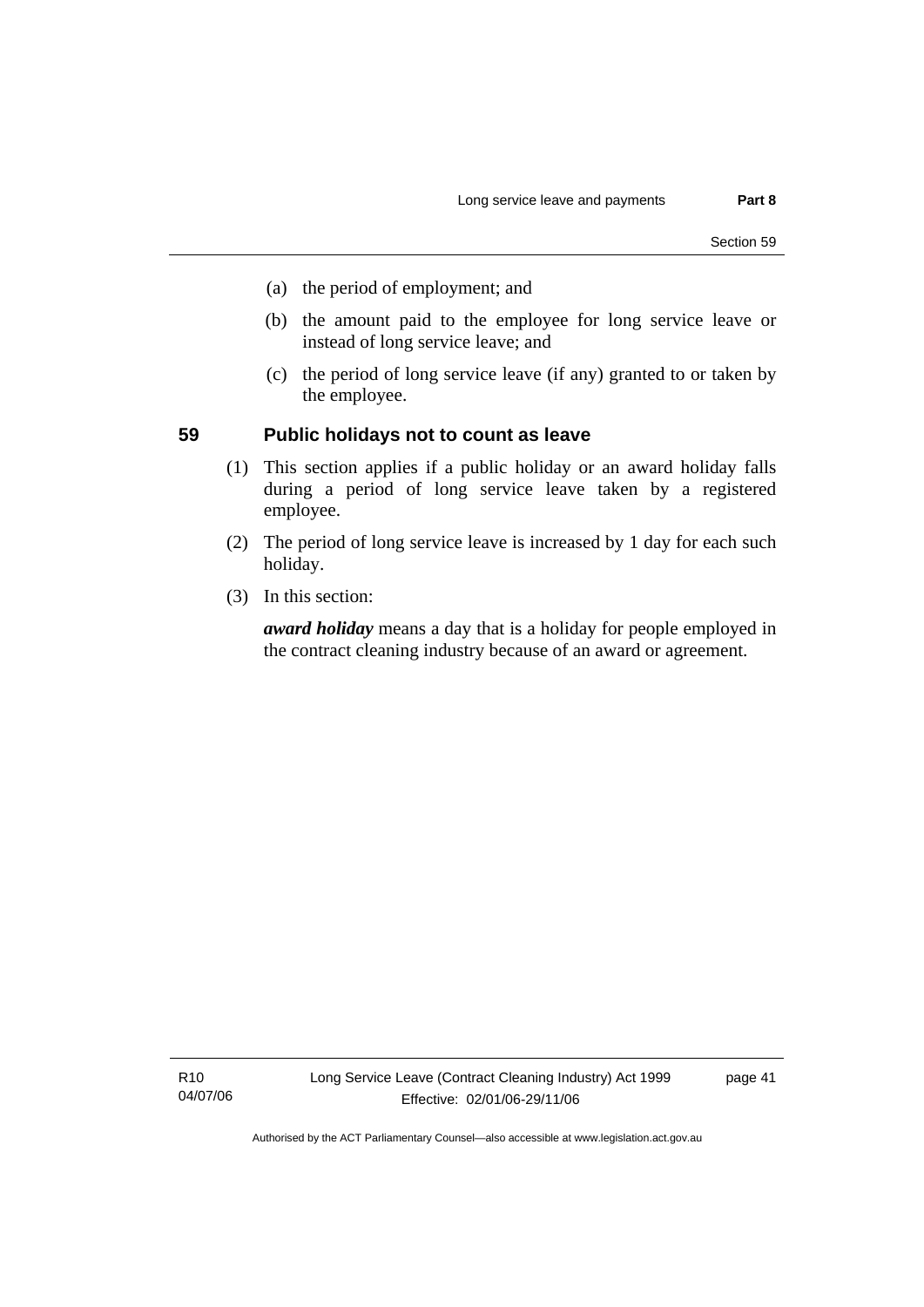(a) the period of employment; and

(b) the amount paid to the employee for long service leave or instead of long service leave; and

(c) the period of long service leave (if any) granted to or taken by the employee.

## 59 Public holidays not to count as leave

(1) This section applies if a public holiday or an award holiday falls during a period of long service leave taken by a registered employee.

(2) The period of long service leave is increased by 1 day for each such holiday.

(3) In this section:

***award holiday*** means a day that is a holiday for people employed in the contract cleaning industry because of an award or agreement.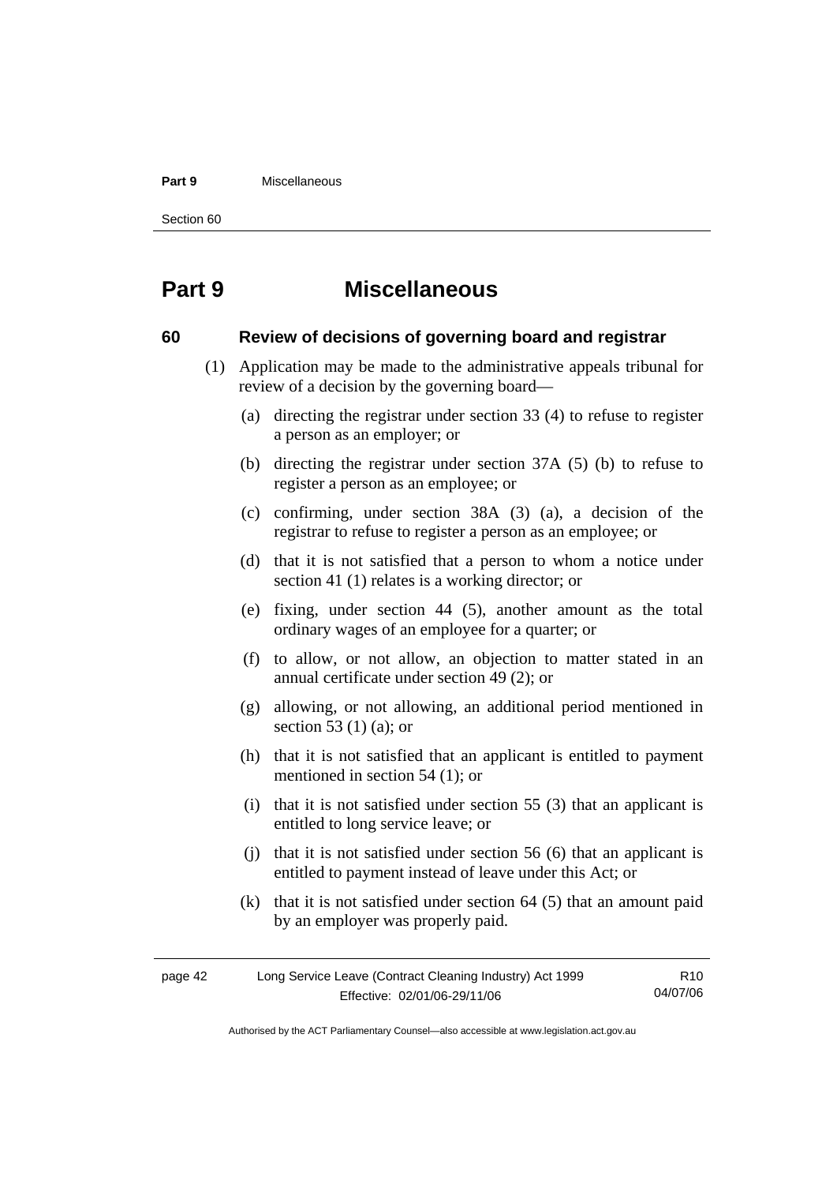# Part 9 Miscellaneous

## 60 Review of decisions of governing board and registrar

(1) Application may be made to the administrative appeals tribunal for review of a decision by the governing board—

(a) directing the registrar under section 33 (4) to refuse to register a person as an employer; or

(b) directing the registrar under section 37A (5) (b) to refuse to register a person as an employee; or

(c) confirming, under section 38A (3) (a), a decision of the registrar to refuse to register a person as an employee; or

(d) that it is not satisfied that a person to whom a notice under section 41 (1) relates is a working director; or

(e) fixing, under section 44 (5), another amount as the total ordinary wages of an employee for a quarter; or

(f) to allow, or not allow, an objection to matter stated in an annual certificate under section 49 (2); or

(g) allowing, or not allowing, an additional period mentioned in section 53 (1) (a); or

(h) that it is not satisfied that an applicant is entitled to payment mentioned in section 54 (1); or

(i) that it is not satisfied under section 55 (3) that an applicant is entitled to long service leave; or

(j) that it is not satisfied under section 56 (6) that an applicant is entitled to payment instead of leave under this Act; or

(k) that it is not satisfied under section 64 (5) that an amount paid by an employer was properly paid.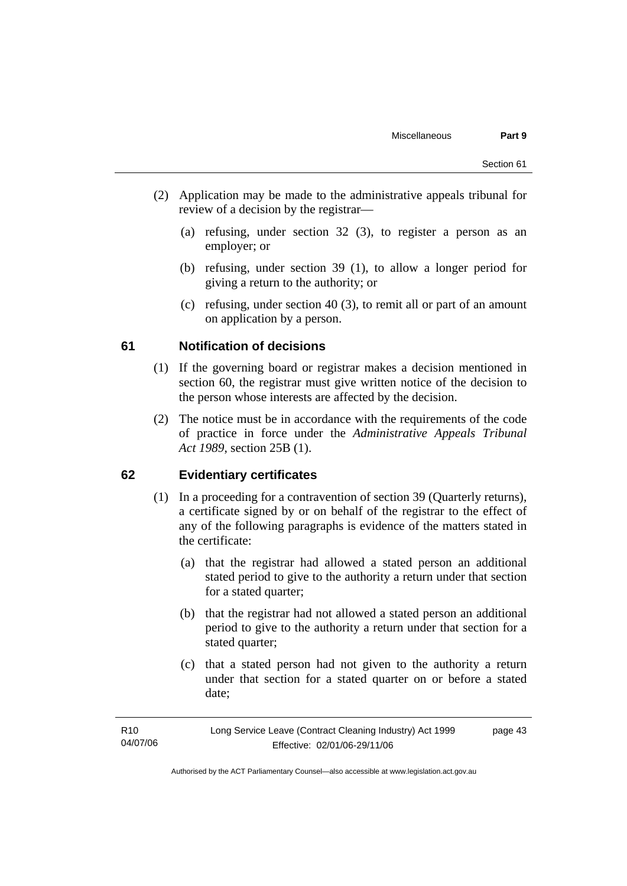(2) Application may be made to the administrative appeals tribunal for review of a decision by the registrar—

(a) refusing, under section 32 (3), to register a person as an employer; or

(b) refusing, under section 39 (1), to allow a longer period for giving a return to the authority; or

(c) refusing, under section 40 (3), to remit all or part of an amount on application by a person.

## 61 Notification of decisions

(1) If the governing board or registrar makes a decision mentioned in section 60, the registrar must give written notice of the decision to the person whose interests are affected by the decision.

(2) The notice must be in accordance with the requirements of the code of practice in force under the *Administrative Appeals Tribunal Act 1989*, section 25B (1).

## 62 Evidentiary certificates

(1) In a proceeding for a contravention of section 39 (Quarterly returns), a certificate signed by or on behalf of the registrar to the effect of any of the following paragraphs is evidence of the matters stated in the certificate:

(a) that the registrar had allowed a stated person an additional stated period to give to the authority a return under that section for a stated quarter;

(b) that the registrar had not allowed a stated person an additional period to give to the authority a return under that section for a stated quarter;

(c) that a stated person had not given to the authority a return under that section for a stated quarter on or before a stated date;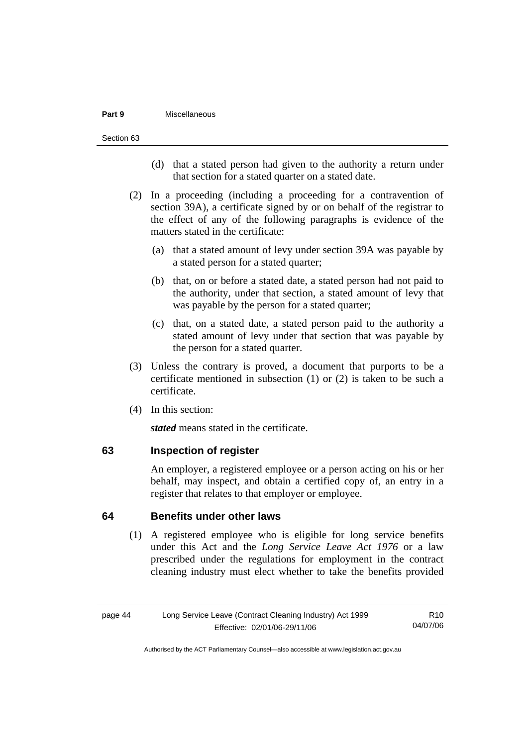(d) that a stated person had given to the authority a return under that section for a stated quarter on a stated date.

(2) In a proceeding (including a proceeding for a contravention of section 39A), a certificate signed by or on behalf of the registrar to the effect of any of the following paragraphs is evidence of the matters stated in the certificate:

(a) that a stated amount of levy under section 39A was payable by a stated person for a stated quarter;

(b) that, on or before a stated date, a stated person had not paid to the authority, under that section, a stated amount of levy that was payable by the person for a stated quarter;

(c) that, on a stated date, a stated person paid to the authority a stated amount of levy under that section that was payable by the person for a stated quarter.

(3) Unless the contrary is proved, a document that purports to be a certificate mentioned in subsection (1) or (2) is taken to be such a certificate.

(4) In this section:

***stated*** means stated in the certificate.

## 63 Inspection of register

An employer, a registered employee or a person acting on his or her behalf, may inspect, and obtain a certified copy of, an entry in a register that relates to that employer or employee.

## 64 Benefits under other laws

(1) A registered employee who is eligible for long service benefits under this Act and the *Long Service Leave Act 1976* or a law prescribed under the regulations for employment in the contract cleaning industry must elect whether to take the benefits provided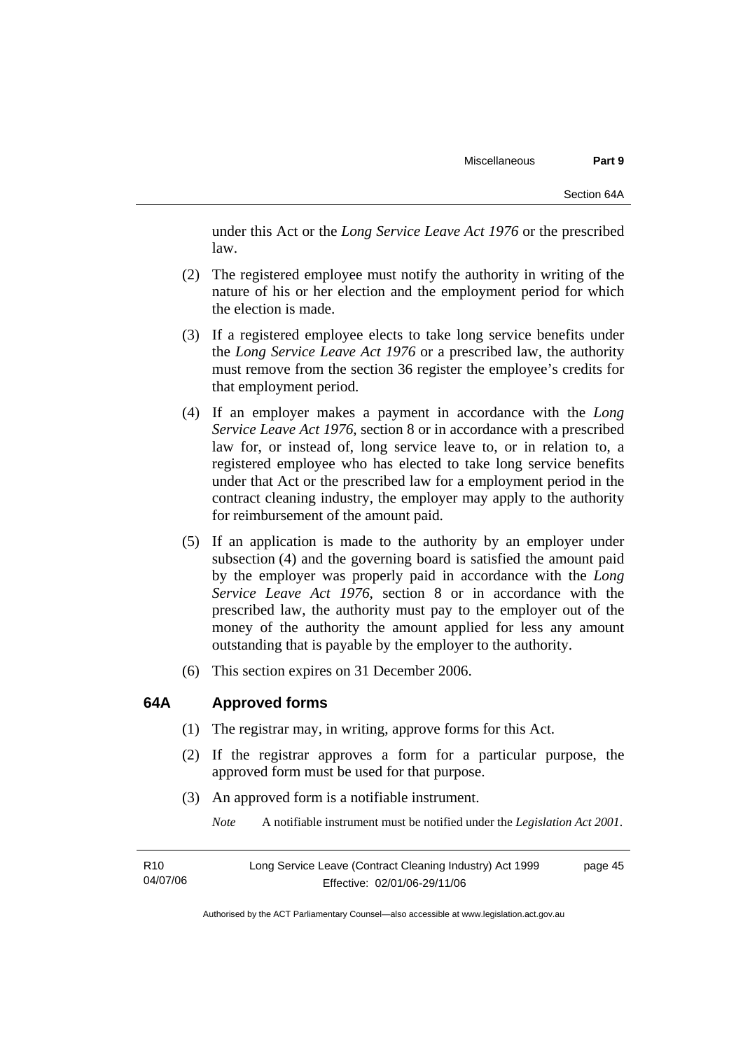under this Act or the *Long Service Leave Act 1976* or the prescribed law.

(2) The registered employee must notify the authority in writing of the nature of his or her election and the employment period for which the election is made.

(3) If a registered employee elects to take long service benefits under the *Long Service Leave Act 1976* or a prescribed law, the authority must remove from the section 36 register the employee's credits for that employment period.

(4) If an employer makes a payment in accordance with the *Long Service Leave Act 1976*, section 8 or in accordance with a prescribed law for, or instead of, long service leave to, or in relation to, a registered employee who has elected to take long service benefits under that Act or the prescribed law for a employment period in the contract cleaning industry, the employer may apply to the authority for reimbursement of the amount paid.

(5) If an application is made to the authority by an employer under subsection (4) and the governing board is satisfied the amount paid by the employer was properly paid in accordance with the *Long Service Leave Act 1976*, section 8 or in accordance with the prescribed law, the authority must pay to the employer out of the money of the authority the amount applied for less any amount outstanding that is payable by the employer to the authority.

(6) This section expires on 31 December 2006.

## 64A Approved forms

(1) The registrar may, in writing, approve forms for this Act.

(2) If the registrar approves a form for a particular purpose, the approved form must be used for that purpose.

(3) An approved form is a notifiable instrument.

*Note* A notifiable instrument must be notified under the *Legislation Act 2001*.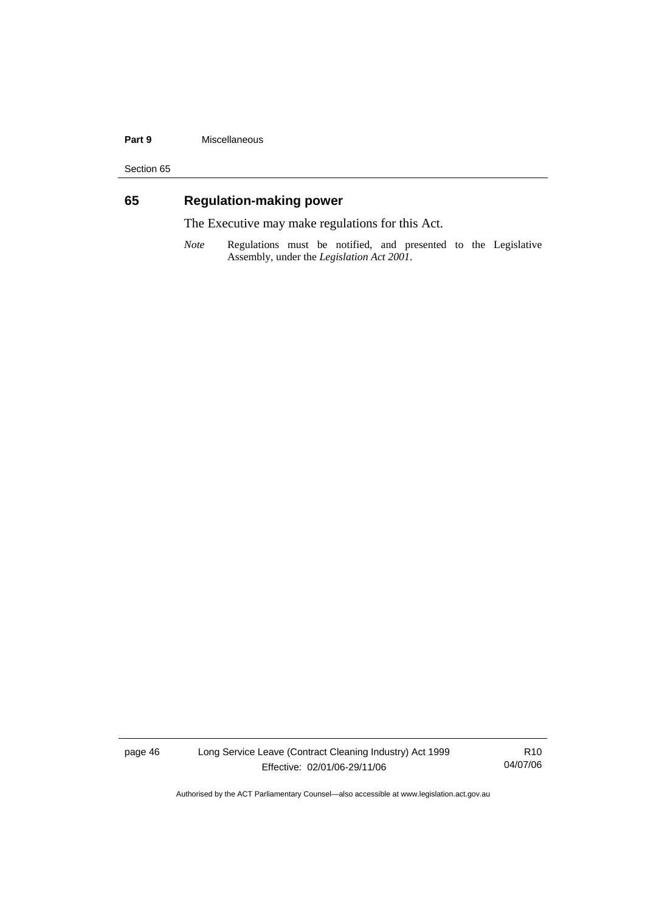## 65 Regulation-making power

The Executive may make regulations for this Act.

*Note* Regulations must be notified, and presented to the Legislative Assembly, under the *Legislation Act 2001*.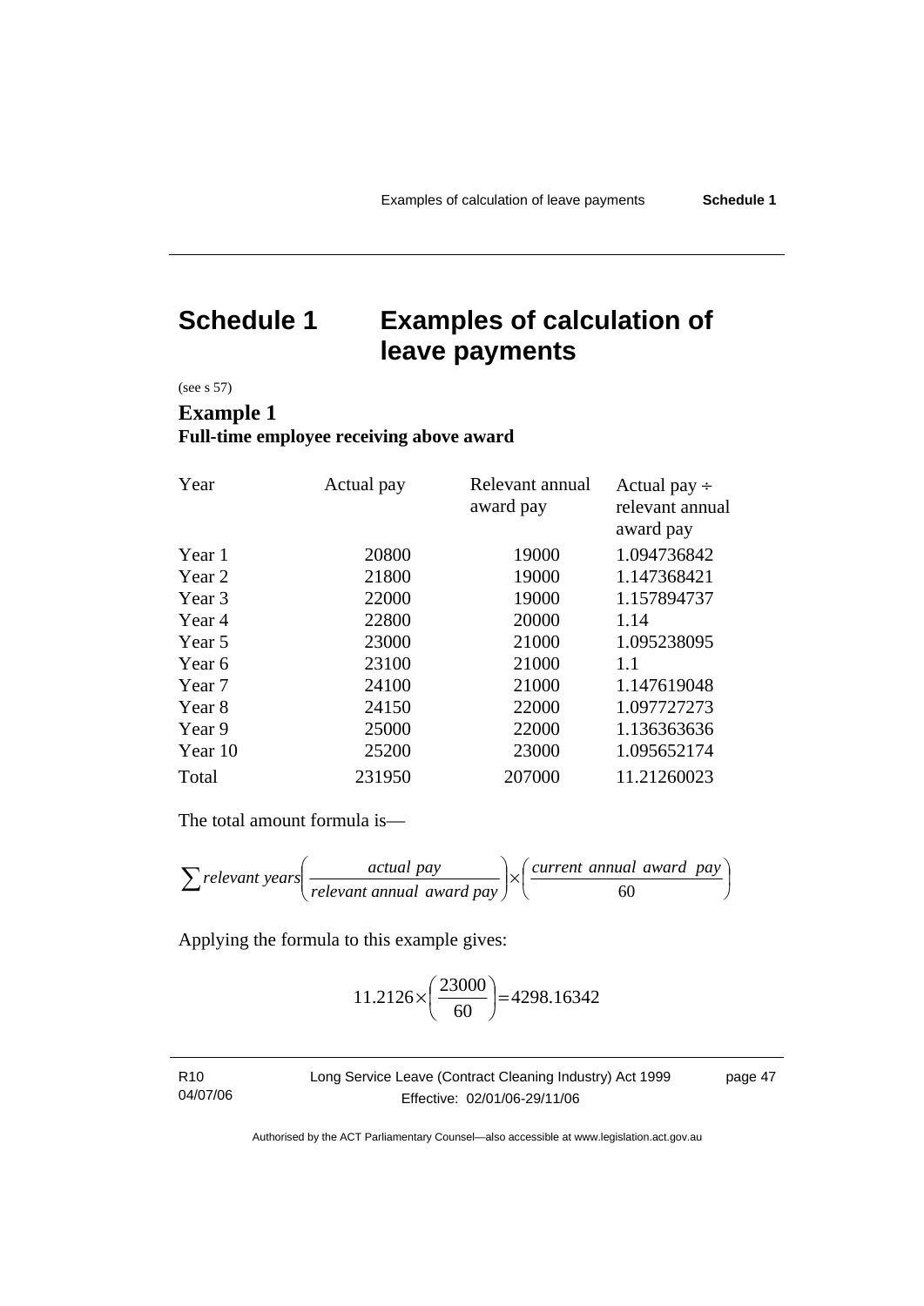# Schedule 1 Examples of calculation of leave payments

(see s 57)

## Example 1

**Full-time employee receiving above award**

| Year | Actual pay | Relevant annual award pay | Actual pay ÷ relevant annual award pay |
|---|---|---|---|
| Year 1 | 20800 | 19000 | 1.094736842 |
| Year 2 | 21800 | 19000 | 1.147368421 |
| Year 3 | 22000 | 19000 | 1.157894737 |
| Year 4 | 22800 | 20000 | 1.14 |
| Year 5 | 23000 | 21000 | 1.095238095 |
| Year 6 | 23100 | 21000 | 1.1 |
| Year 7 | 24100 | 21000 | 1.147619048 |
| Year 8 | 24150 | 22000 | 1.097727273 |
| Year 9 | 25000 | 22000 | 1.136363636 |
| Year 10 | 25200 | 23000 | 1.095652174 |
| Total | 231950 | 207000 | 11.21260023 |

The total amount formula is—

$$\sum relevant\ years \left( \frac{actual\ pay}{relevant\ annual\ award\ pay} \right) \times \left( \frac{current\ annual\ award\ pay}{60} \right)$$

Applying the formula to this example gives:

$$11.2126 \times \left( \frac{23000}{60} \right) = 4298.16342$$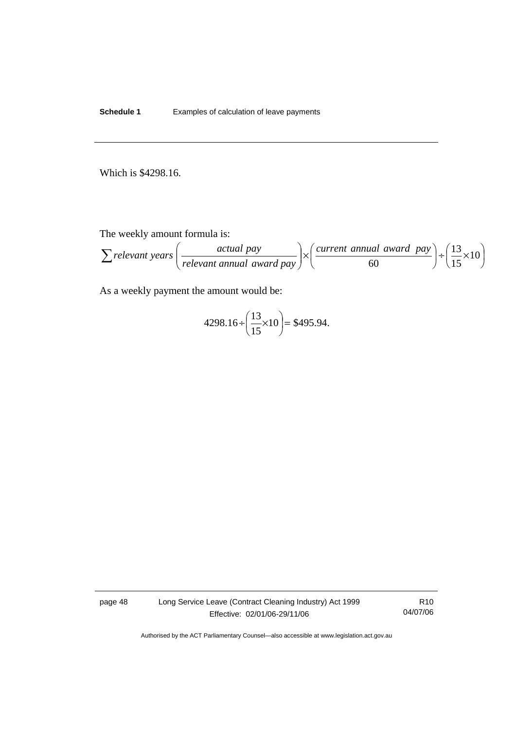Which is $4298.16.

The weekly amount formula is:

$$\sum relevant\ years\left(\frac{actual\ pay}{relevant\ annual\ award\ pay}\right)\times\left(\frac{current\ annual\ award\ pay}{60}\right)\div\left(\frac{13}{15}\times 10\right)$$

As a weekly payment the amount would be:

$$4298.16\div\left(\frac{13}{15}\times 10\right)=\$495.94.$$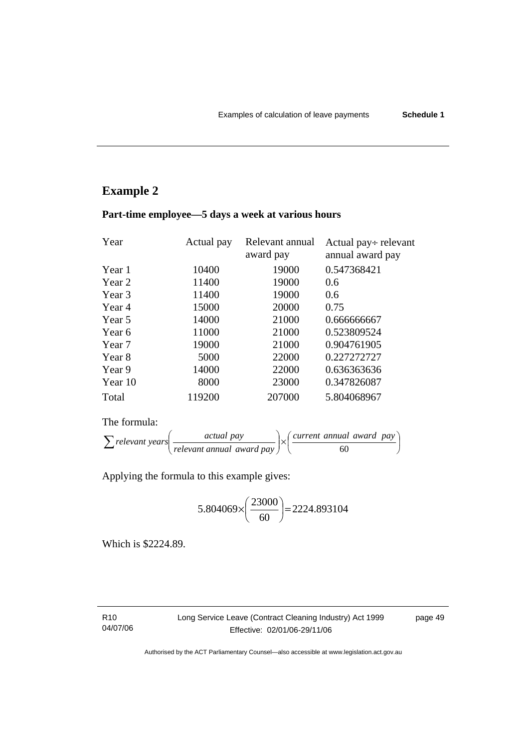## Example 2

### Part-time employee—5 days a week at various hours

| Year | Actual pay | Relevant annual award pay | Actual pay÷ relevant annual award pay |
|---|---|---|---|
| Year 1 | 10400 | 19000 | 0.547368421 |
| Year 2 | 11400 | 19000 | 0.6 |
| Year 3 | 11400 | 19000 | 0.6 |
| Year 4 | 15000 | 20000 | 0.75 |
| Year 5 | 14000 | 21000 | 0.666666667 |
| Year 6 | 11000 | 21000 | 0.523809524 |
| Year 7 | 19000 | 21000 | 0.904761905 |
| Year 8 | 5000 | 22000 | 0.227272727 |
| Year 9 | 14000 | 22000 | 0.636363636 |
| Year 10 | 8000 | 23000 | 0.347826087 |
| Total | 119200 | 207000 | 5.804068967 |

The formula:

$$\sum relevant\ years\left(\frac{actual\ pay}{relevant\ annual\ award\ pay}\right)\times\left(\frac{current\ annual\ award\ pay}{60}\right)$$

Applying the formula to this example gives:

$$5.804069\times\left(\frac{23000}{60}\right)=2224.893104$$

Which is \$2224.89.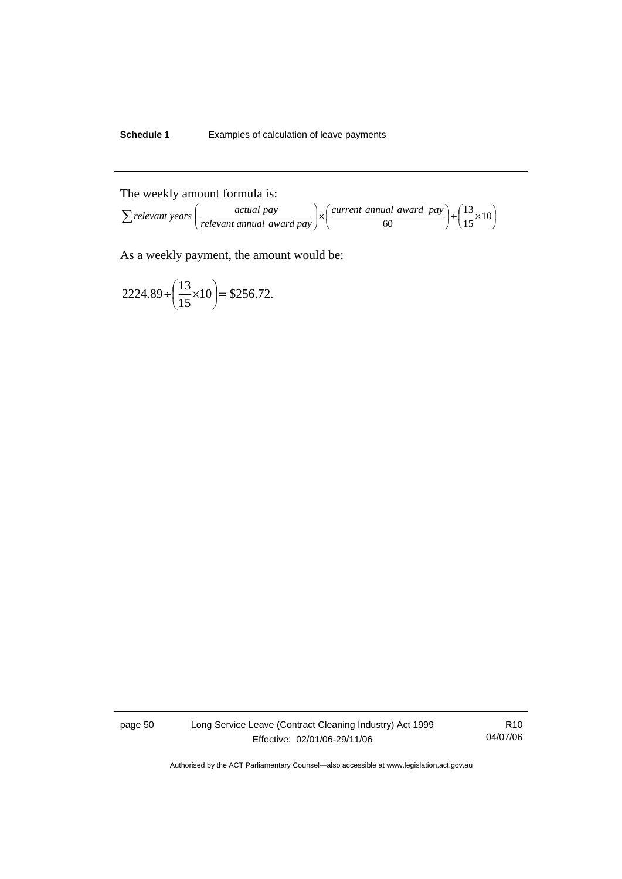The weekly amount formula is:

$$\sum relevant\ years\left(\frac{actual\ pay}{relevant\ annual\ award\ pay}\right)\times\left(\frac{current\ annual\ award\ \ pay}{60}\right)\div\left(\frac{13}{15}\times 10\right)$$

As a weekly payment, the amount would be:

$$2224.89\div\left(\frac{13}{15}\times 10\right)=\$256.72.$$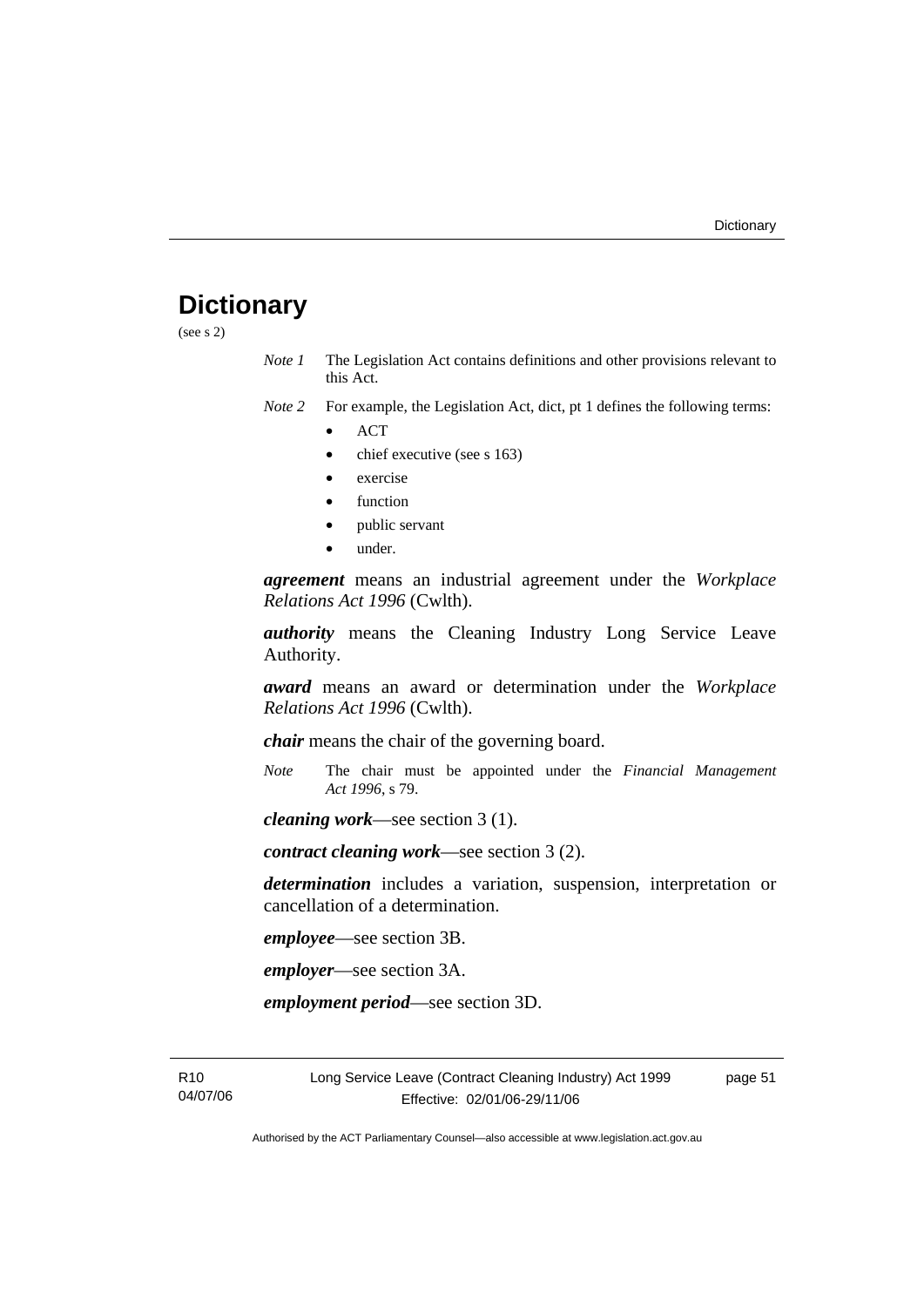# Dictionary

(see s 2)

*Note 1* The Legislation Act contains definitions and other provisions relevant to this Act.

*Note 2* For example, the Legislation Act, dict, pt 1 defines the following terms:

- ACT
- chief executive (see s 163)
- exercise
- function
- public servant
- under.

***agreement*** means an industrial agreement under the *Workplace Relations Act 1996* (Cwlth).

***authority*** means the Cleaning Industry Long Service Leave Authority.

***award*** means an award or determination under the *Workplace Relations Act 1996* (Cwlth).

***chair*** means the chair of the governing board.

*Note* The chair must be appointed under the *Financial Management Act 1996*, s 79.

***cleaning work***—see section 3 (1).

***contract cleaning work***—see section 3 (2).

***determination*** includes a variation, suspension, interpretation or cancellation of a determination.

***employee***—see section 3B.

***employer***—see section 3A.

***employment period***—see section 3D.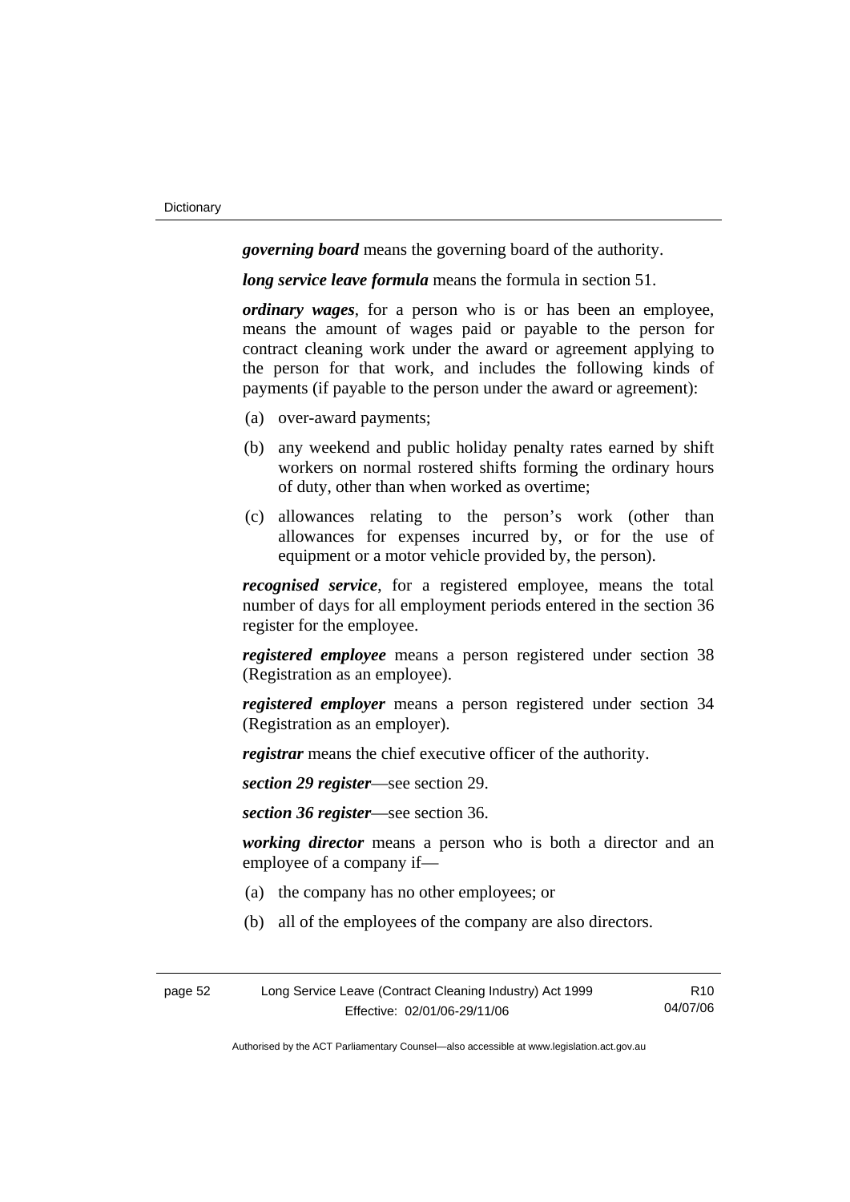***governing board*** means the governing board of the authority.

***long service leave formula*** means the formula in section 51.

***ordinary wages***, for a person who is or has been an employee, means the amount of wages paid or payable to the person for contract cleaning work under the award or agreement applying to the person for that work, and includes the following kinds of payments (if payable to the person under the award or agreement):

(a) over-award payments;

(b) any weekend and public holiday penalty rates earned by shift workers on normal rostered shifts forming the ordinary hours of duty, other than when worked as overtime;

(c) allowances relating to the person's work (other than allowances for expenses incurred by, or for the use of equipment or a motor vehicle provided by, the person).

***recognised service***, for a registered employee, means the total number of days for all employment periods entered in the section 36 register for the employee.

***registered employee*** means a person registered under section 38 (Registration as an employee).

***registered employer*** means a person registered under section 34 (Registration as an employer).

***registrar*** means the chief executive officer of the authority.

***section 29 register***—see section 29.

***section 36 register***—see section 36.

***working director*** means a person who is both a director and an employee of a company if—

(a) the company has no other employees; or

(b) all of the employees of the company are also directors.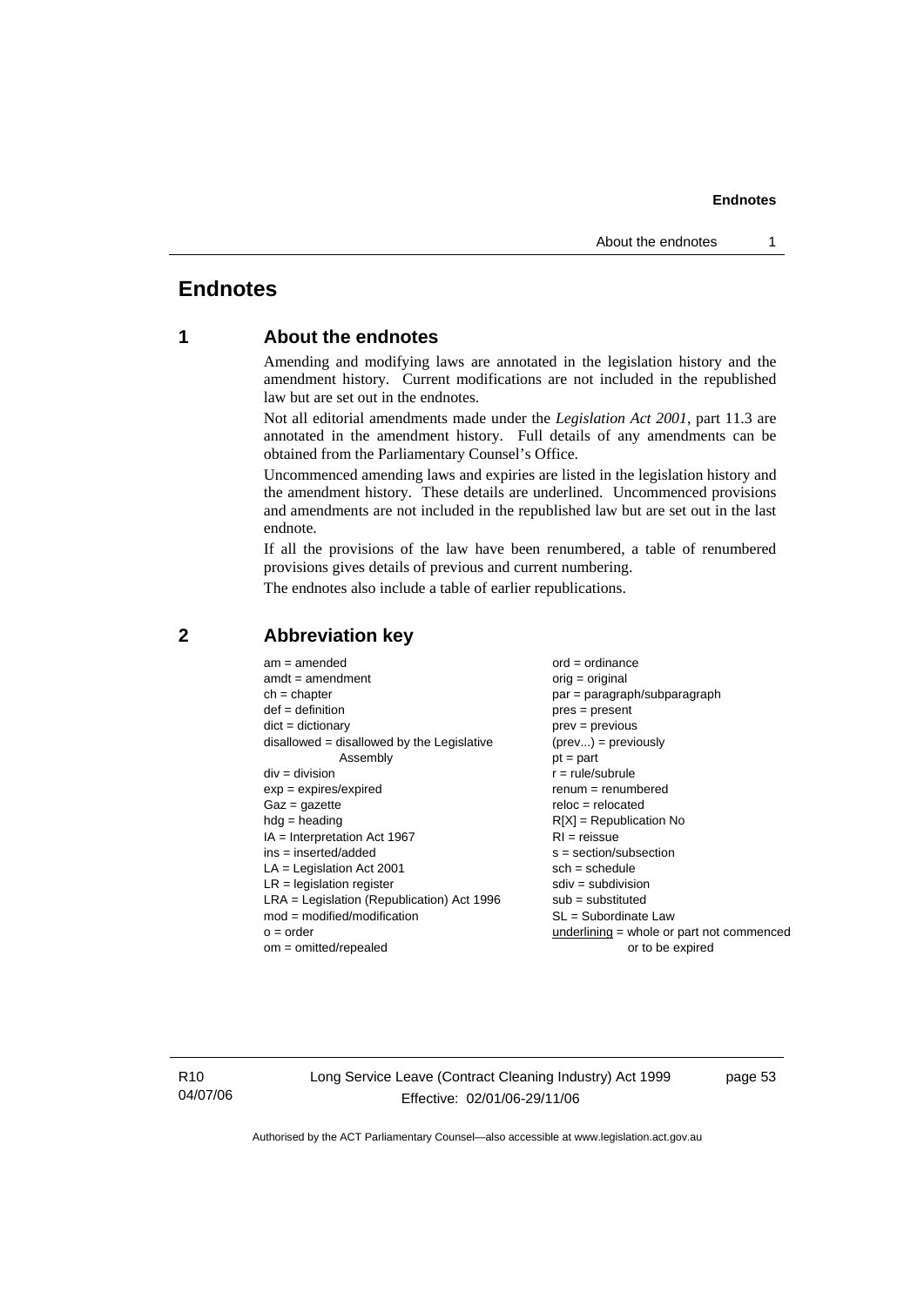# Endnotes

## 1 About the endnotes

Amending and modifying laws are annotated in the legislation history and the amendment history. Current modifications are not included in the republished law but are set out in the endnotes.

Not all editorial amendments made under the *Legislation Act 2001*, part 11.3 are annotated in the amendment history. Full details of any amendments can be obtained from the Parliamentary Counsel's Office.

Uncommenced amending laws and expiries are listed in the legislation history and the amendment history. These details are underlined. Uncommenced provisions and amendments are not included in the republished law but are set out in the last endnote.

If all the provisions of the law have been renumbered, a table of renumbered provisions gives details of previous and current numbering.

The endnotes also include a table of earlier republications.

## 2 Abbreviation key

am = amended
amdt = amendment
ch = chapter
def = definition
dict = dictionary
disallowed = disallowed by the Legislative Assembly
div = division
exp = expires/expired
Gaz = gazette
hdg = heading
IA = Interpretation Act 1967
ins = inserted/added
LA = Legislation Act 2001
LR = legislation register
LRA = Legislation (Republication) Act 1996
mod = modified/modification
o = order
om = omitted/repealed
ord = ordinance
orig = original
par = paragraph/subparagraph
pres = present
prev = previous
(prev...) = previously
pt = part
r = rule/subrule
renum = renumbered
reloc = relocated
R[X] = Republication No
RI = reissue
s = section/subsection
sch = schedule
sdiv = subdivision
sub = substituted
SL = Subordinate Law
underlining = whole or part not commenced or to be expired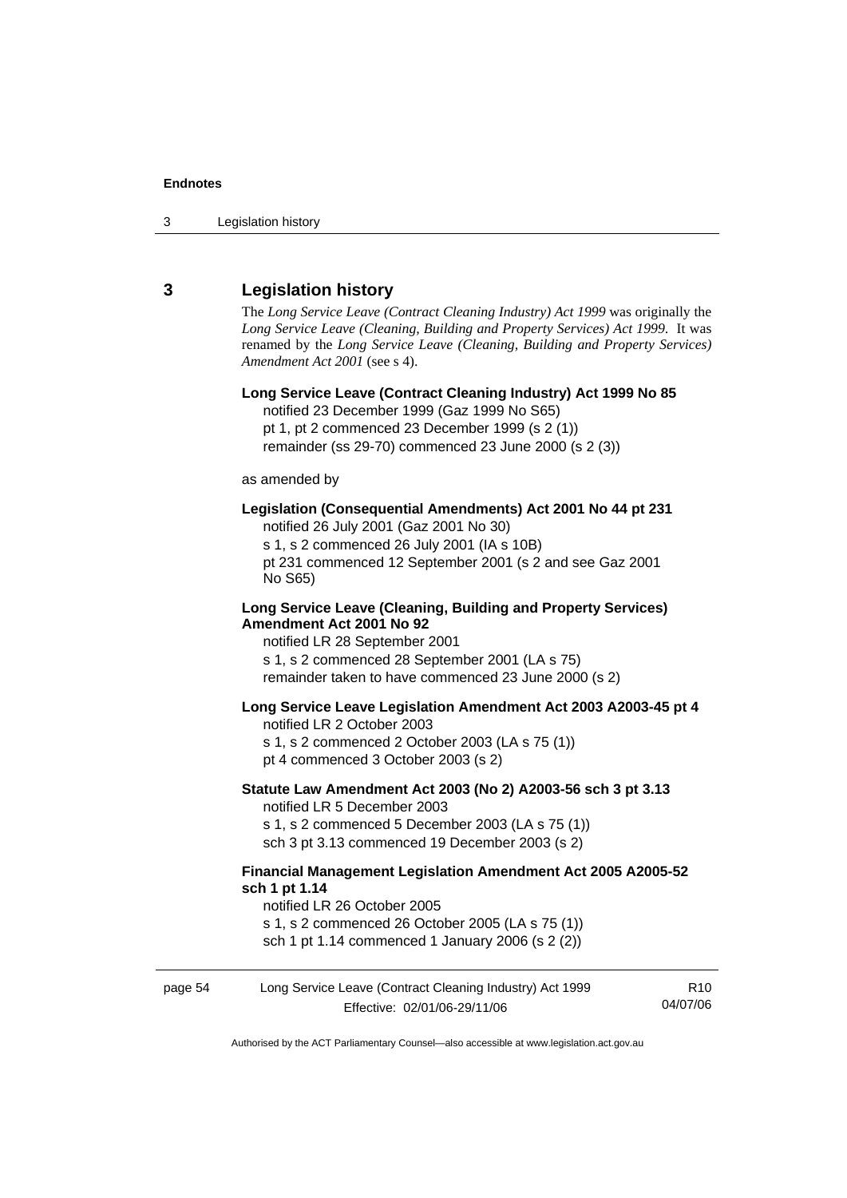## 3 Legislation history

The *Long Service Leave (Contract Cleaning Industry) Act 1999* was originally the *Long Service Leave (Cleaning, Building and Property Services) Act 1999.* It was renamed by the *Long Service Leave (Cleaning, Building and Property Services) Amendment Act 2001* (see s 4).

**Long Service Leave (Contract Cleaning Industry) Act 1999 No 85**
notified 23 December 1999 (Gaz 1999 No S65)
pt 1, pt 2 commenced 23 December 1999 (s 2 (1))
remainder (ss 29-70) commenced 23 June 2000 (s 2 (3))

as amended by

**Legislation (Consequential Amendments) Act 2001 No 44 pt 231**
notified 26 July 2001 (Gaz 2001 No 30)
s 1, s 2 commenced 26 July 2001 (IA s 10B)
pt 231 commenced 12 September 2001 (s 2 and see Gaz 2001 No S65)

**Long Service Leave (Cleaning, Building and Property Services) Amendment Act 2001 No 92**
notified LR 28 September 2001
s 1, s 2 commenced 28 September 2001 (LA s 75)
remainder taken to have commenced 23 June 2000 (s 2)

**Long Service Leave Legislation Amendment Act 2003 A2003-45 pt 4**
notified LR 2 October 2003
s 1, s 2 commenced 2 October 2003 (LA s 75 (1))
pt 4 commenced 3 October 2003 (s 2)

**Statute Law Amendment Act 2003 (No 2) A2003-56 sch 3 pt 3.13**
notified LR 5 December 2003
s 1, s 2 commenced 5 December 2003 (LA s 75 (1))
sch 3 pt 3.13 commenced 19 December 2003 (s 2)

**Financial Management Legislation Amendment Act 2005 A2005-52 sch 1 pt 1.14**
notified LR 26 October 2005
s 1, s 2 commenced 26 October 2005 (LA s 75 (1))
sch 1 pt 1.14 commenced 1 January 2006 (s 2 (2))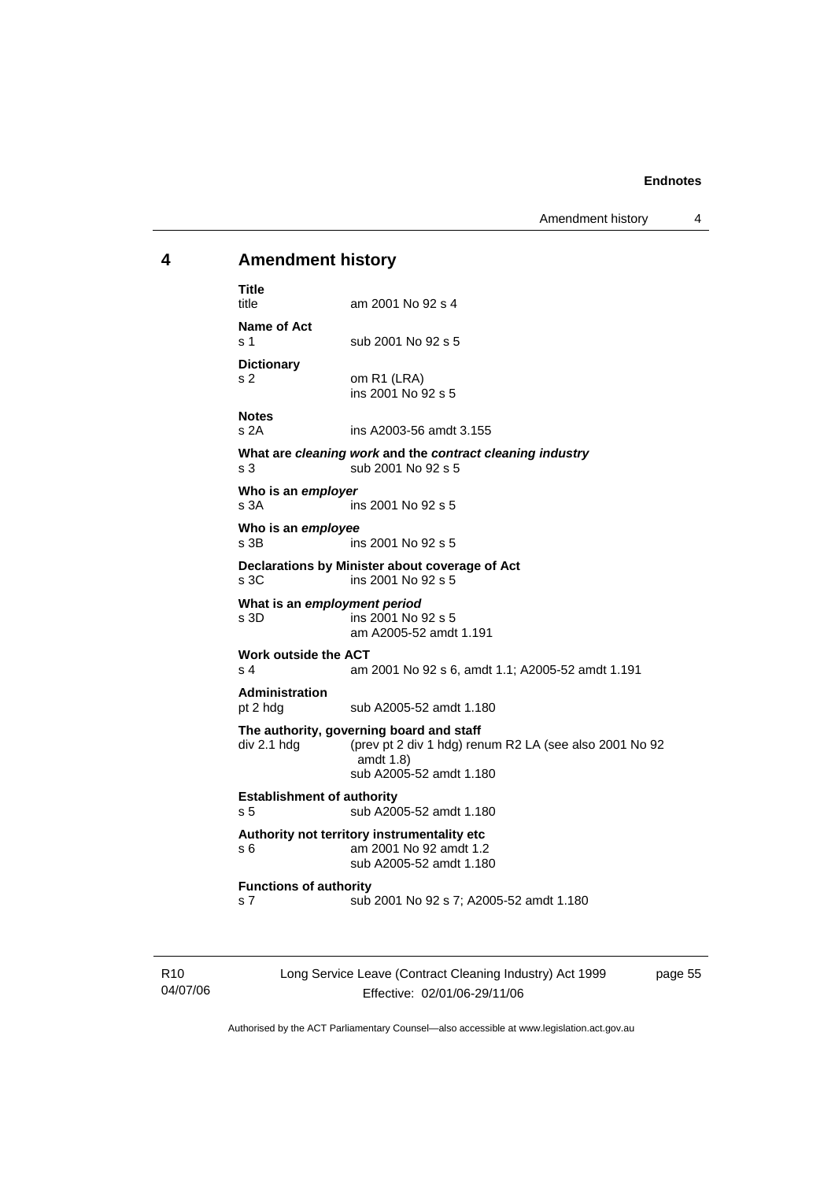## 4 Amendment history

**Title**
title am 2001 No 92 s 4

**Name of Act**
s 1 sub 2001 No 92 s 5

**Dictionary**
s 2 om R1 (LRA)
ins 2001 No 92 s 5

**Notes**
s 2A ins A2003-56 amdt 3.155

**What are *cleaning work* and the *contract cleaning industry***
s 3 sub 2001 No 92 s 5

**Who is an *employer***
s 3A ins 2001 No 92 s 5

**Who is an *employee***
s 3B ins 2001 No 92 s 5

**Declarations by Minister about coverage of Act**
s 3C ins 2001 No 92 s 5

**What is an *employment period***
s 3D ins 2001 No 92 s 5
am A2005-52 amdt 1.191

**Work outside the ACT**
s 4 am 2001 No 92 s 6, amdt 1.1; A2005-52 amdt 1.191

**Administration**
pt 2 hdg sub A2005-52 amdt 1.180

**The authority, governing board and staff**
div 2.1 hdg (prev pt 2 div 1 hdg) renum R2 LA (see also 2001 No 92 amdt 1.8)
sub A2005-52 amdt 1.180

**Establishment of authority**
s 5 sub A2005-52 amdt 1.180

**Authority not territory instrumentality etc**
s 6 am 2001 No 92 amdt 1.2
sub A2005-52 amdt 1.180

**Functions of authority**
s 7 sub 2001 No 92 s 7; A2005-52 amdt 1.180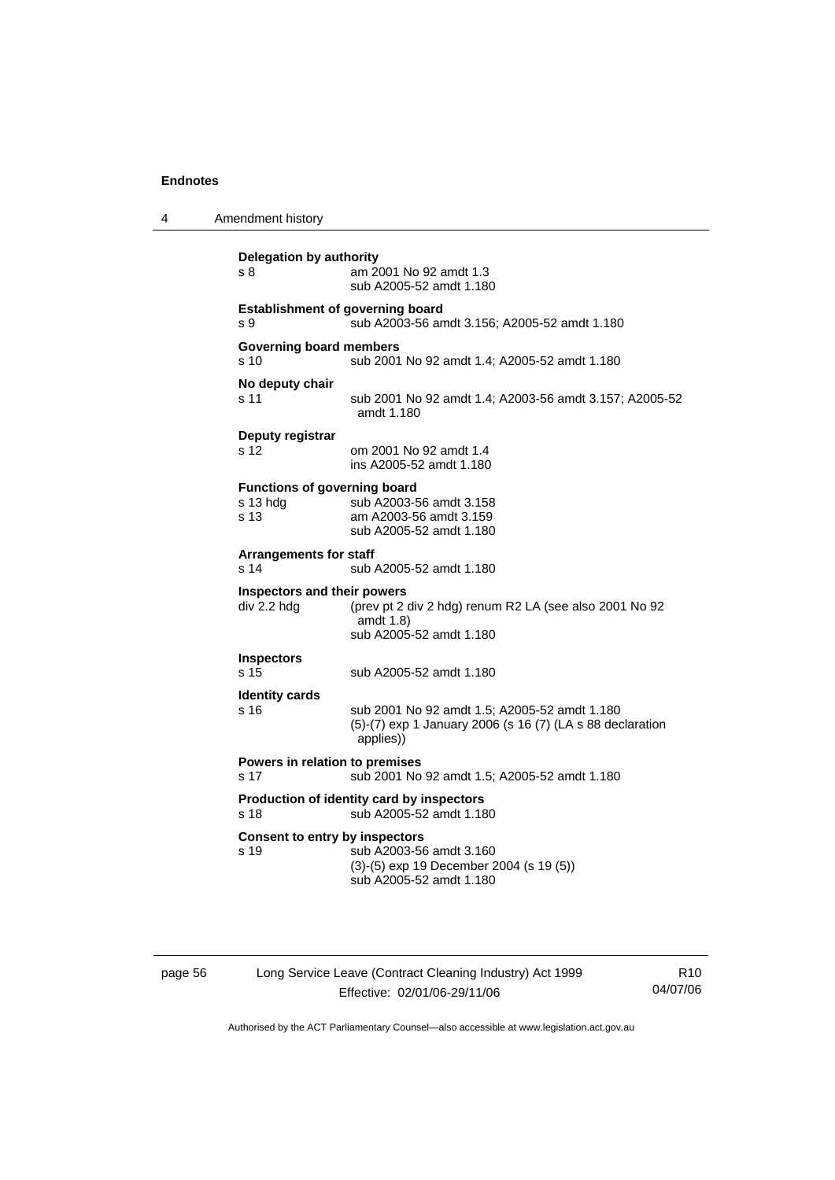**Delegation by authority**

s 8 — am 2001 No 92 amdt 1.3
sub A2005-52 amdt 1.180

**Establishment of governing board**

s 9 — sub A2003-56 amdt 3.156; A2005-52 amdt 1.180

**Governing board members**

s 10 — sub 2001 No 92 amdt 1.4; A2005-52 amdt 1.180

**No deputy chair**

s 11 — sub 2001 No 92 amdt 1.4; A2003-56 amdt 3.157; A2005-52 amdt 1.180

**Deputy registrar**

s 12 — om 2001 No 92 amdt 1.4
ins A2005-52 amdt 1.180

**Functions of governing board**

s 13 hdg — sub A2003-56 amdt 3.158
s 13 — am A2003-56 amdt 3.159
sub A2005-52 amdt 1.180

**Arrangements for staff**

s 14 — sub A2005-52 amdt 1.180

**Inspectors and their powers**

div 2.2 hdg — (prev pt 2 div 2 hdg) renum R2 LA (see also 2001 No 92 amdt 1.8)
sub A2005-52 amdt 1.180

**Inspectors**

s 15 — sub A2005-52 amdt 1.180

**Identity cards**

s 16 — sub 2001 No 92 amdt 1.5; A2005-52 amdt 1.180
(5)-(7) exp 1 January 2006 (s 16 (7) (LA s 88 declaration applies))

**Powers in relation to premises**

s 17 — sub 2001 No 92 amdt 1.5; A2005-52 amdt 1.180

**Production of identity card by inspectors**

s 18 — sub A2005-52 amdt 1.180

**Consent to entry by inspectors**

s 19 — sub A2003-56 amdt 3.160
(3)-(5) exp 19 December 2004 (s 19 (5))
sub A2005-52 amdt 1.180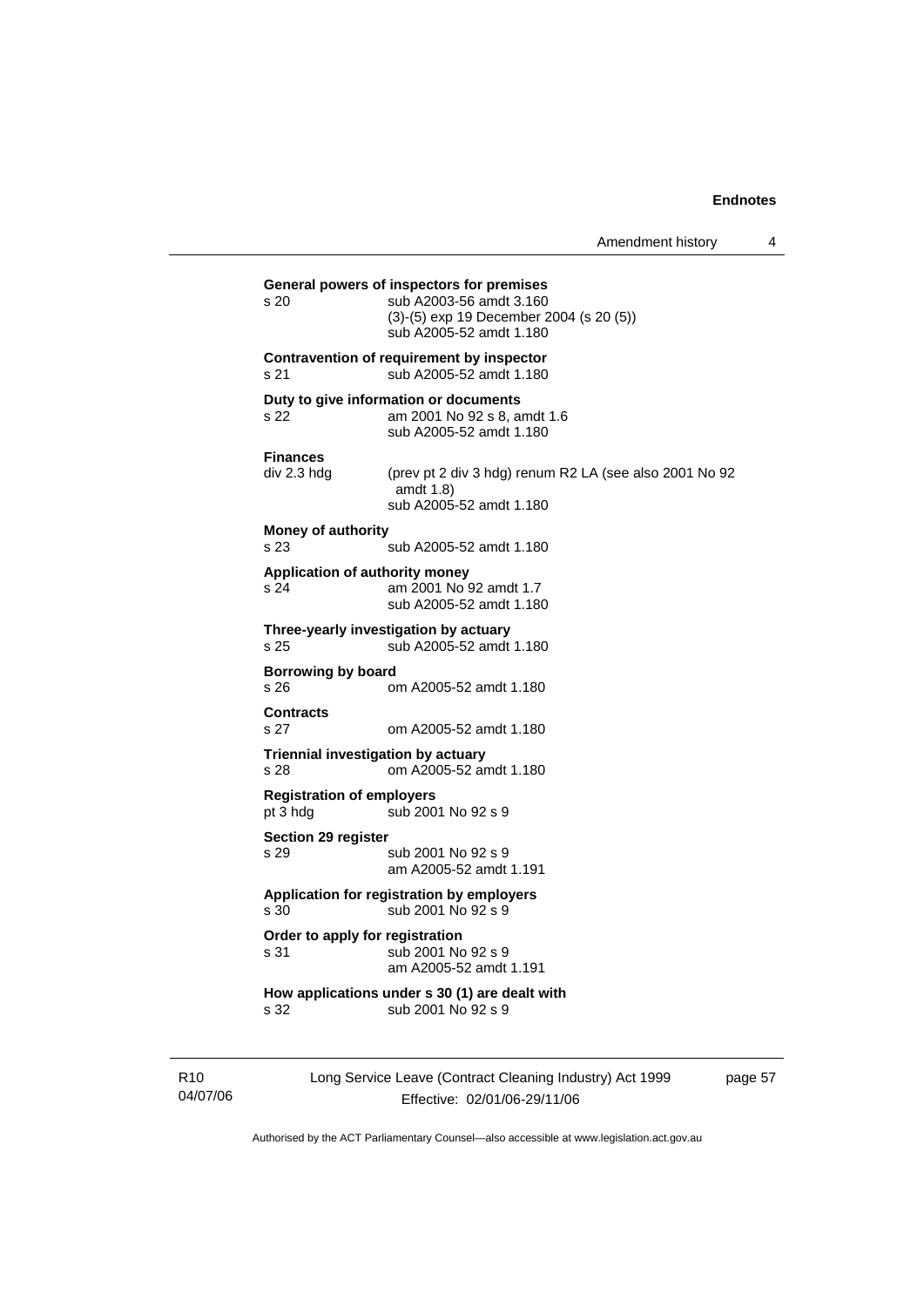**General powers of inspectors for premises**
s 20 sub A2003-56 amdt 3.160
(3)-(5) exp 19 December 2004 (s 20 (5))
sub A2005-52 amdt 1.180

**Contravention of requirement by inspector**
s 21 sub A2005-52 amdt 1.180

**Duty to give information or documents**
s 22 am 2001 No 92 s 8, amdt 1.6
sub A2005-52 amdt 1.180

**Finances**
div 2.3 hdg (prev pt 2 div 3 hdg) renum R2 LA (see also 2001 No 92 amdt 1.8)
sub A2005-52 amdt 1.180

**Money of authority**
s 23 sub A2005-52 amdt 1.180

**Application of authority money**
s 24 am 2001 No 92 amdt 1.7
sub A2005-52 amdt 1.180

**Three-yearly investigation by actuary**
s 25 sub A2005-52 amdt 1.180

**Borrowing by board**
s 26 om A2005-52 amdt 1.180

**Contracts**
s 27 om A2005-52 amdt 1.180

**Triennial investigation by actuary**
s 28 om A2005-52 amdt 1.180

**Registration of employers**
pt 3 hdg sub 2001 No 92 s 9

**Section 29 register**
s 29 sub 2001 No 92 s 9
am A2005-52 amdt 1.191

**Application for registration by employers**
s 30 sub 2001 No 92 s 9

**Order to apply for registration**
s 31 sub 2001 No 92 s 9
am A2005-52 amdt 1.191

**How applications under s 30 (1) are dealt with**
s 32 sub 2001 No 92 s 9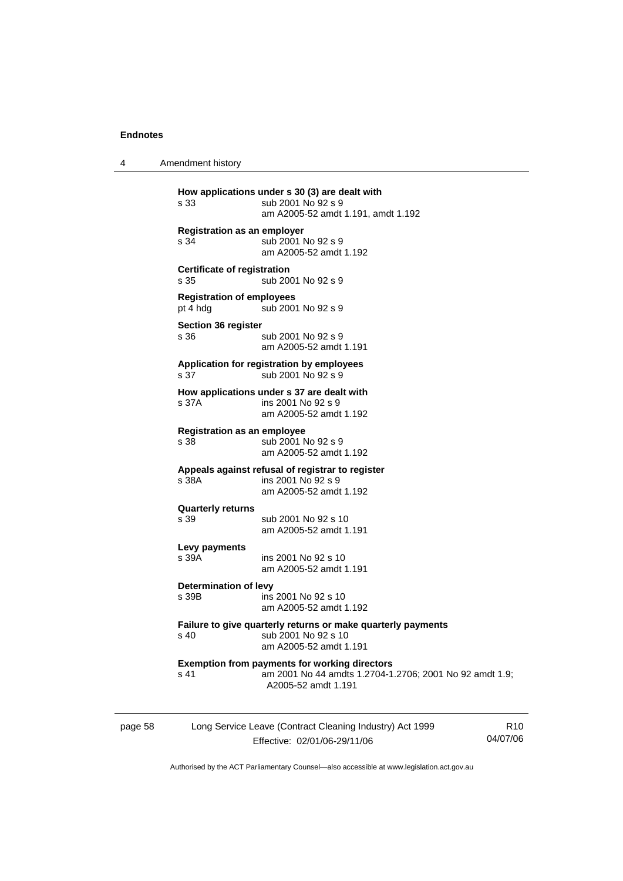**How applications under s 30 (3) are dealt with**
s 33 sub 2001 No 92 s 9
am A2005-52 amdt 1.191, amdt 1.192

**Registration as an employer**
s 34 sub 2001 No 92 s 9
am A2005-52 amdt 1.192

**Certificate of registration**
s 35 sub 2001 No 92 s 9

**Registration of employees**
pt 4 hdg sub 2001 No 92 s 9

**Section 36 register**
s 36 sub 2001 No 92 s 9
am A2005-52 amdt 1.191

**Application for registration by employees**
s 37 sub 2001 No 92 s 9

**How applications under s 37 are dealt with**
s 37A ins 2001 No 92 s 9
am A2005-52 amdt 1.192

**Registration as an employee**
s 38 sub 2001 No 92 s 9
am A2005-52 amdt 1.192

**Appeals against refusal of registrar to register**
s 38A ins 2001 No 92 s 9
am A2005-52 amdt 1.192

**Quarterly returns**
s 39 sub 2001 No 92 s 10
am A2005-52 amdt 1.191

**Levy payments**
s 39A ins 2001 No 92 s 10
am A2005-52 amdt 1.191

**Determination of levy**
s 39B ins 2001 No 92 s 10
am A2005-52 amdt 1.192

**Failure to give quarterly returns or make quarterly payments**
s 40 sub 2001 No 92 s 10
am A2005-52 amdt 1.191

**Exemption from payments for working directors**
s 41 am 2001 No 44 amdts 1.2704-1.2706; 2001 No 92 amdt 1.9; A2005-52 amdt 1.191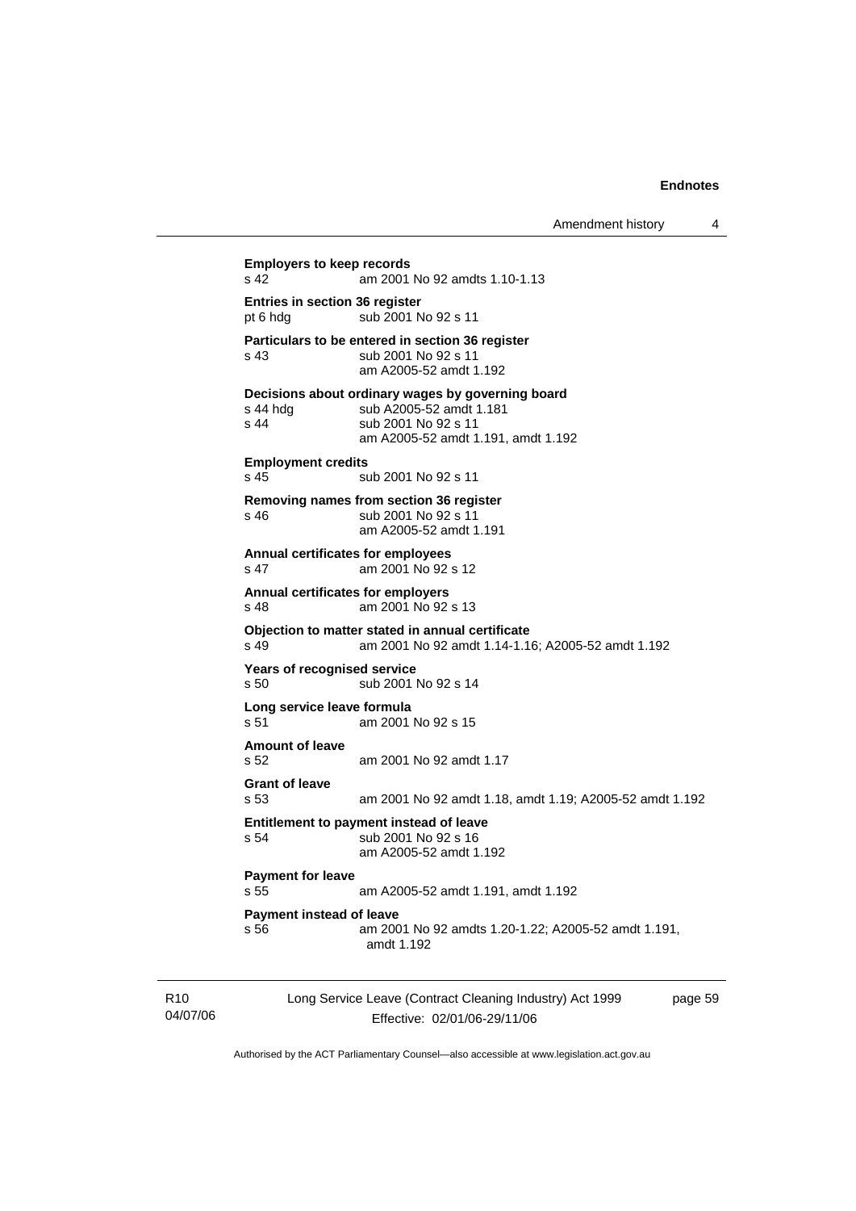**Employers to keep records**
s 42 am 2001 No 92 amdts 1.10-1.13

**Entries in section 36 register**
pt 6 hdg sub 2001 No 92 s 11

**Particulars to be entered in section 36 register**
s 43 sub 2001 No 92 s 11
am A2005-52 amdt 1.192

**Decisions about ordinary wages by governing board**
s 44 hdg sub A2005-52 amdt 1.181
s 44 sub 2001 No 92 s 11
am A2005-52 amdt 1.191, amdt 1.192

**Employment credits**
s 45 sub 2001 No 92 s 11

**Removing names from section 36 register**
s 46 sub 2001 No 92 s 11
am A2005-52 amdt 1.191

**Annual certificates for employees**
s 47 am 2001 No 92 s 12

**Annual certificates for employers**
s 48 am 2001 No 92 s 13

**Objection to matter stated in annual certificate**
s 49 am 2001 No 92 amdt 1.14-1.16; A2005-52 amdt 1.192

**Years of recognised service**
s 50 sub 2001 No 92 s 14

**Long service leave formula**
s 51 am 2001 No 92 s 15

**Amount of leave**
s 52 am 2001 No 92 amdt 1.17

**Grant of leave**
s 53 am 2001 No 92 amdt 1.18, amdt 1.19; A2005-52 amdt 1.192

**Entitlement to payment instead of leave**
s 54 sub 2001 No 92 s 16
am A2005-52 amdt 1.192

**Payment for leave**
s 55 am A2005-52 amdt 1.191, amdt 1.192

**Payment instead of leave**
s 56 am 2001 No 92 amdts 1.20-1.22; A2005-52 amdt 1.191, amdt 1.192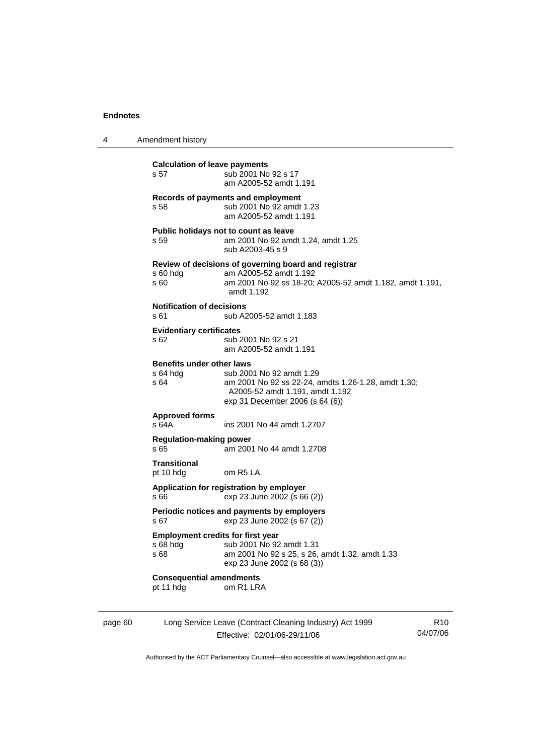**Calculation of leave payments**
s 57 sub 2001 No 92 s 17
am A2005-52 amdt 1.191

**Records of payments and employment**
s 58 sub 2001 No 92 amdt 1.23
am A2005-52 amdt 1.191

**Public holidays not to count as leave**
s 59 am 2001 No 92 amdt 1.24, amdt 1.25
sub A2003-45 s 9

**Review of decisions of governing board and registrar**
s 60 hdg am A2005-52 amdt 1.192
s 60 am 2001 No 92 ss 18-20; A2005-52 amdt 1.182, amdt 1.191, amdt 1.192

**Notification of decisions**
s 61 sub A2005-52 amdt 1.183

**Evidentiary certificates**
s 62 sub 2001 No 92 s 21
am A2005-52 amdt 1.191

**Benefits under other laws**
s 64 hdg sub 2001 No 92 amdt 1.29
s 64 am 2001 No 92 ss 22-24, amdts 1.26-1.28, amdt 1.30; A2005-52 amdt 1.191, amdt 1.192
exp 31 December 2006 (s 64 (6))

**Approved forms**
s 64A ins 2001 No 44 amdt 1.2707

**Regulation-making power**
s 65 am 2001 No 44 amdt 1.2708

**Transitional**
pt 10 hdg om R5 LA

**Application for registration by employer**
s 66 exp 23 June 2002 (s 66 (2))

**Periodic notices and payments by employers**
s 67 exp 23 June 2002 (s 67 (2))

**Employment credits for first year**
s 68 hdg sub 2001 No 92 amdt 1.31
s 68 am 2001 No 92 s 25, s 26, amdt 1.32, amdt 1.33
exp 23 June 2002 (s 68 (3))

**Consequential amendments**
pt 11 hdg om R1 LRA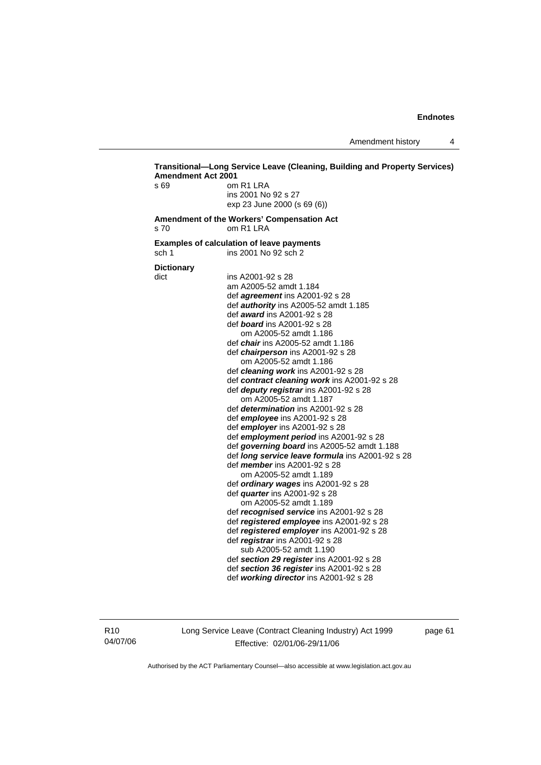**Transitional—Long Service Leave (Cleaning, Building and Property Services) Amendment Act 2001**

s 69 om R1 LRA
ins 2001 No 92 s 27
exp 23 June 2000 (s 69 (6))

**Amendment of the Workers' Compensation Act**

s 70 om R1 LRA

**Examples of calculation of leave payments**

sch 1 ins 2001 No 92 sch 2

**Dictionary**

dict ins A2001-92 s 28
am A2005-52 amdt 1.184
def ***agreement*** ins A2001-92 s 28
def ***authority*** ins A2005-52 amdt 1.185
def ***award*** ins A2001-92 s 28
def ***board*** ins A2001-92 s 28
om A2005-52 amdt 1.186
def ***chair*** ins A2005-52 amdt 1.186
def ***chairperson*** ins A2001-92 s 28
om A2005-52 amdt 1.186
def ***cleaning work*** ins A2001-92 s 28
def ***contract cleaning work*** ins A2001-92 s 28
def ***deputy registrar*** ins A2001-92 s 28
om A2005-52 amdt 1.187
def ***determination*** ins A2001-92 s 28
def ***employee*** ins A2001-92 s 28
def ***employer*** ins A2001-92 s 28
def ***employment period*** ins A2001-92 s 28
def ***governing board*** ins A2005-52 amdt 1.188
def ***long service leave formula*** ins A2001-92 s 28
def ***member*** ins A2001-92 s 28
om A2005-52 amdt 1.189
def ***ordinary wages*** ins A2001-92 s 28
def ***quarter*** ins A2001-92 s 28
om A2005-52 amdt 1.189
def ***recognised service*** ins A2001-92 s 28
def ***registered employee*** ins A2001-92 s 28
def ***registered employer*** ins A2001-92 s 28
def ***registrar*** ins A2001-92 s 28
sub A2005-52 amdt 1.190
def ***section 29 register*** ins A2001-92 s 28
def ***section 36 register*** ins A2001-92 s 28
def ***working director*** ins A2001-92 s 28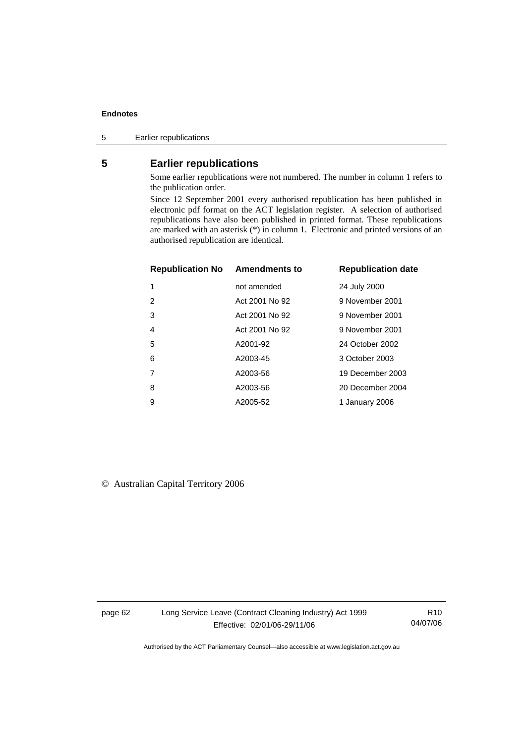## 5 Earlier republications

Some earlier republications were not numbered. The number in column 1 refers to the publication order.

Since 12 September 2001 every authorised republication has been published in electronic pdf format on the ACT legislation register. A selection of authorised republications have also been published in printed format. These republications are marked with an asterisk (*) in column 1. Electronic and printed versions of an authorised republication are identical.

| Republication No | Amendments to | Republication date |
|---|---|---|
| 1 | not amended | 24 July 2000 |
| 2 | Act 2001 No 92 | 9 November 2001 |
| 3 | Act 2001 No 92 | 9 November 2001 |
| 4 | Act 2001 No 92 | 9 November 2001 |
| 5 | A2001-92 | 24 October 2002 |
| 6 | A2003-45 | 3 October 2003 |
| 7 | A2003-56 | 19 December 2003 |
| 8 | A2003-56 | 20 December 2004 |
| 9 | A2005-52 | 1 January 2006 |

© Australian Capital Territory 2006